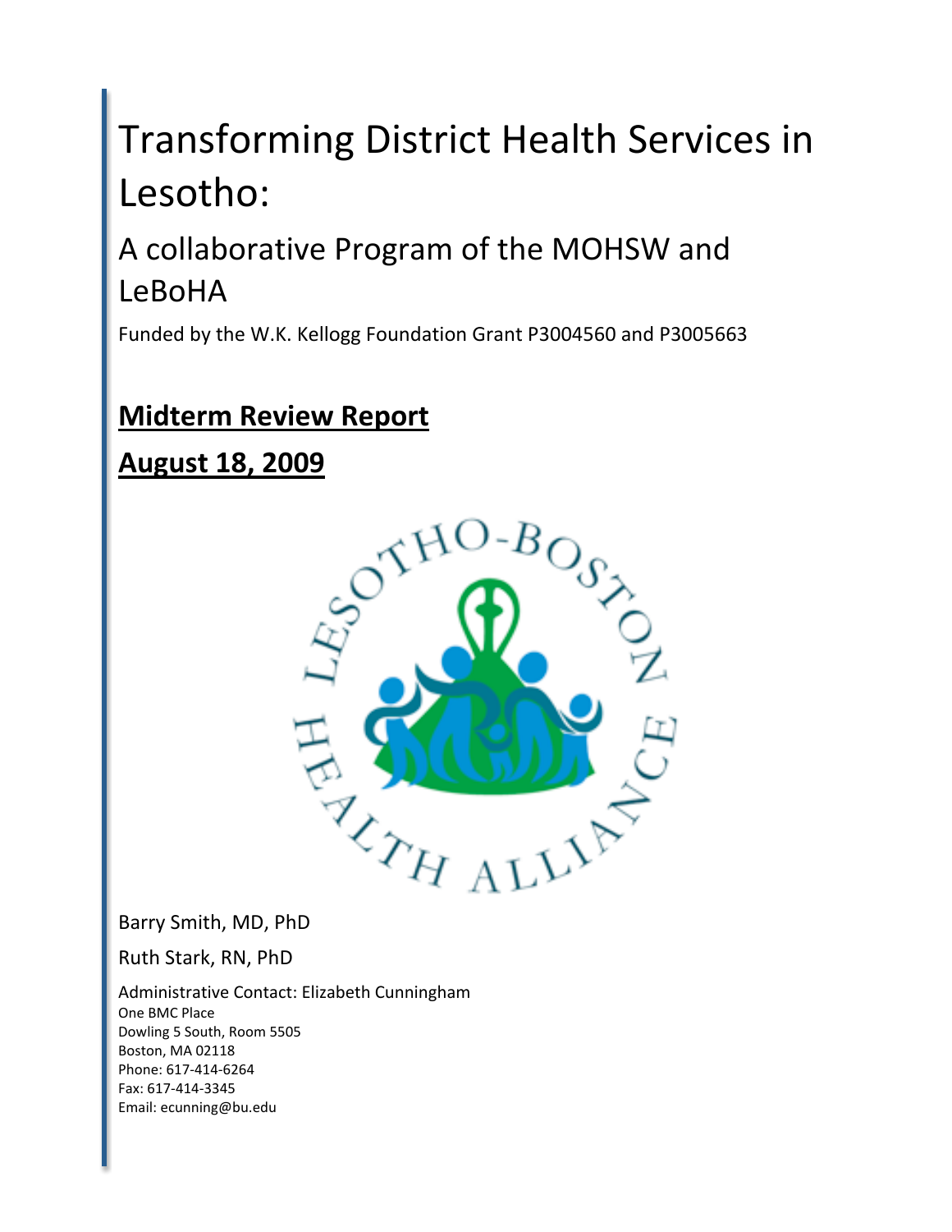# Transforming District Health Services in Lesotho:

## A collaborative Program of the MOHSW and LeBoHA

Funded by the W.K. Kellogg Foundation Grant P3004560 and P3005663

**Midterm Review Report**

**August 18, 2009**

LESOTHO-BOSTON HEALTH ALLIANCE

Barry Smith, MD, PhD

Ruth Stark, RN, PhD

Administrative Contact: Elizabeth Cunningham
One BMC Place
Dowling 5 South, Room 5505
Boston, MA 02118
Phone: 617-414-6264
Fax: 617-414-3345
Email: ecunning@bu.edu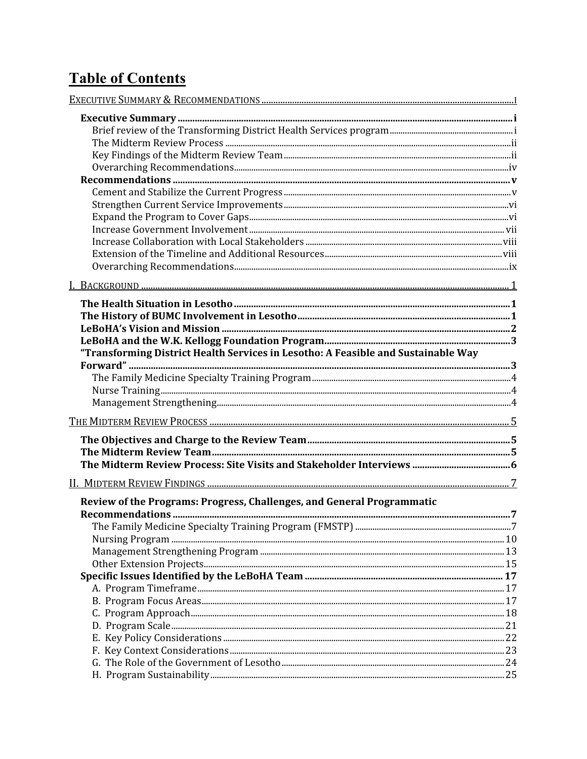# Table of Contents

EXECUTIVE SUMMARY & RECOMMENDATIONS .......... i

- **Executive Summary** .......... **i**
  - Brief review of the Transforming District Health Services program .......... i
  - The Midterm Review Process .......... ii
  - Key Findings of the Midterm Review Team .......... ii
  - Overarching Recommendations .......... iv
- **Recommendations** .......... **v**
  - Cement and Stabilize the Current Progress .......... v
  - Strengthen Current Service Improvements .......... vi
  - Expand the Program to Cover Gaps .......... vi
  - Increase Government Involvement .......... vii
  - Increase Collaboration with Local Stakeholders .......... viii
  - Extension of the Timeline and Additional Resources .......... viii
  - Overarching Recommendations .......... ix

I. BACKGROUND .......... 1

- **The Health Situation in Lesotho** .......... **1**
- **The History of BUMC Involvement in Lesotho** .......... **1**
- **LeBoHA's Vision and Mission** .......... **2**
- **LeBoHA and the W.K. Kellogg Foundation Program** .......... **3**
- **"Transforming District Health Services in Lesotho: A Feasible and Sustainable Way Forward"** .......... **3**
  - The Family Medicine Specialty Training Program .......... 4
  - Nurse Training .......... 4
  - Management Strengthening .......... 4

THE MIDTERM REVIEW PROCESS .......... 5

- **The Objectives and Charge to the Review Team** .......... **5**
- **The Midterm Review Team** .......... **5**
- **The Midterm Review Process: Site Visits and Stakeholder Interviews** .......... **6**

II. MIDTERM REVIEW FINDINGS .......... 7

- **Review of the Programs: Progress, Challenges, and General Programmatic Recommendations** .......... **7**
  - The Family Medicine Specialty Training Program (FMSTP) .......... 7
  - Nursing Program .......... 10
  - Management Strengthening Program .......... 13
  - Other Extension Projects .......... 15
- **Specific Issues Identified by the LeBoHA Team** .......... **17**
  - A. Program Timeframe .......... 17
  - B. Program Focus Areas .......... 17
  - C. Program Approach .......... 18
  - D. Program Scale .......... 21
  - E. Key Policy Considerations .......... 22
  - F. Key Context Considerations .......... 23
  - G. The Role of the Government of Lesotho .......... 24
  - H. Program Sustainability .......... 25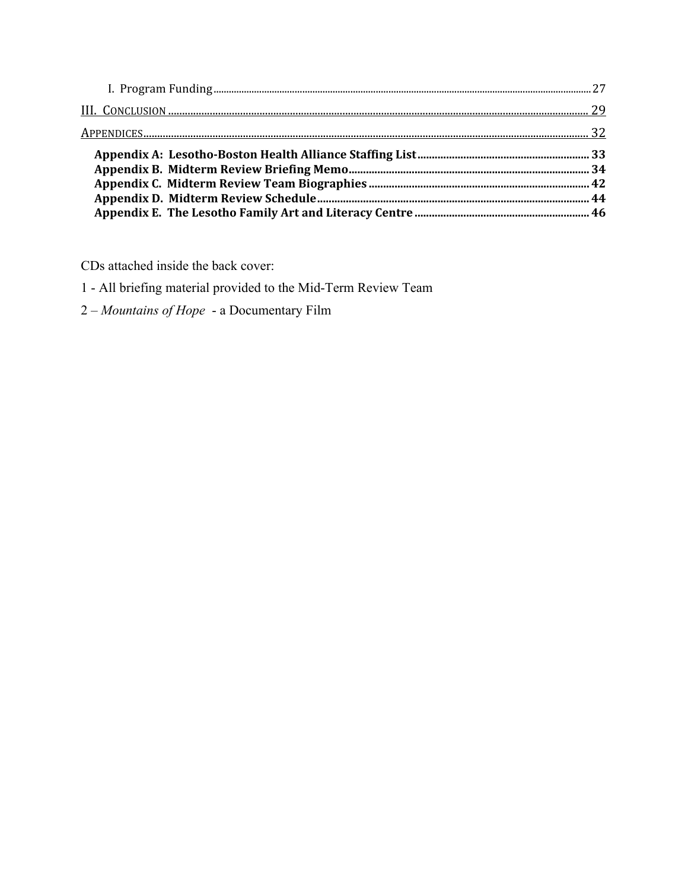I. Program Funding ........................................................................................................................................ 27

III. CONCLUSION ........................................................................................................................................ 29

APPENDICES ........................................................................................................................................ 32

**Appendix A: Lesotho-Boston Health Alliance Staffing List ........................................................ 33**
**Appendix B. Midterm Review Briefing Memo ........................................................................ 34**
**Appendix C. Midterm Review Team Biographies ................................................................. 42**
**Appendix D. Midterm Review Schedule .................................................................................. 44**
**Appendix E. The Lesotho Family Art and Literacy Centre ........................................................ 46**

CDs attached inside the back cover:

1 - All briefing material provided to the Mid-Term Review Team

2 – *Mountains of Hope* - a Documentary Film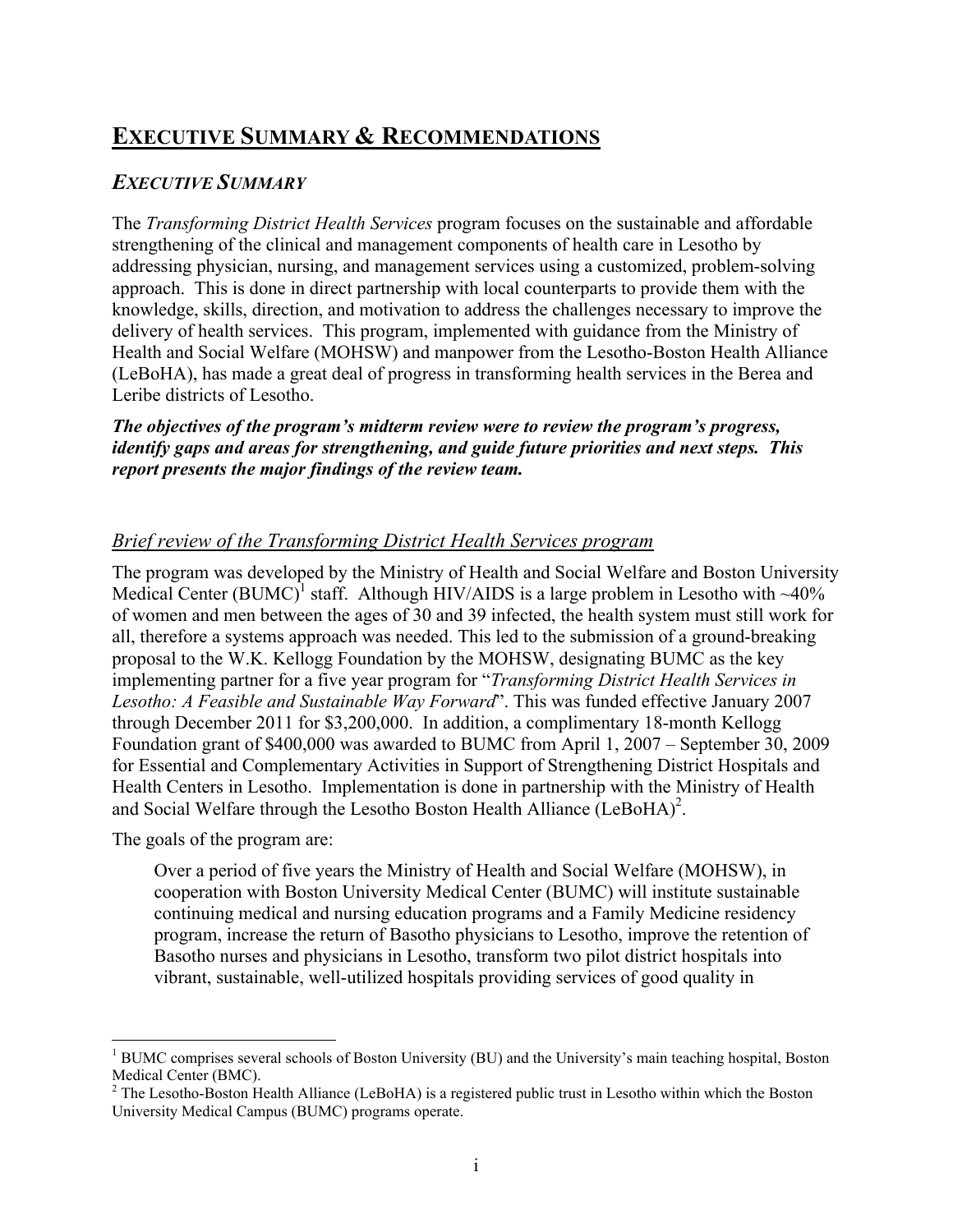# EXECUTIVE SUMMARY & RECOMMENDATIONS

## *EXECUTIVE SUMMARY*

The *Transforming District Health Services* program focuses on the sustainable and affordable strengthening of the clinical and management components of health care in Lesotho by addressing physician, nursing, and management services using a customized, problem-solving approach. This is done in direct partnership with local counterparts to provide them with the knowledge, skills, direction, and motivation to address the challenges necessary to improve the delivery of health services. This program, implemented with guidance from the Ministry of Health and Social Welfare (MOHSW) and manpower from the Lesotho-Boston Health Alliance (LeBoHA), has made a great deal of progress in transforming health services in the Berea and Leribe districts of Lesotho.

***The objectives of the program's midterm review were to review the program's progress, identify gaps and areas for strengthening, and guide future priorities and next steps. This report presents the major findings of the review team.***

### *Brief review of the Transforming District Health Services program*

The program was developed by the Ministry of Health and Social Welfare and Boston University Medical Center (BUMC)[1] staff. Although HIV/AIDS is a large problem in Lesotho with ~40% of women and men between the ages of 30 and 39 infected, the health system must still work for all, therefore a systems approach was needed. This led to the submission of a ground-breaking proposal to the W.K. Kellogg Foundation by the MOHSW, designating BUMC as the key implementing partner for a five year program for "*Transforming District Health Services in Lesotho: A Feasible and Sustainable Way Forward*". This was funded effective January 2007 through December 2011 for $3,200,000. In addition, a complimentary 18-month Kellogg Foundation grant of $400,000 was awarded to BUMC from April 1, 2007 – September 30, 2009 for Essential and Complementary Activities in Support of Strengthening District Hospitals and Health Centers in Lesotho. Implementation is done in partnership with the Ministry of Health and Social Welfare through the Lesotho Boston Health Alliance (LeBoHA)[2].

The goals of the program are:

> Over a period of five years the Ministry of Health and Social Welfare (MOHSW), in cooperation with Boston University Medical Center (BUMC) will institute sustainable continuing medical and nursing education programs and a Family Medicine residency program, increase the return of Basotho physicians to Lesotho, improve the retention of Basotho nurses and physicians in Lesotho, transform two pilot district hospitals into vibrant, sustainable, well-utilized hospitals providing services of good quality in

---

[1] BUMC comprises several schools of Boston University (BU) and the University's main teaching hospital, Boston Medical Center (BMC).

[2] The Lesotho-Boston Health Alliance (LeBoHA) is a registered public trust in Lesotho within which the Boston University Medical Campus (BUMC) programs operate.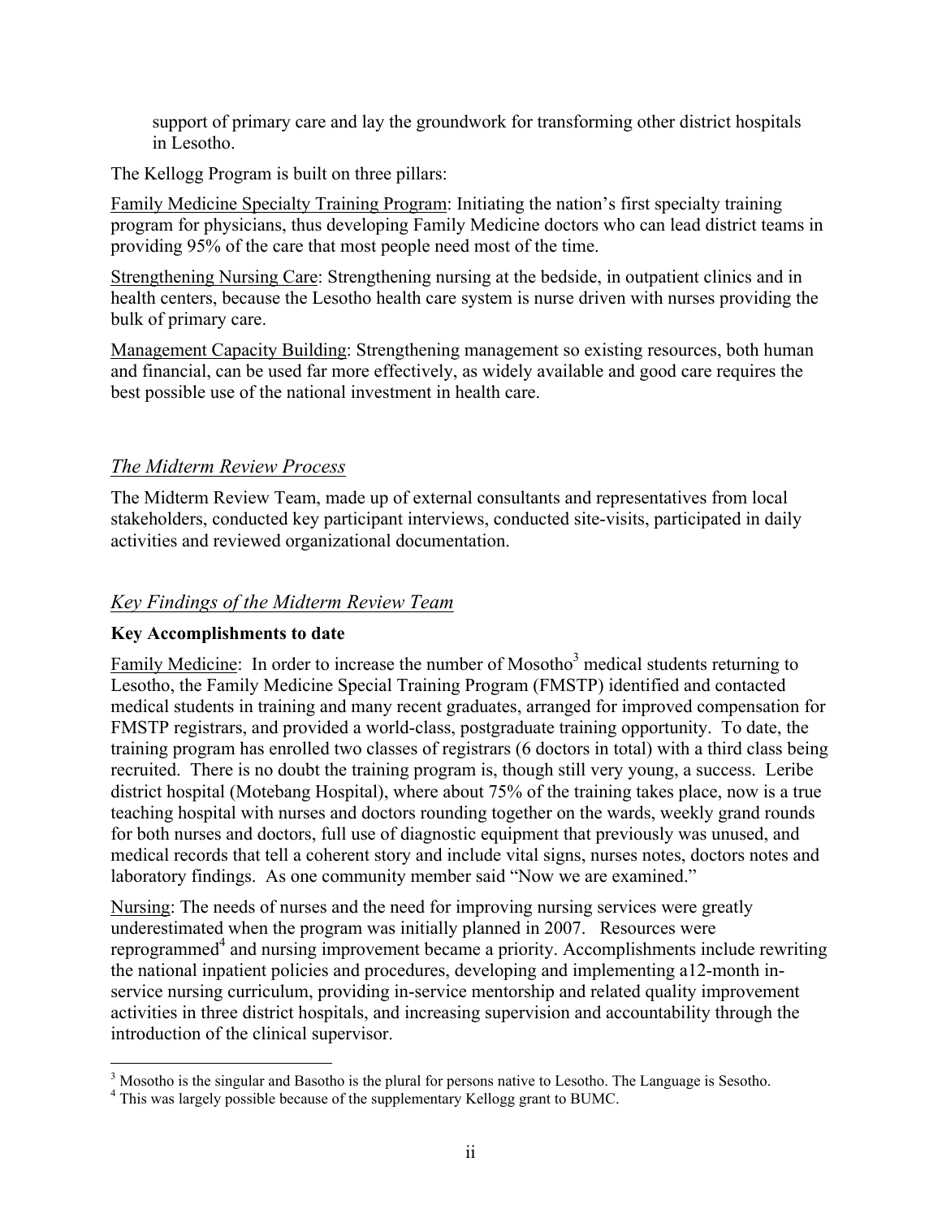support of primary care and lay the groundwork for transforming other district hospitals in Lesotho.

The Kellogg Program is built on three pillars:

Family Medicine Specialty Training Program: Initiating the nation's first specialty training program for physicians, thus developing Family Medicine doctors who can lead district teams in providing 95% of the care that most people need most of the time.

Strengthening Nursing Care: Strengthening nursing at the bedside, in outpatient clinics and in health centers, because the Lesotho health care system is nurse driven with nurses providing the bulk of primary care.

Management Capacity Building: Strengthening management so existing resources, both human and financial, can be used far more effectively, as widely available and good care requires the best possible use of the national investment in health care.

## *The Midterm Review Process*

The Midterm Review Team, made up of external consultants and representatives from local stakeholders, conducted key participant interviews, conducted site-visits, participated in daily activities and reviewed organizational documentation.

## *Key Findings of the Midterm Review Team*

**Key Accomplishments to date**

Family Medicine: In order to increase the number of Mosotho[3] medical students returning to Lesotho, the Family Medicine Special Training Program (FMSTP) identified and contacted medical students in training and many recent graduates, arranged for improved compensation for FMSTP registrars, and provided a world-class, postgraduate training opportunity. To date, the training program has enrolled two classes of registrars (6 doctors in total) with a third class being recruited. There is no doubt the training program is, though still very young, a success. Leribe district hospital (Motebang Hospital), where about 75% of the training takes place, now is a true teaching hospital with nurses and doctors rounding together on the wards, weekly grand rounds for both nurses and doctors, full use of diagnostic equipment that previously was unused, and medical records that tell a coherent story and include vital signs, nurses notes, doctors notes and laboratory findings. As one community member said "Now we are examined."

Nursing: The needs of nurses and the need for improving nursing services were greatly underestimated when the program was initially planned in 2007. Resources were reprogrammed[4] and nursing improvement became a priority. Accomplishments include rewriting the national inpatient policies and procedures, developing and implementing a12-month in-service nursing curriculum, providing in-service mentorship and related quality improvement activities in three district hospitals, and increasing supervision and accountability through the introduction of the clinical supervisor.

---

[3] Mosotho is the singular and Basotho is the plural for persons native to Lesotho. The Language is Sesotho.

[4] This was largely possible because of the supplementary Kellogg grant to BUMC.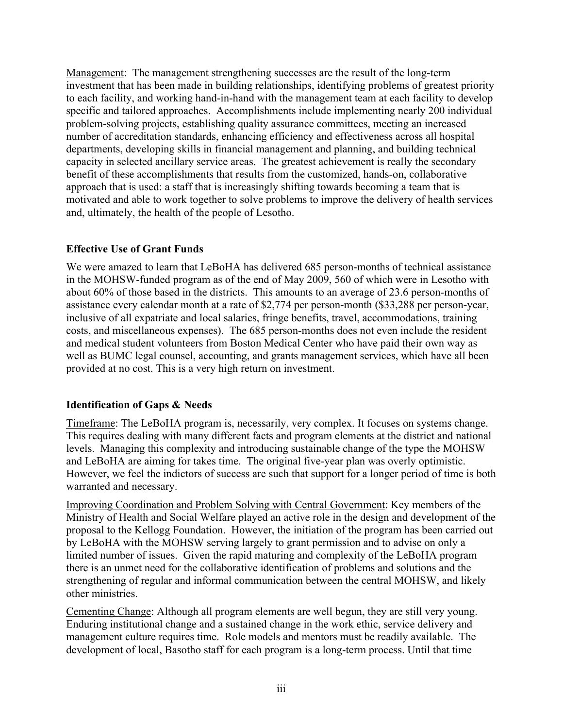Management: The management strengthening successes are the result of the long-term investment that has been made in building relationships, identifying problems of greatest priority to each facility, and working hand-in-hand with the management team at each facility to develop specific and tailored approaches. Accomplishments include implementing nearly 200 individual problem-solving projects, establishing quality assurance committees, meeting an increased number of accreditation standards, enhancing efficiency and effectiveness across all hospital departments, developing skills in financial management and planning, and building technical capacity in selected ancillary service areas. The greatest achievement is really the secondary benefit of these accomplishments that results from the customized, hands-on, collaborative approach that is used: a staff that is increasingly shifting towards becoming a team that is motivated and able to work together to solve problems to improve the delivery of health services and, ultimately, the health of the people of Lesotho.

**Effective Use of Grant Funds**

We were amazed to learn that LeBoHA has delivered 685 person-months of technical assistance in the MOHSW-funded program as of the end of May 2009, 560 of which were in Lesotho with about 60% of those based in the districts. This amounts to an average of 23.6 person-months of assistance every calendar month at a rate of $2,774 per person-month ($33,288 per person-year, inclusive of all expatriate and local salaries, fringe benefits, travel, accommodations, training costs, and miscellaneous expenses). The 685 person-months does not even include the resident and medical student volunteers from Boston Medical Center who have paid their own way as well as BUMC legal counsel, accounting, and grants management services, which have all been provided at no cost. This is a very high return on investment.

**Identification of Gaps & Needs**

Timeframe: The LeBoHA program is, necessarily, very complex. It focuses on systems change. This requires dealing with many different facts and program elements at the district and national levels. Managing this complexity and introducing sustainable change of the type the MOHSW and LeBoHA are aiming for takes time. The original five-year plan was overly optimistic. However, we feel the indictors of success are such that support for a longer period of time is both warranted and necessary.

Improving Coordination and Problem Solving with Central Government: Key members of the Ministry of Health and Social Welfare played an active role in the design and development of the proposal to the Kellogg Foundation. However, the initiation of the program has been carried out by LeBoHA with the MOHSW serving largely to grant permission and to advise on only a limited number of issues. Given the rapid maturing and complexity of the LeBoHA program there is an unmet need for the collaborative identification of problems and solutions and the strengthening of regular and informal communication between the central MOHSW, and likely other ministries.

Cementing Change: Although all program elements are well begun, they are still very young. Enduring institutional change and a sustained change in the work ethic, service delivery and management culture requires time. Role models and mentors must be readily available. The development of local, Basotho staff for each program is a long-term process. Until that time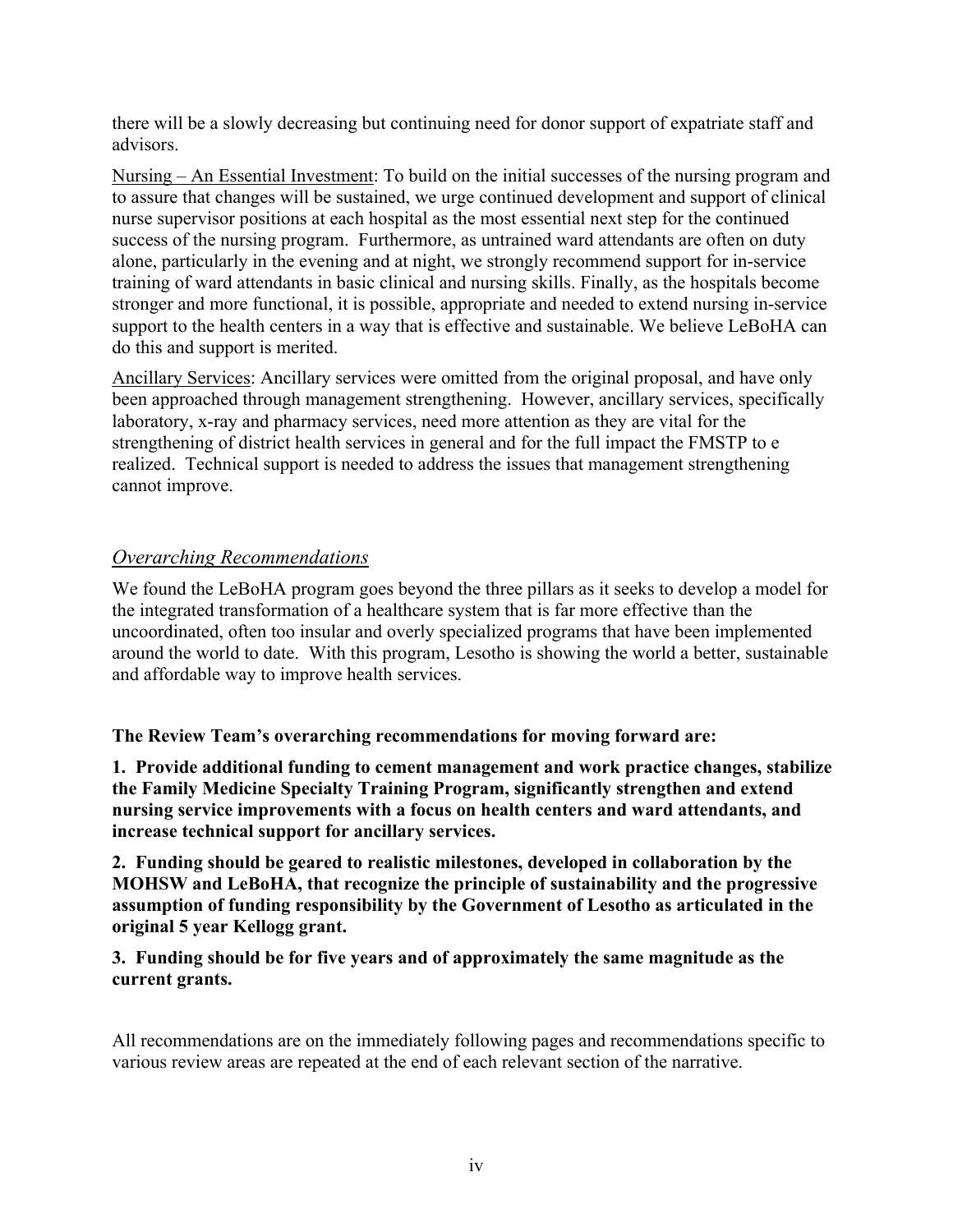there will be a slowly decreasing but continuing need for donor support of expatriate staff and advisors.

Nursing – An Essential Investment: To build on the initial successes of the nursing program and to assure that changes will be sustained, we urge continued development and support of clinical nurse supervisor positions at each hospital as the most essential next step for the continued success of the nursing program. Furthermore, as untrained ward attendants are often on duty alone, particularly in the evening and at night, we strongly recommend support for in-service training of ward attendants in basic clinical and nursing skills. Finally, as the hospitals become stronger and more functional, it is possible, appropriate and needed to extend nursing in-service support to the health centers in a way that is effective and sustainable. We believe LeBoHA can do this and support is merited.

Ancillary Services: Ancillary services were omitted from the original proposal, and have only been approached through management strengthening. However, ancillary services, specifically laboratory, x-ray and pharmacy services, need more attention as they are vital for the strengthening of district health services in general and for the full impact the FMSTP to e realized. Technical support is needed to address the issues that management strengthening cannot improve.

## *Overarching Recommendations*

We found the LeBoHA program goes beyond the three pillars as it seeks to develop a model for the integrated transformation of a healthcare system that is far more effective than the uncoordinated, often too insular and overly specialized programs that have been implemented around the world to date. With this program, Lesotho is showing the world a better, sustainable and affordable way to improve health services.

**The Review Team's overarching recommendations for moving forward are:**

**1. Provide additional funding to cement management and work practice changes, stabilize the Family Medicine Specialty Training Program, significantly strengthen and extend nursing service improvements with a focus on health centers and ward attendants, and increase technical support for ancillary services.**

**2. Funding should be geared to realistic milestones, developed in collaboration by the MOHSW and LeBoHA, that recognize the principle of sustainability and the progressive assumption of funding responsibility by the Government of Lesotho as articulated in the original 5 year Kellogg grant.**

**3. Funding should be for five years and of approximately the same magnitude as the current grants.**

All recommendations are on the immediately following pages and recommendations specific to various review areas are repeated at the end of each relevant section of the narrative.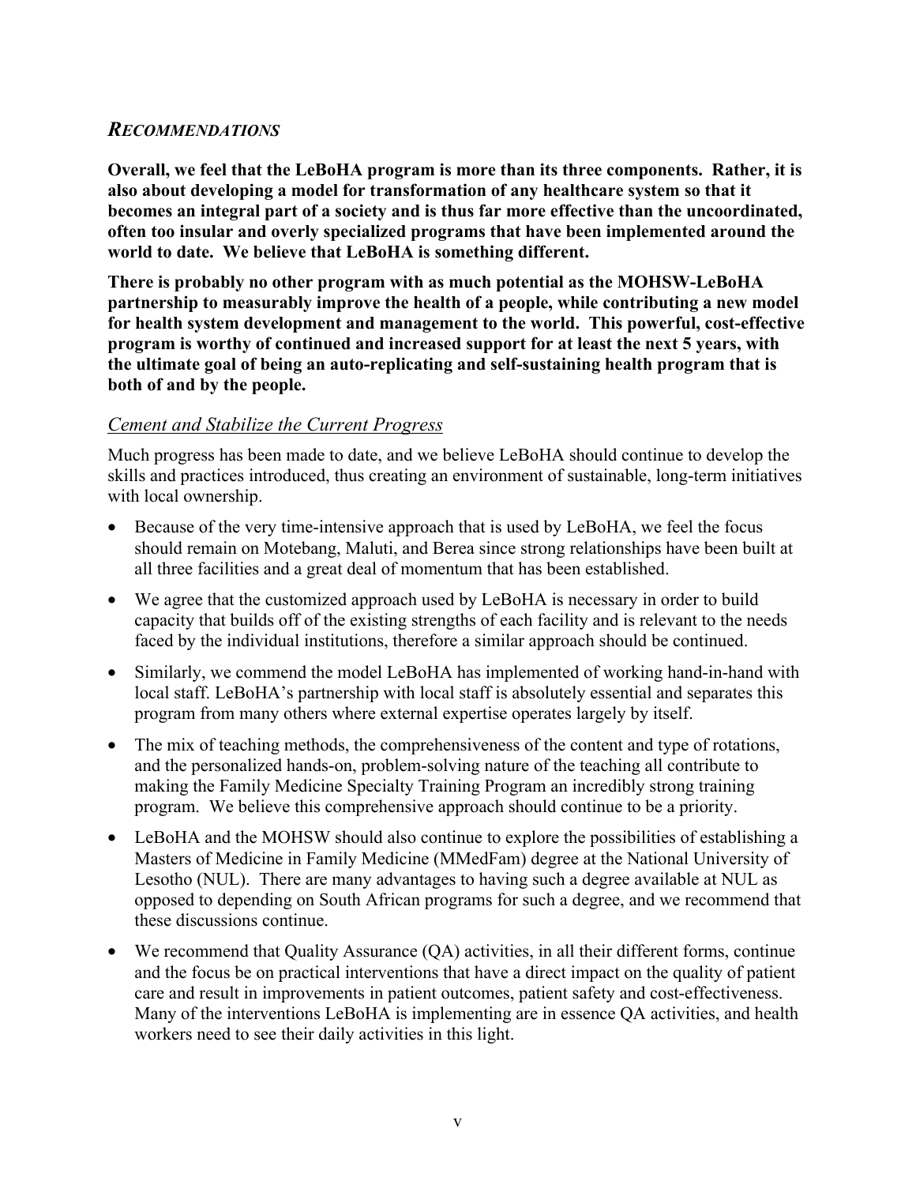## *RECOMMENDATIONS*

**Overall, we feel that the LeBoHA program is more than its three components. Rather, it is also about developing a model for transformation of any healthcare system so that it becomes an integral part of a society and is thus far more effective than the uncoordinated, often too insular and overly specialized programs that have been implemented around the world to date. We believe that LeBoHA is something different.**

**There is probably no other program with as much potential as the MOHSW-LeBoHA partnership to measurably improve the health of a people, while contributing a new model for health system development and management to the world. This powerful, cost-effective program is worthy of continued and increased support for at least the next 5 years, with the ultimate goal of being an auto-replicating and self-sustaining health program that is both of and by the people.**

### *Cement and Stabilize the Current Progress*

Much progress has been made to date, and we believe LeBoHA should continue to develop the skills and practices introduced, thus creating an environment of sustainable, long-term initiatives with local ownership.

- Because of the very time-intensive approach that is used by LeBoHA, we feel the focus should remain on Motebang, Maluti, and Berea since strong relationships have been built at all three facilities and a great deal of momentum that has been established.
- We agree that the customized approach used by LeBoHA is necessary in order to build capacity that builds off of the existing strengths of each facility and is relevant to the needs faced by the individual institutions, therefore a similar approach should be continued.
- Similarly, we commend the model LeBoHA has implemented of working hand-in-hand with local staff. LeBoHA's partnership with local staff is absolutely essential and separates this program from many others where external expertise operates largely by itself.
- The mix of teaching methods, the comprehensiveness of the content and type of rotations, and the personalized hands-on, problem-solving nature of the teaching all contribute to making the Family Medicine Specialty Training Program an incredibly strong training program. We believe this comprehensive approach should continue to be a priority.
- LeBoHA and the MOHSW should also continue to explore the possibilities of establishing a Masters of Medicine in Family Medicine (MMedFam) degree at the National University of Lesotho (NUL). There are many advantages to having such a degree available at NUL as opposed to depending on South African programs for such a degree, and we recommend that these discussions continue.
- We recommend that Quality Assurance (QA) activities, in all their different forms, continue and the focus be on practical interventions that have a direct impact on the quality of patient care and result in improvements in patient outcomes, patient safety and cost-effectiveness. Many of the interventions LeBoHA is implementing are in essence QA activities, and health workers need to see their daily activities in this light.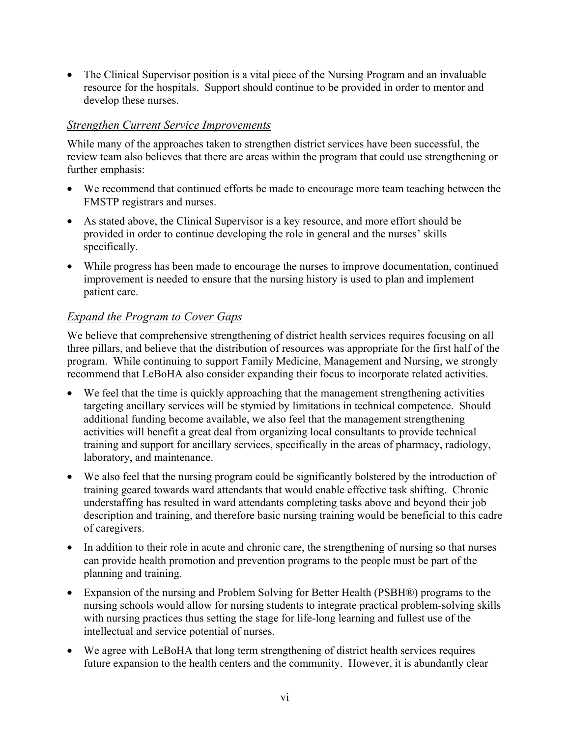- The Clinical Supervisor position is a vital piece of the Nursing Program and an invaluable resource for the hospitals. Support should continue to be provided in order to mentor and develop these nurses.

### *Strengthen Current Service Improvements*

While many of the approaches taken to strengthen district services have been successful, the review team also believes that there are areas within the program that could use strengthening or further emphasis:

- We recommend that continued efforts be made to encourage more team teaching between the FMSTP registrars and nurses.
- As stated above, the Clinical Supervisor is a key resource, and more effort should be provided in order to continue developing the role in general and the nurses' skills specifically.
- While progress has been made to encourage the nurses to improve documentation, continued improvement is needed to ensure that the nursing history is used to plan and implement patient care.

### *Expand the Program to Cover Gaps*

We believe that comprehensive strengthening of district health services requires focusing on all three pillars, and believe that the distribution of resources was appropriate for the first half of the program. While continuing to support Family Medicine, Management and Nursing, we strongly recommend that LeBoHA also consider expanding their focus to incorporate related activities.

- We feel that the time is quickly approaching that the management strengthening activities targeting ancillary services will be stymied by limitations in technical competence. Should additional funding become available, we also feel that the management strengthening activities will benefit a great deal from organizing local consultants to provide technical training and support for ancillary services, specifically in the areas of pharmacy, radiology, laboratory, and maintenance.
- We also feel that the nursing program could be significantly bolstered by the introduction of training geared towards ward attendants that would enable effective task shifting. Chronic understaffing has resulted in ward attendants completing tasks above and beyond their job description and training, and therefore basic nursing training would be beneficial to this cadre of caregivers.
- In addition to their role in acute and chronic care, the strengthening of nursing so that nurses can provide health promotion and prevention programs to the people must be part of the planning and training.
- Expansion of the nursing and Problem Solving for Better Health (PSBH®) programs to the nursing schools would allow for nursing students to integrate practical problem-solving skills with nursing practices thus setting the stage for life-long learning and fullest use of the intellectual and service potential of nurses.
- We agree with LeBoHA that long term strengthening of district health services requires future expansion to the health centers and the community. However, it is abundantly clear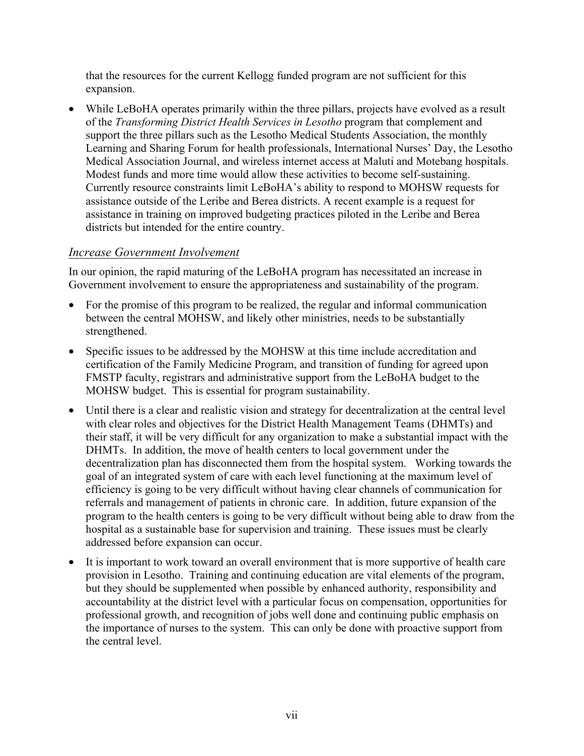that the resources for the current Kellogg funded program are not sufficient for this expansion.

- While LeBoHA operates primarily within the three pillars, projects have evolved as a result of the *Transforming District Health Services in Lesotho* program that complement and support the three pillars such as the Lesotho Medical Students Association, the monthly Learning and Sharing Forum for health professionals, International Nurses' Day, the Lesotho Medical Association Journal, and wireless internet access at Maluti and Motebang hospitals. Modest funds and more time would allow these activities to become self-sustaining. Currently resource constraints limit LeBoHA's ability to respond to MOHSW requests for assistance outside of the Leribe and Berea districts. A recent example is a request for assistance in training on improved budgeting practices piloted in the Leribe and Berea districts but intended for the entire country.

### *Increase Government Involvement*

In our opinion, the rapid maturing of the LeBoHA program has necessitated an increase in Government involvement to ensure the appropriateness and sustainability of the program.

- For the promise of this program to be realized, the regular and informal communication between the central MOHSW, and likely other ministries, needs to be substantially strengthened.
- Specific issues to be addressed by the MOHSW at this time include accreditation and certification of the Family Medicine Program, and transition of funding for agreed upon FMSTP faculty, registrars and administrative support from the LeBoHA budget to the MOHSW budget. This is essential for program sustainability.
- Until there is a clear and realistic vision and strategy for decentralization at the central level with clear roles and objectives for the District Health Management Teams (DHMTs) and their staff, it will be very difficult for any organization to make a substantial impact with the DHMTs. In addition, the move of health centers to local government under the decentralization plan has disconnected them from the hospital system. Working towards the goal of an integrated system of care with each level functioning at the maximum level of efficiency is going to be very difficult without having clear channels of communication for referrals and management of patients in chronic care. In addition, future expansion of the program to the health centers is going to be very difficult without being able to draw from the hospital as a sustainable base for supervision and training. These issues must be clearly addressed before expansion can occur.
- It is important to work toward an overall environment that is more supportive of health care provision in Lesotho. Training and continuing education are vital elements of the program, but they should be supplemented when possible by enhanced authority, responsibility and accountability at the district level with a particular focus on compensation, opportunities for professional growth, and recognition of jobs well done and continuing public emphasis on the importance of nurses to the system. This can only be done with proactive support from the central level.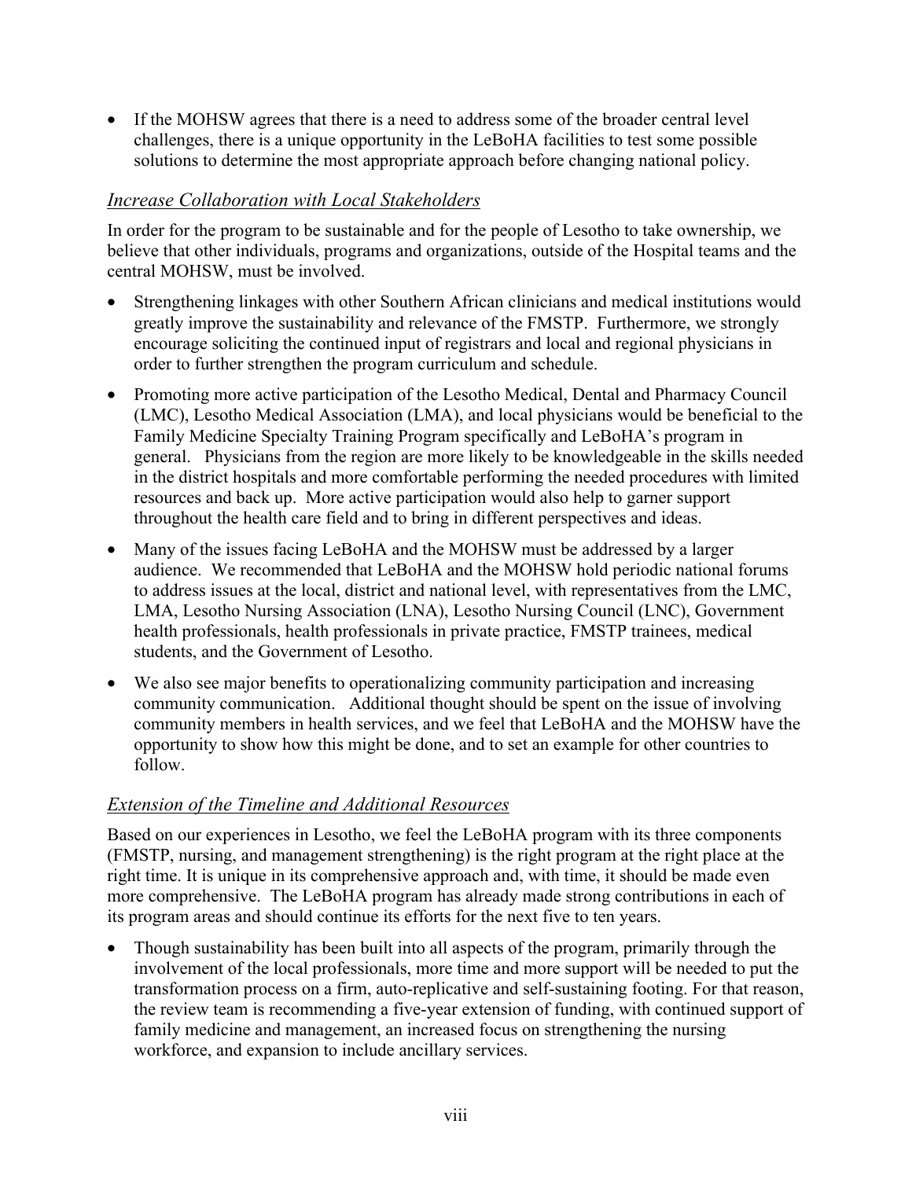- If the MOHSW agrees that there is a need to address some of the broader central level challenges, there is a unique opportunity in the LeBoHA facilities to test some possible solutions to determine the most appropriate approach before changing national policy.

### *Increase Collaboration with Local Stakeholders*

In order for the program to be sustainable and for the people of Lesotho to take ownership, we believe that other individuals, programs and organizations, outside of the Hospital teams and the central MOHSW, must be involved.

- Strengthening linkages with other Southern African clinicians and medical institutions would greatly improve the sustainability and relevance of the FMSTP. Furthermore, we strongly encourage soliciting the continued input of registrars and local and regional physicians in order to further strengthen the program curriculum and schedule.
- Promoting more active participation of the Lesotho Medical, Dental and Pharmacy Council (LMC), Lesotho Medical Association (LMA), and local physicians would be beneficial to the Family Medicine Specialty Training Program specifically and LeBoHA's program in general. Physicians from the region are more likely to be knowledgeable in the skills needed in the district hospitals and more comfortable performing the needed procedures with limited resources and back up. More active participation would also help to garner support throughout the health care field and to bring in different perspectives and ideas.
- Many of the issues facing LeBoHA and the MOHSW must be addressed by a larger audience. We recommended that LeBoHA and the MOHSW hold periodic national forums to address issues at the local, district and national level, with representatives from the LMC, LMA, Lesotho Nursing Association (LNA), Lesotho Nursing Council (LNC), Government health professionals, health professionals in private practice, FMSTP trainees, medical students, and the Government of Lesotho.
- We also see major benefits to operationalizing community participation and increasing community communication. Additional thought should be spent on the issue of involving community members in health services, and we feel that LeBoHA and the MOHSW have the opportunity to show how this might be done, and to set an example for other countries to follow.

### *Extension of the Timeline and Additional Resources*

Based on our experiences in Lesotho, we feel the LeBoHA program with its three components (FMSTP, nursing, and management strengthening) is the right program at the right place at the right time. It is unique in its comprehensive approach and, with time, it should be made even more comprehensive. The LeBoHA program has already made strong contributions in each of its program areas and should continue its efforts for the next five to ten years.

- Though sustainability has been built into all aspects of the program, primarily through the involvement of the local professionals, more time and more support will be needed to put the transformation process on a firm, auto-replicative and self-sustaining footing. For that reason, the review team is recommending a five-year extension of funding, with continued support of family medicine and management, an increased focus on strengthening the nursing workforce, and expansion to include ancillary services.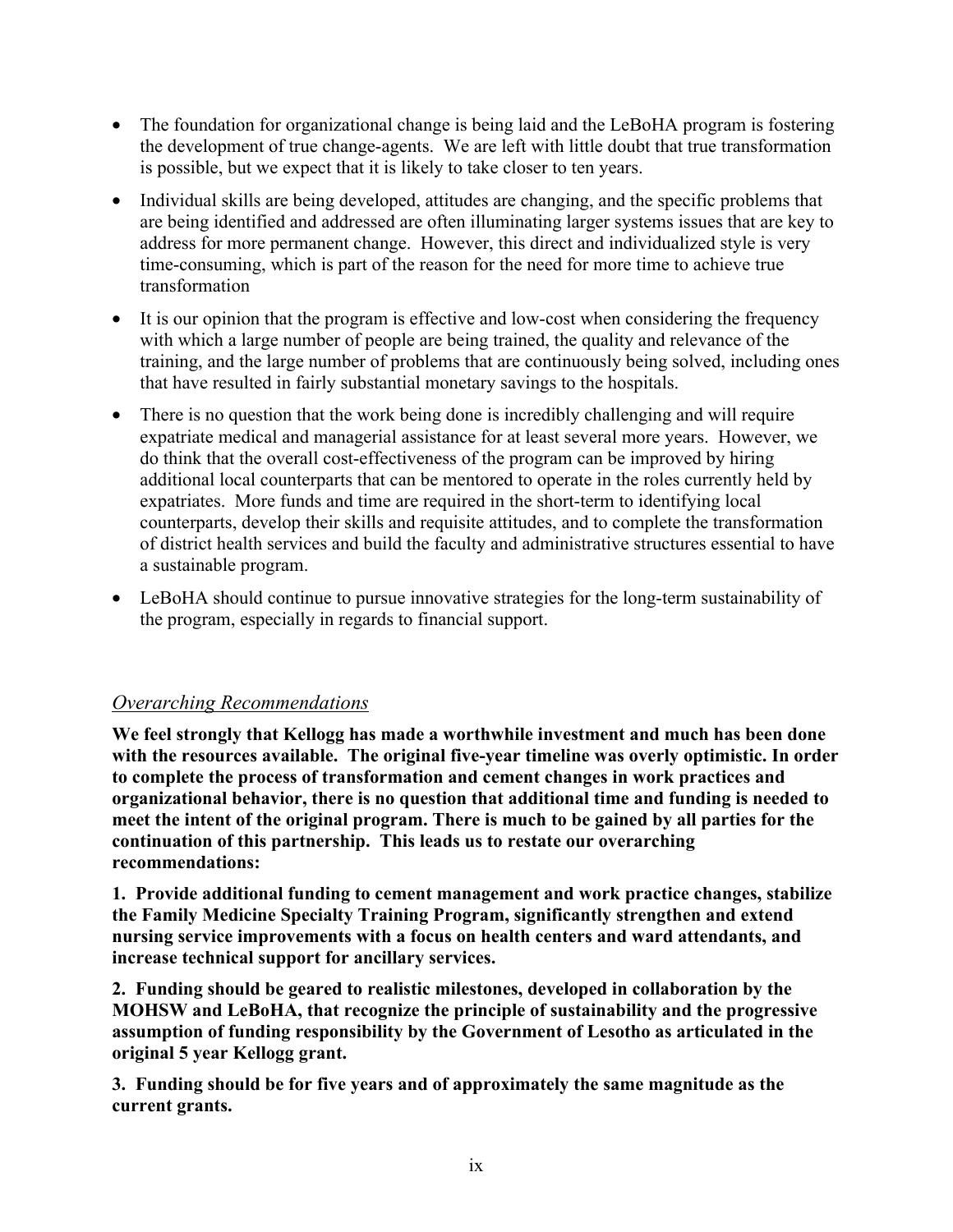- The foundation for organizational change is being laid and the LeBoHA program is fostering the development of true change-agents. We are left with little doubt that true transformation is possible, but we expect that it is likely to take closer to ten years.
- Individual skills are being developed, attitudes are changing, and the specific problems that are being identified and addressed are often illuminating larger systems issues that are key to address for more permanent change. However, this direct and individualized style is very time-consuming, which is part of the reason for the need for more time to achieve true transformation
- It is our opinion that the program is effective and low-cost when considering the frequency with which a large number of people are being trained, the quality and relevance of the training, and the large number of problems that are continuously being solved, including ones that have resulted in fairly substantial monetary savings to the hospitals.
- There is no question that the work being done is incredibly challenging and will require expatriate medical and managerial assistance for at least several more years. However, we do think that the overall cost-effectiveness of the program can be improved by hiring additional local counterparts that can be mentored to operate in the roles currently held by expatriates. More funds and time are required in the short-term to identifying local counterparts, develop their skills and requisite attitudes, and to complete the transformation of district health services and build the faculty and administrative structures essential to have a sustainable program.
- LeBoHA should continue to pursue innovative strategies for the long-term sustainability of the program, especially in regards to financial support.

## *Overarching Recommendations*

**We feel strongly that Kellogg has made a worthwhile investment and much has been done with the resources available. The original five-year timeline was overly optimistic. In order to complete the process of transformation and cement changes in work practices and organizational behavior, there is no question that additional time and funding is needed to meet the intent of the original program. There is much to be gained by all parties for the continuation of this partnership. This leads us to restate our overarching recommendations:**

**1. Provide additional funding to cement management and work practice changes, stabilize the Family Medicine Specialty Training Program, significantly strengthen and extend nursing service improvements with a focus on health centers and ward attendants, and increase technical support for ancillary services.**

**2. Funding should be geared to realistic milestones, developed in collaboration by the MOHSW and LeBoHA, that recognize the principle of sustainability and the progressive assumption of funding responsibility by the Government of Lesotho as articulated in the original 5 year Kellogg grant.**

**3. Funding should be for five years and of approximately the same magnitude as the current grants.**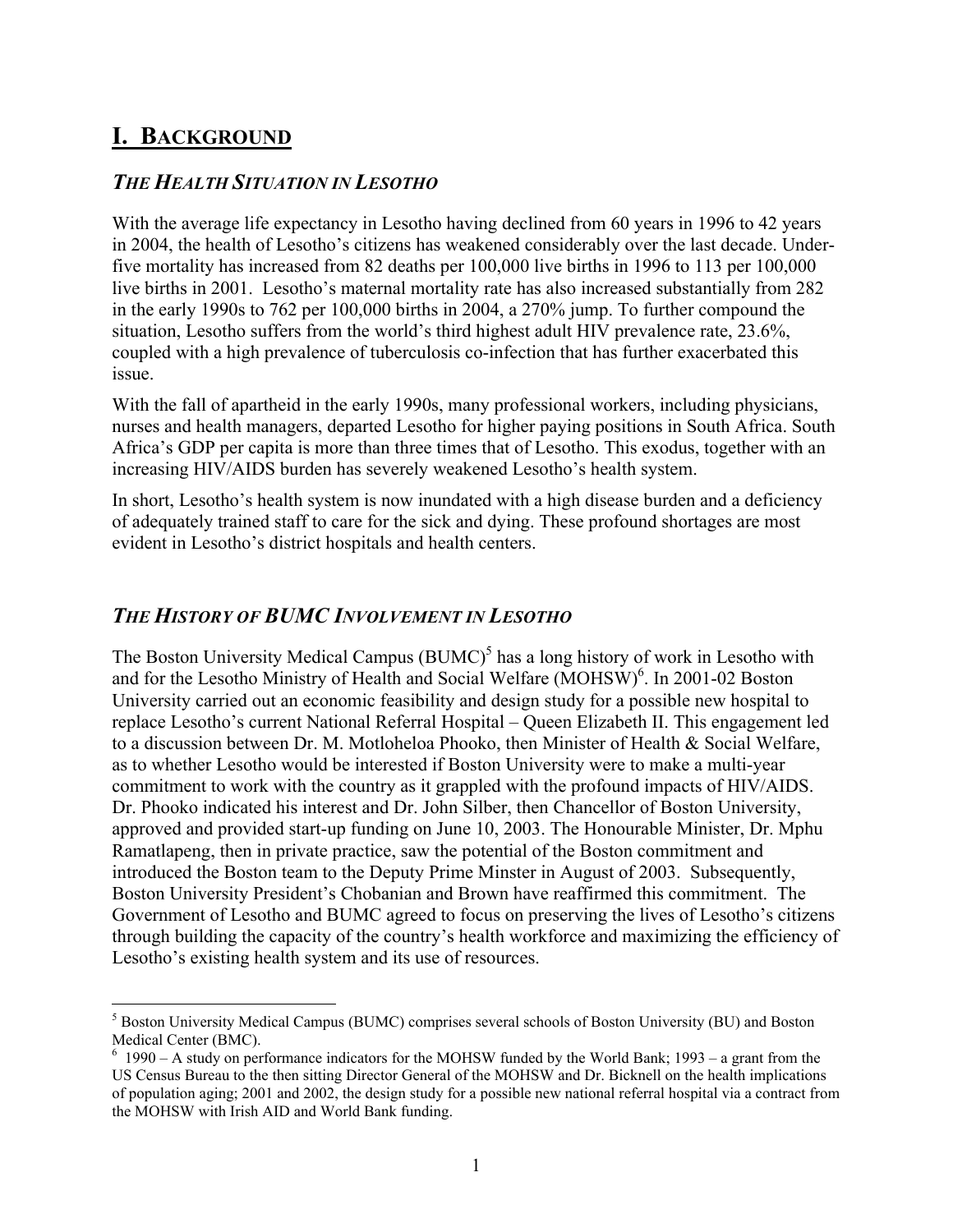# I. Background

## *The Health Situation in Lesotho*

With the average life expectancy in Lesotho having declined from 60 years in 1996 to 42 years in 2004, the health of Lesotho's citizens has weakened considerably over the last decade. Under-five mortality has increased from 82 deaths per 100,000 live births in 1996 to 113 per 100,000 live births in 2001. Lesotho's maternal mortality rate has also increased substantially from 282 in the early 1990s to 762 per 100,000 births in 2004, a 270% jump. To further compound the situation, Lesotho suffers from the world's third highest adult HIV prevalence rate, 23.6%, coupled with a high prevalence of tuberculosis co-infection that has further exacerbated this issue.

With the fall of apartheid in the early 1990s, many professional workers, including physicians, nurses and health managers, departed Lesotho for higher paying positions in South Africa. South Africa's GDP per capita is more than three times that of Lesotho. This exodus, together with an increasing HIV/AIDS burden has severely weakened Lesotho's health system.

In short, Lesotho's health system is now inundated with a high disease burden and a deficiency of adequately trained staff to care for the sick and dying. These profound shortages are most evident in Lesotho's district hospitals and health centers.

## *The History of BUMC Involvement in Lesotho*

The Boston University Medical Campus (BUMC)[5] has a long history of work in Lesotho with and for the Lesotho Ministry of Health and Social Welfare (MOHSW)[6]. In 2001-02 Boston University carried out an economic feasibility and design study for a possible new hospital to replace Lesotho's current National Referral Hospital – Queen Elizabeth II. This engagement led to a discussion between Dr. M. Motloheloa Phooko, then Minister of Health & Social Welfare, as to whether Lesotho would be interested if Boston University were to make a multi-year commitment to work with the country as it grappled with the profound impacts of HIV/AIDS. Dr. Phooko indicated his interest and Dr. John Silber, then Chancellor of Boston University, approved and provided start-up funding on June 10, 2003. The Honourable Minister, Dr. Mphu Ramatlapeng, then in private practice, saw the potential of the Boston commitment and introduced the Boston team to the Deputy Prime Minster in August of 2003. Subsequently, Boston University President's Chobanian and Brown have reaffirmed this commitment. The Government of Lesotho and BUMC agreed to focus on preserving the lives of Lesotho's citizens through building the capacity of the country's health workforce and maximizing the efficiency of Lesotho's existing health system and its use of resources.

---

[5] Boston University Medical Campus (BUMC) comprises several schools of Boston University (BU) and Boston Medical Center (BMC).

[6] 1990 – A study on performance indicators for the MOHSW funded by the World Bank; 1993 – a grant from the US Census Bureau to the then sitting Director General of the MOHSW and Dr. Bicknell on the health implications of population aging; 2001 and 2002, the design study for a possible new national referral hospital via a contract from the MOHSW with Irish AID and World Bank funding.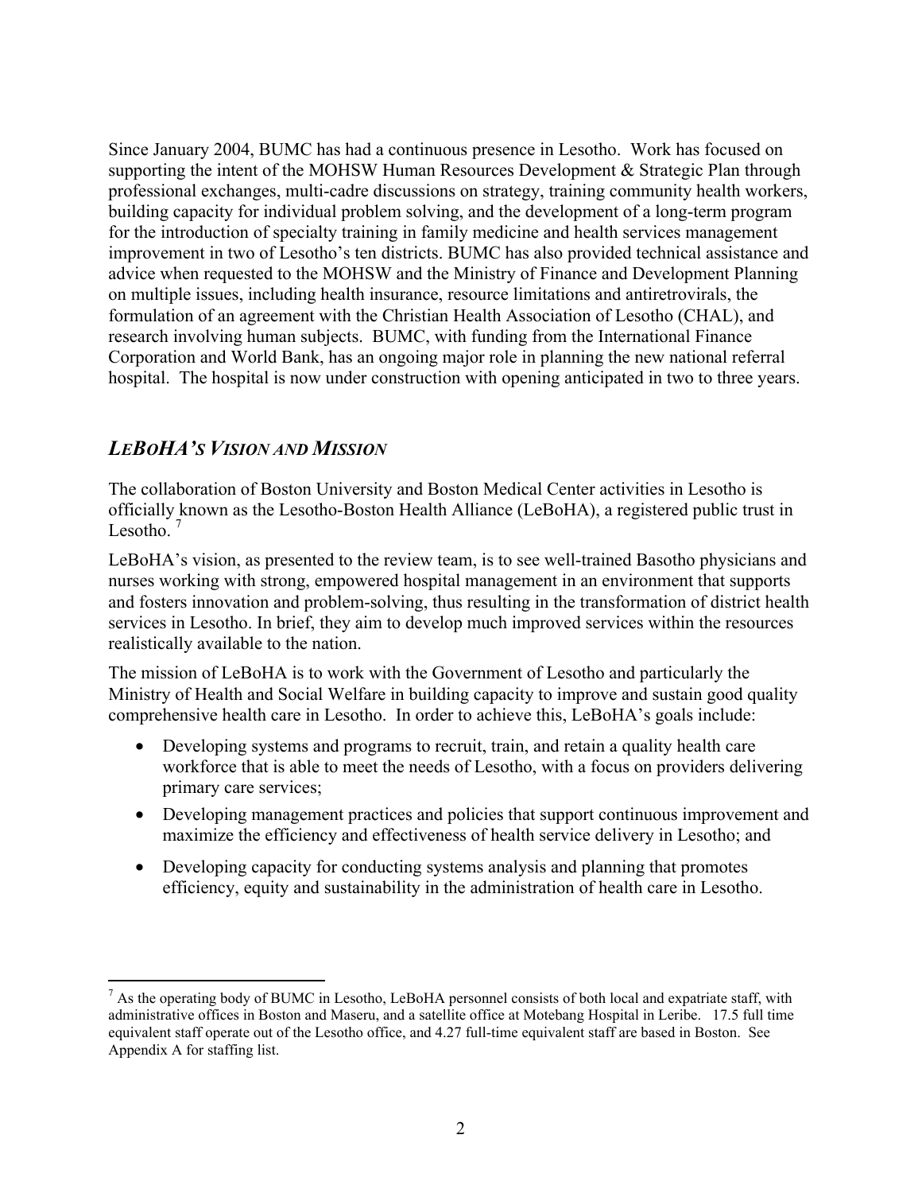Since January 2004, BUMC has had a continuous presence in Lesotho. Work has focused on supporting the intent of the MOHSW Human Resources Development & Strategic Plan through professional exchanges, multi-cadre discussions on strategy, training community health workers, building capacity for individual problem solving, and the development of a long-term program for the introduction of specialty training in family medicine and health services management improvement in two of Lesotho's ten districts. BUMC has also provided technical assistance and advice when requested to the MOHSW and the Ministry of Finance and Development Planning on multiple issues, including health insurance, resource limitations and antiretrovirals, the formulation of an agreement with the Christian Health Association of Lesotho (CHAL), and research involving human subjects. BUMC, with funding from the International Finance Corporation and World Bank, has an ongoing major role in planning the new national referral hospital. The hospital is now under construction with opening anticipated in two to three years.

## *LEBOHA'S VISION AND MISSION*

The collaboration of Boston University and Boston Medical Center activities in Lesotho is officially known as the Lesotho-Boston Health Alliance (LeBoHA), a registered public trust in Lesotho. [7]

LeBoHA's vision, as presented to the review team, is to see well-trained Basotho physicians and nurses working with strong, empowered hospital management in an environment that supports and fosters innovation and problem-solving, thus resulting in the transformation of district health services in Lesotho. In brief, they aim to develop much improved services within the resources realistically available to the nation.

The mission of LeBoHA is to work with the Government of Lesotho and particularly the Ministry of Health and Social Welfare in building capacity to improve and sustain good quality comprehensive health care in Lesotho. In order to achieve this, LeBoHA's goals include:

- Developing systems and programs to recruit, train, and retain a quality health care workforce that is able to meet the needs of Lesotho, with a focus on providers delivering primary care services;
- Developing management practices and policies that support continuous improvement and maximize the efficiency and effectiveness of health service delivery in Lesotho; and
- Developing capacity for conducting systems analysis and planning that promotes efficiency, equity and sustainability in the administration of health care in Lesotho.

[7] As the operating body of BUMC in Lesotho, LeBoHA personnel consists of both local and expatriate staff, with administrative offices in Boston and Maseru, and a satellite office at Motebang Hospital in Leribe. 17.5 full time equivalent staff operate out of the Lesotho office, and 4.27 full-time equivalent staff are based in Boston. See Appendix A for staffing list.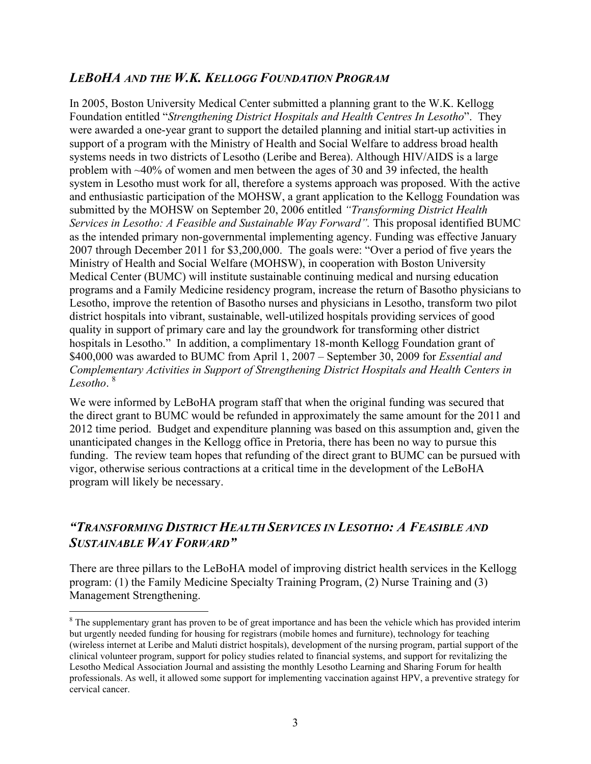## *LEBOHA AND THE W.K. KELLOGG FOUNDATION PROGRAM*

In 2005, Boston University Medical Center submitted a planning grant to the W.K. Kellogg Foundation entitled "*Strengthening District Hospitals and Health Centres In Lesotho*". They were awarded a one-year grant to support the detailed planning and initial start-up activities in support of a program with the Ministry of Health and Social Welfare to address broad health systems needs in two districts of Lesotho (Leribe and Berea). Although HIV/AIDS is a large problem with ~40% of women and men between the ages of 30 and 39 infected, the health system in Lesotho must work for all, therefore a systems approach was proposed. With the active and enthusiastic participation of the MOHSW, a grant application to the Kellogg Foundation was submitted by the MOHSW on September 20, 2006 entitled *"Transforming District Health Services in Lesotho: A Feasible and Sustainable Way Forward".* This proposal identified BUMC as the intended primary non-governmental implementing agency. Funding was effective January 2007 through December 2011 for $3,200,000. The goals were: "Over a period of five years the Ministry of Health and Social Welfare (MOHSW), in cooperation with Boston University Medical Center (BUMC) will institute sustainable continuing medical and nursing education programs and a Family Medicine residency program, increase the return of Basotho physicians to Lesotho, improve the retention of Basotho nurses and physicians in Lesotho, transform two pilot district hospitals into vibrant, sustainable, well-utilized hospitals providing services of good quality in support of primary care and lay the groundwork for transforming other district hospitals in Lesotho." In addition, a complimentary 18-month Kellogg Foundation grant of $400,000 was awarded to BUMC from April 1, 2007 – September 30, 2009 for *Essential and Complementary Activities in Support of Strengthening District Hospitals and Health Centers in Lesotho*. [8]

We were informed by LeBoHA program staff that when the original funding was secured that the direct grant to BUMC would be refunded in approximately the same amount for the 2011 and 2012 time period. Budget and expenditure planning was based on this assumption and, given the unanticipated changes in the Kellogg office in Pretoria, there has been no way to pursue this funding. The review team hopes that refunding of the direct grant to BUMC can be pursued with vigor, otherwise serious contractions at a critical time in the development of the LeBoHA program will likely be necessary.

## *"TRANSFORMING DISTRICT HEALTH SERVICES IN LESOTHO: A FEASIBLE AND SUSTAINABLE WAY FORWARD"*

There are three pillars to the LeBoHA model of improving district health services in the Kellogg program: (1) the Family Medicine Specialty Training Program, (2) Nurse Training and (3) Management Strengthening.

[8] The supplementary grant has proven to be of great importance and has been the vehicle which has provided interim but urgently needed funding for housing for registrars (mobile homes and furniture), technology for teaching (wireless internet at Leribe and Maluti district hospitals), development of the nursing program, partial support of the clinical volunteer program, support for policy studies related to financial systems, and support for revitalizing the Lesotho Medical Association Journal and assisting the monthly Lesotho Learning and Sharing Forum for health professionals. As well, it allowed some support for implementing vaccination against HPV, a preventive strategy for cervical cancer.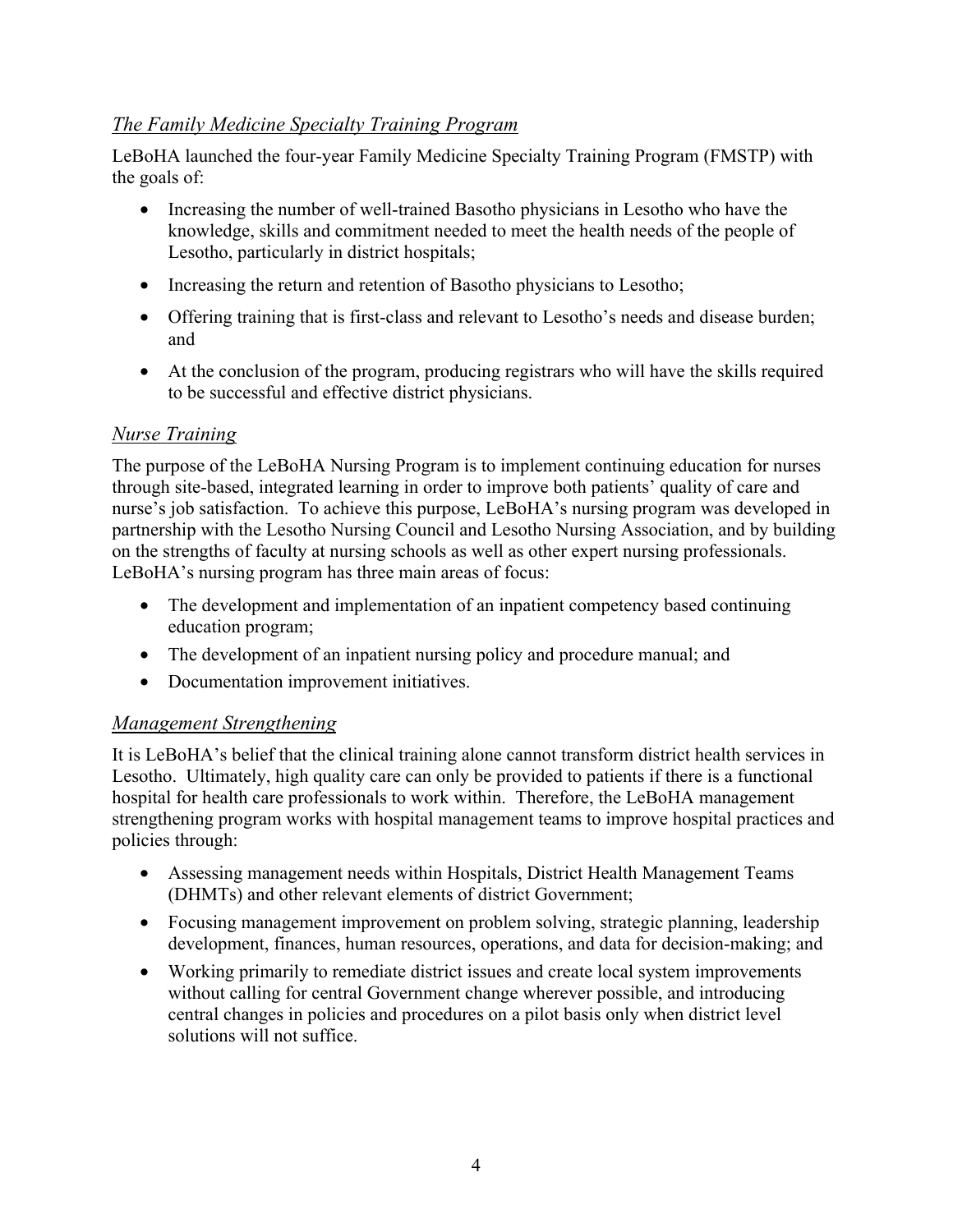### *The Family Medicine Specialty Training Program*

LeBoHA launched the four-year Family Medicine Specialty Training Program (FMSTP) with the goals of:

- Increasing the number of well-trained Basotho physicians in Lesotho who have the knowledge, skills and commitment needed to meet the health needs of the people of Lesotho, particularly in district hospitals;
- Increasing the return and retention of Basotho physicians to Lesotho;
- Offering training that is first-class and relevant to Lesotho's needs and disease burden; and
- At the conclusion of the program, producing registrars who will have the skills required to be successful and effective district physicians.

### *Nurse Training*

The purpose of the LeBoHA Nursing Program is to implement continuing education for nurses through site-based, integrated learning in order to improve both patients' quality of care and nurse's job satisfaction. To achieve this purpose, LeBoHA's nursing program was developed in partnership with the Lesotho Nursing Council and Lesotho Nursing Association, and by building on the strengths of faculty at nursing schools as well as other expert nursing professionals. LeBoHA's nursing program has three main areas of focus:

- The development and implementation of an inpatient competency based continuing education program;
- The development of an inpatient nursing policy and procedure manual; and
- Documentation improvement initiatives.

### *Management Strengthening*

It is LeBoHA's belief that the clinical training alone cannot transform district health services in Lesotho. Ultimately, high quality care can only be provided to patients if there is a functional hospital for health care professionals to work within. Therefore, the LeBoHA management strengthening program works with hospital management teams to improve hospital practices and policies through:

- Assessing management needs within Hospitals, District Health Management Teams (DHMTs) and other relevant elements of district Government;
- Focusing management improvement on problem solving, strategic planning, leadership development, finances, human resources, operations, and data for decision-making; and
- Working primarily to remediate district issues and create local system improvements without calling for central Government change wherever possible, and introducing central changes in policies and procedures on a pilot basis only when district level solutions will not suffice.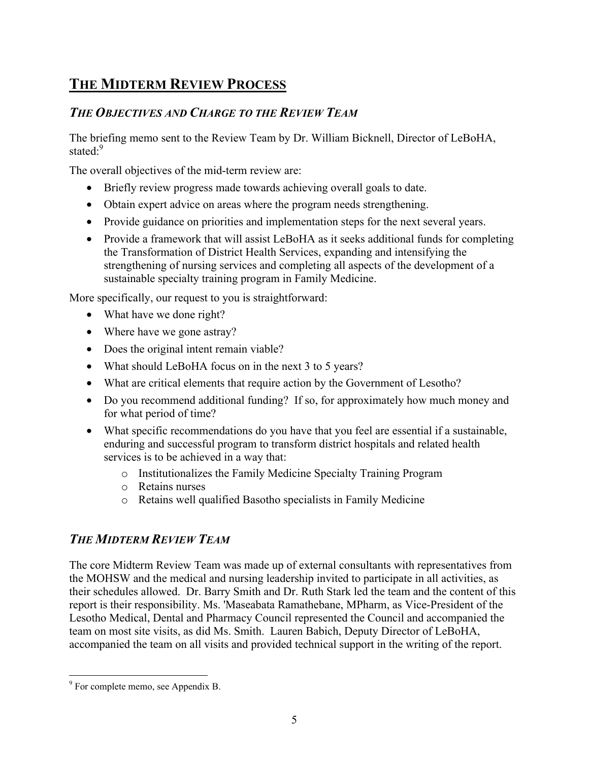# THE MIDTERM REVIEW PROCESS

## *THE OBJECTIVES AND CHARGE TO THE REVIEW TEAM*

The briefing memo sent to the Review Team by Dr. William Bicknell, Director of LeBoHA, stated:[9]

The overall objectives of the mid-term review are:

- Briefly review progress made towards achieving overall goals to date.
- Obtain expert advice on areas where the program needs strengthening.
- Provide guidance on priorities and implementation steps for the next several years.
- Provide a framework that will assist LeBoHA as it seeks additional funds for completing the Transformation of District Health Services, expanding and intensifying the strengthening of nursing services and completing all aspects of the development of a sustainable specialty training program in Family Medicine.

More specifically, our request to you is straightforward:

- What have we done right?
- Where have we gone astray?
- Does the original intent remain viable?
- What should LeBoHA focus on in the next 3 to 5 years?
- What are critical elements that require action by the Government of Lesotho?
- Do you recommend additional funding? If so, for approximately how much money and for what period of time?
- What specific recommendations do you have that you feel are essential if a sustainable, enduring and successful program to transform district hospitals and related health services is to be achieved in a way that:
    - Institutionalizes the Family Medicine Specialty Training Program
    - Retains nurses
    - Retains well qualified Basotho specialists in Family Medicine

## *THE MIDTERM REVIEW TEAM*

The core Midterm Review Team was made up of external consultants with representatives from the MOHSW and the medical and nursing leadership invited to participate in all activities, as their schedules allowed. Dr. Barry Smith and Dr. Ruth Stark led the team and the content of this report is their responsibility. Ms. 'Maseabata Ramathebane, MPharm, as Vice-President of the Lesotho Medical, Dental and Pharmacy Council represented the Council and accompanied the team on most site visits, as did Ms. Smith. Lauren Babich, Deputy Director of LeBoHA, accompanied the team on all visits and provided technical support in the writing of the report.

---

[9] For complete memo, see Appendix B.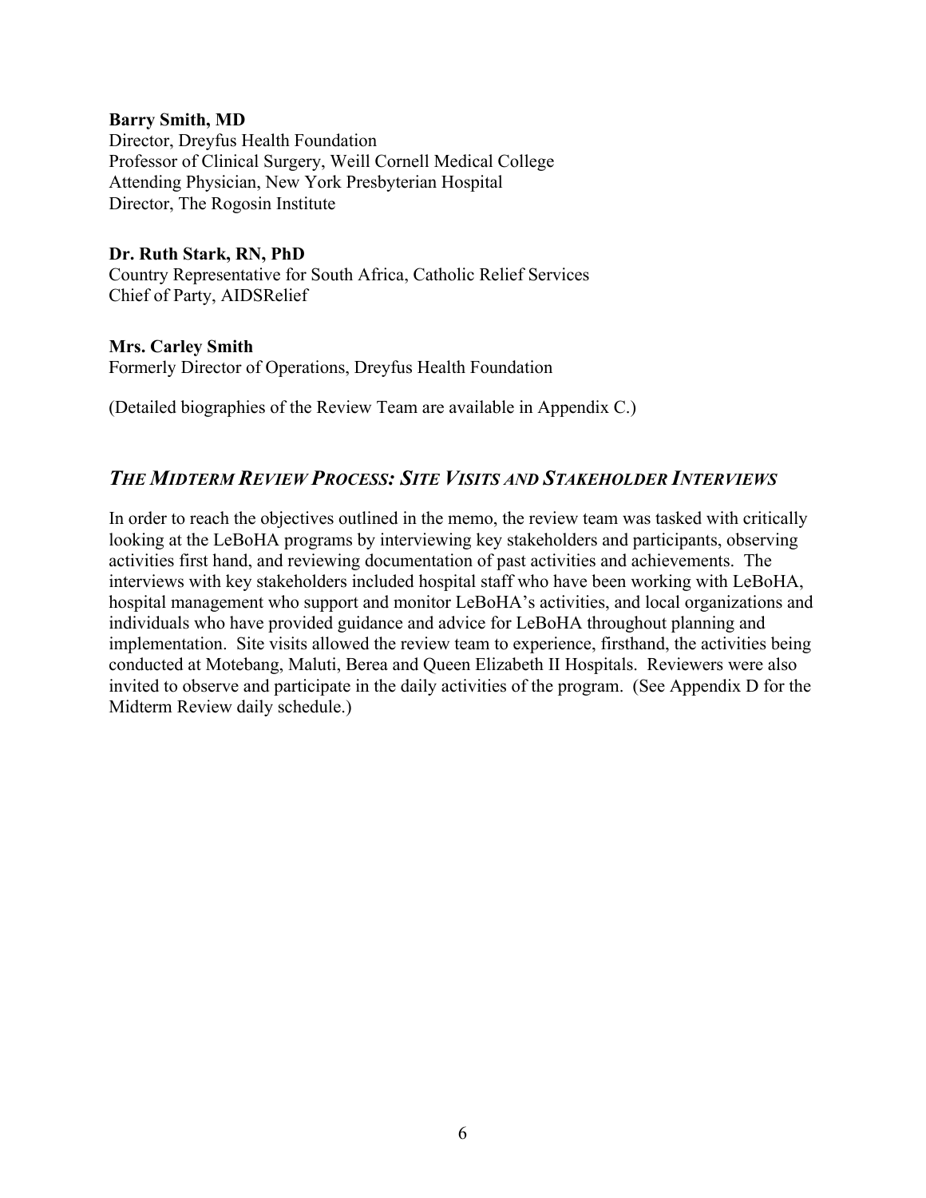**Barry Smith, MD**
Director, Dreyfus Health Foundation
Professor of Clinical Surgery, Weill Cornell Medical College
Attending Physician, New York Presbyterian Hospital
Director, The Rogosin Institute

**Dr. Ruth Stark, RN, PhD**
Country Representative for South Africa, Catholic Relief Services
Chief of Party, AIDSRelief

**Mrs. Carley Smith**
Formerly Director of Operations, Dreyfus Health Foundation

(Detailed biographies of the Review Team are available in Appendix C.)

## *THE MIDTERM REVIEW PROCESS: SITE VISITS AND STAKEHOLDER INTERVIEWS*

In order to reach the objectives outlined in the memo, the review team was tasked with critically looking at the LeBoHA programs by interviewing key stakeholders and participants, observing activities first hand, and reviewing documentation of past activities and achievements. The interviews with key stakeholders included hospital staff who have been working with LeBoHA, hospital management who support and monitor LeBoHA's activities, and local organizations and individuals who have provided guidance and advice for LeBoHA throughout planning and implementation. Site visits allowed the review team to experience, firsthand, the activities being conducted at Motebang, Maluti, Berea and Queen Elizabeth II Hospitals. Reviewers were also invited to observe and participate in the daily activities of the program. (See Appendix D for the Midterm Review daily schedule.)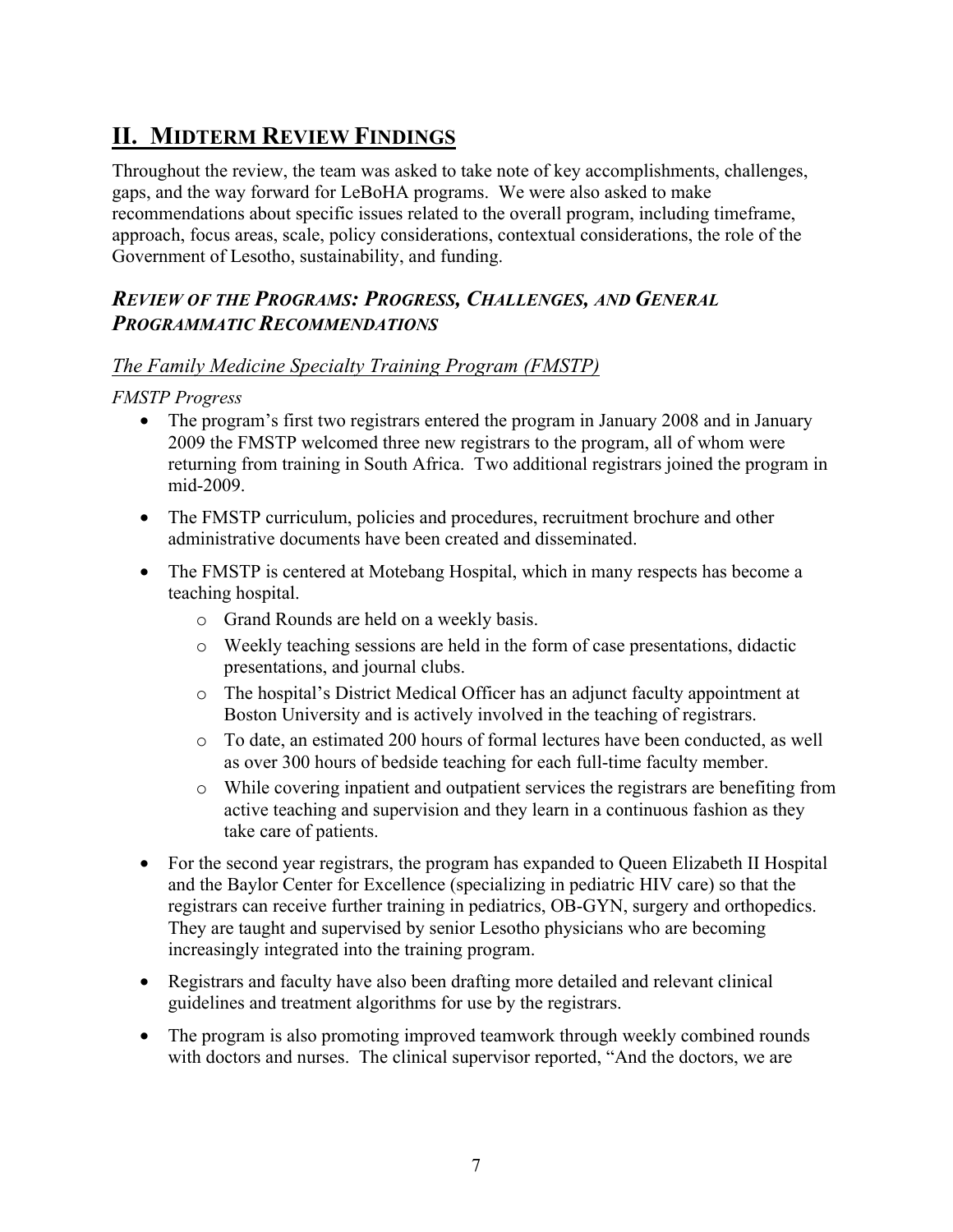## II. Midterm Review Findings

Throughout the review, the team was asked to take note of key accomplishments, challenges, gaps, and the way forward for LeBoHA programs. We were also asked to make recommendations about specific issues related to the overall program, including timeframe, approach, focus areas, scale, policy considerations, contextual considerations, the role of the Government of Lesotho, sustainability, and funding.

### *Review of the Programs: Progress, Challenges, and General Programmatic Recommendations*

#### *The Family Medicine Specialty Training Program (FMSTP)*

*FMSTP Progress*

- The program's first two registrars entered the program in January 2008 and in January 2009 the FMSTP welcomed three new registrars to the program, all of whom were returning from training in South Africa. Two additional registrars joined the program in mid-2009.
- The FMSTP curriculum, policies and procedures, recruitment brochure and other administrative documents have been created and disseminated.
- The FMSTP is centered at Motebang Hospital, which in many respects has become a teaching hospital.
    - o Grand Rounds are held on a weekly basis.
    - o Weekly teaching sessions are held in the form of case presentations, didactic presentations, and journal clubs.
    - o The hospital's District Medical Officer has an adjunct faculty appointment at Boston University and is actively involved in the teaching of registrars.
    - o To date, an estimated 200 hours of formal lectures have been conducted, as well as over 300 hours of bedside teaching for each full-time faculty member.
    - o While covering inpatient and outpatient services the registrars are benefiting from active teaching and supervision and they learn in a continuous fashion as they take care of patients.
- For the second year registrars, the program has expanded to Queen Elizabeth II Hospital and the Baylor Center for Excellence (specializing in pediatric HIV care) so that the registrars can receive further training in pediatrics, OB-GYN, surgery and orthopedics. They are taught and supervised by senior Lesotho physicians who are becoming increasingly integrated into the training program.
- Registrars and faculty have also been drafting more detailed and relevant clinical guidelines and treatment algorithms for use by the registrars.
- The program is also promoting improved teamwork through weekly combined rounds with doctors and nurses. The clinical supervisor reported, "And the doctors, we are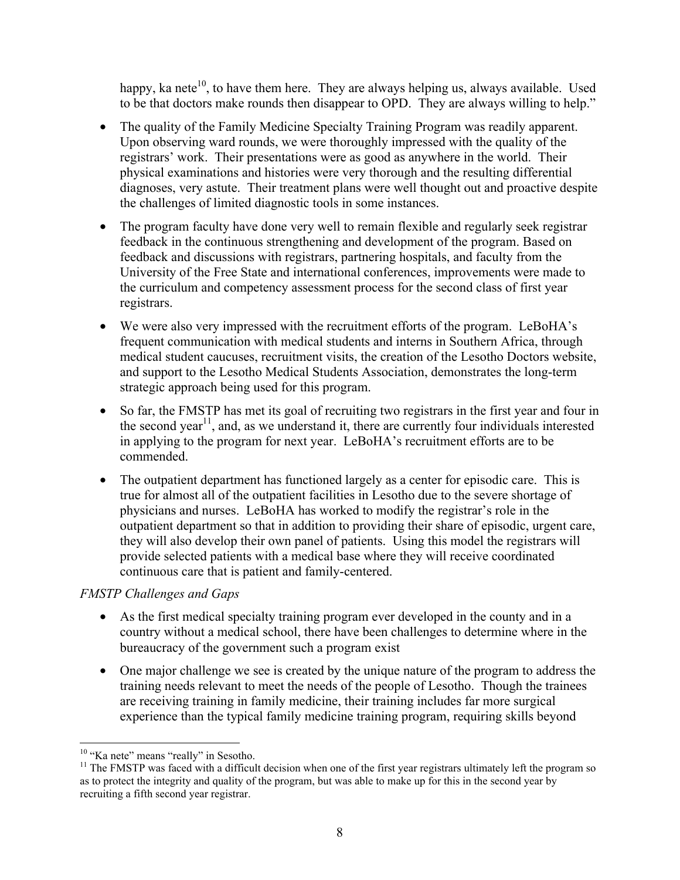happy, ka nete[10], to have them here. They are always helping us, always available. Used to be that doctors make rounds then disappear to OPD. They are always willing to help."

- The quality of the Family Medicine Specialty Training Program was readily apparent. Upon observing ward rounds, we were thoroughly impressed with the quality of the registrars' work. Their presentations were as good as anywhere in the world. Their physical examinations and histories were very thorough and the resulting differential diagnoses, very astute. Their treatment plans were well thought out and proactive despite the challenges of limited diagnostic tools in some instances.
- The program faculty have done very well to remain flexible and regularly seek registrar feedback in the continuous strengthening and development of the program. Based on feedback and discussions with registrars, partnering hospitals, and faculty from the University of the Free State and international conferences, improvements were made to the curriculum and competency assessment process for the second class of first year registrars.
- We were also very impressed with the recruitment efforts of the program. LeBoHA's frequent communication with medical students and interns in Southern Africa, through medical student caucuses, recruitment visits, the creation of the Lesotho Doctors website, and support to the Lesotho Medical Students Association, demonstrates the long-term strategic approach being used for this program.
- So far, the FMSTP has met its goal of recruiting two registrars in the first year and four in the second year[11], and, as we understand it, there are currently four individuals interested in applying to the program for next year. LeBoHA's recruitment efforts are to be commended.
- The outpatient department has functioned largely as a center for episodic care. This is true for almost all of the outpatient facilities in Lesotho due to the severe shortage of physicians and nurses. LeBoHA has worked to modify the registrar's role in the outpatient department so that in addition to providing their share of episodic, urgent care, they will also develop their own panel of patients. Using this model the registrars will provide selected patients with a medical base where they will receive coordinated continuous care that is patient and family-centered.

*FMSTP Challenges and Gaps*

- As the first medical specialty training program ever developed in the county and in a country without a medical school, there have been challenges to determine where in the bureaucracy of the government such a program exist
- One major challenge we see is created by the unique nature of the program to address the training needs relevant to meet the needs of the people of Lesotho. Though the trainees are receiving training in family medicine, their training includes far more surgical experience than the typical family medicine training program, requiring skills beyond

[10] "Ka nete" means "really" in Sesotho.

[11] The FMSTP was faced with a difficult decision when one of the first year registrars ultimately left the program so as to protect the integrity and quality of the program, but was able to make up for this in the second year by recruiting a fifth second year registrar.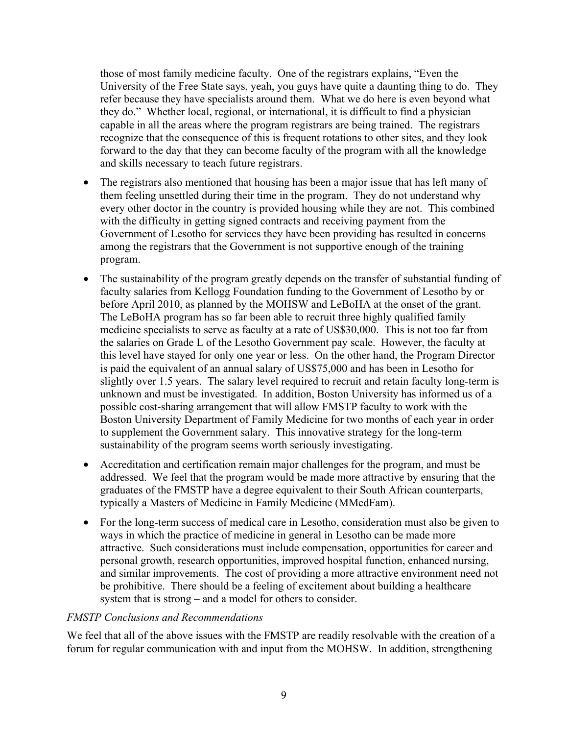those of most family medicine faculty. One of the registrars explains, "Even the University of the Free State says, yeah, you guys have quite a daunting thing to do. They refer because they have specialists around them. What we do here is even beyond what they do." Whether local, regional, or international, it is difficult to find a physician capable in all the areas where the program registrars are being trained. The registrars recognize that the consequence of this is frequent rotations to other sites, and they look forward to the day that they can become faculty of the program with all the knowledge and skills necessary to teach future registrars.

- The registrars also mentioned that housing has been a major issue that has left many of them feeling unsettled during their time in the program. They do not understand why every other doctor in the country is provided housing while they are not. This combined with the difficulty in getting signed contracts and receiving payment from the Government of Lesotho for services they have been providing has resulted in concerns among the registrars that the Government is not supportive enough of the training program.
- The sustainability of the program greatly depends on the transfer of substantial funding of faculty salaries from Kellogg Foundation funding to the Government of Lesotho by or before April 2010, as planned by the MOHSW and LeBoHA at the onset of the grant. The LeBoHA program has so far been able to recruit three highly qualified family medicine specialists to serve as faculty at a rate of US$30,000. This is not too far from the salaries on Grade L of the Lesotho Government pay scale. However, the faculty at this level have stayed for only one year or less. On the other hand, the Program Director is paid the equivalent of an annual salary of US$75,000 and has been in Lesotho for slightly over 1.5 years. The salary level required to recruit and retain faculty long-term is unknown and must be investigated. In addition, Boston University has informed us of a possible cost-sharing arrangement that will allow FMSTP faculty to work with the Boston University Department of Family Medicine for two months of each year in order to supplement the Government salary. This innovative strategy for the long-term sustainability of the program seems worth seriously investigating.
- Accreditation and certification remain major challenges for the program, and must be addressed. We feel that the program would be made more attractive by ensuring that the graduates of the FMSTP have a degree equivalent to their South African counterparts, typically a Masters of Medicine in Family Medicine (MMedFam).
- For the long-term success of medical care in Lesotho, consideration must also be given to ways in which the practice of medicine in general in Lesotho can be made more attractive. Such considerations must include compensation, opportunities for career and personal growth, research opportunities, improved hospital function, enhanced nursing, and similar improvements. The cost of providing a more attractive environment need not be prohibitive. There should be a feeling of excitement about building a healthcare system that is strong – and a model for others to consider.

*FMSTP Conclusions and Recommendations*

We feel that all of the above issues with the FMSTP are readily resolvable with the creation of a forum for regular communication with and input from the MOHSW. In addition, strengthening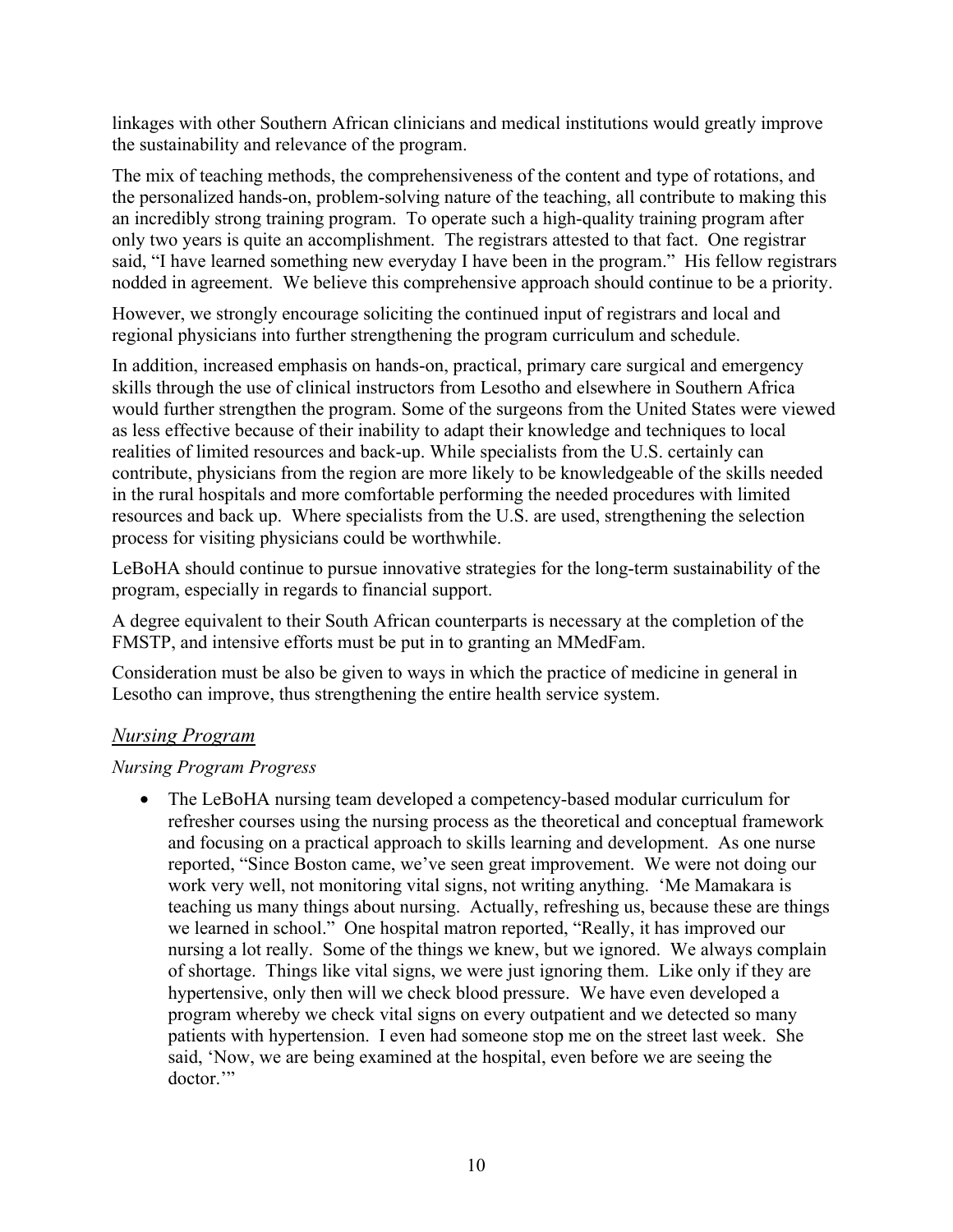linkages with other Southern African clinicians and medical institutions would greatly improve the sustainability and relevance of the program.

The mix of teaching methods, the comprehensiveness of the content and type of rotations, and the personalized hands-on, problem-solving nature of the teaching, all contribute to making this an incredibly strong training program. To operate such a high-quality training program after only two years is quite an accomplishment. The registrars attested to that fact. One registrar said, "I have learned something new everyday I have been in the program." His fellow registrars nodded in agreement. We believe this comprehensive approach should continue to be a priority.

However, we strongly encourage soliciting the continued input of registrars and local and regional physicians into further strengthening the program curriculum and schedule.

In addition, increased emphasis on hands-on, practical, primary care surgical and emergency skills through the use of clinical instructors from Lesotho and elsewhere in Southern Africa would further strengthen the program. Some of the surgeons from the United States were viewed as less effective because of their inability to adapt their knowledge and techniques to local realities of limited resources and back-up. While specialists from the U.S. certainly can contribute, physicians from the region are more likely to be knowledgeable of the skills needed in the rural hospitals and more comfortable performing the needed procedures with limited resources and back up. Where specialists from the U.S. are used, strengthening the selection process for visiting physicians could be worthwhile.

LeBoHA should continue to pursue innovative strategies for the long-term sustainability of the program, especially in regards to financial support.

A degree equivalent to their South African counterparts is necessary at the completion of the FMSTP, and intensive efforts must be put in to granting an MMedFam.

Consideration must be also be given to ways in which the practice of medicine in general in Lesotho can improve, thus strengthening the entire health service system.

## *Nursing Program*

### *Nursing Program Progress*

- The LeBoHA nursing team developed a competency-based modular curriculum for refresher courses using the nursing process as the theoretical and conceptual framework and focusing on a practical approach to skills learning and development. As one nurse reported, "Since Boston came, we've seen great improvement. We were not doing our work very well, not monitoring vital signs, not writing anything. 'Me Mamakara is teaching us many things about nursing. Actually, refreshing us, because these are things we learned in school." One hospital matron reported, "Really, it has improved our nursing a lot really. Some of the things we knew, but we ignored. We always complain of shortage. Things like vital signs, we were just ignoring them. Like only if they are hypertensive, only then will we check blood pressure. We have even developed a program whereby we check vital signs on every outpatient and we detected so many patients with hypertension. I even had someone stop me on the street last week. She said, 'Now, we are being examined at the hospital, even before we are seeing the doctor.'"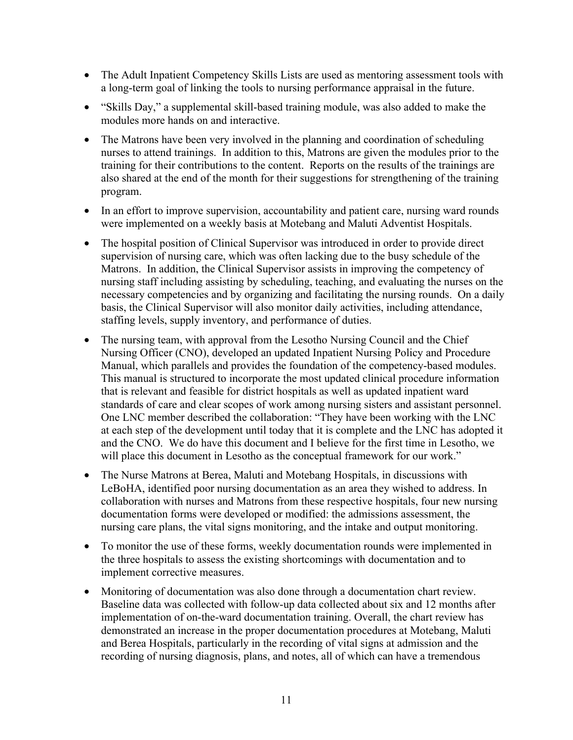- The Adult Inpatient Competency Skills Lists are used as mentoring assessment tools with a long-term goal of linking the tools to nursing performance appraisal in the future.
- "Skills Day," a supplemental skill-based training module, was also added to make the modules more hands on and interactive.
- The Matrons have been very involved in the planning and coordination of scheduling nurses to attend trainings. In addition to this, Matrons are given the modules prior to the training for their contributions to the content. Reports on the results of the trainings are also shared at the end of the month for their suggestions for strengthening of the training program.
- In an effort to improve supervision, accountability and patient care, nursing ward rounds were implemented on a weekly basis at Motebang and Maluti Adventist Hospitals.
- The hospital position of Clinical Supervisor was introduced in order to provide direct supervision of nursing care, which was often lacking due to the busy schedule of the Matrons. In addition, the Clinical Supervisor assists in improving the competency of nursing staff including assisting by scheduling, teaching, and evaluating the nurses on the necessary competencies and by organizing and facilitating the nursing rounds. On a daily basis, the Clinical Supervisor will also monitor daily activities, including attendance, staffing levels, supply inventory, and performance of duties.
- The nursing team, with approval from the Lesotho Nursing Council and the Chief Nursing Officer (CNO), developed an updated Inpatient Nursing Policy and Procedure Manual, which parallels and provides the foundation of the competency-based modules. This manual is structured to incorporate the most updated clinical procedure information that is relevant and feasible for district hospitals as well as updated inpatient ward standards of care and clear scopes of work among nursing sisters and assistant personnel. One LNC member described the collaboration: "They have been working with the LNC at each step of the development until today that it is complete and the LNC has adopted it and the CNO. We do have this document and I believe for the first time in Lesotho, we will place this document in Lesotho as the conceptual framework for our work."
- The Nurse Matrons at Berea, Maluti and Motebang Hospitals, in discussions with LeBoHA, identified poor nursing documentation as an area they wished to address. In collaboration with nurses and Matrons from these respective hospitals, four new nursing documentation forms were developed or modified: the admissions assessment, the nursing care plans, the vital signs monitoring, and the intake and output monitoring.
- To monitor the use of these forms, weekly documentation rounds were implemented in the three hospitals to assess the existing shortcomings with documentation and to implement corrective measures.
- Monitoring of documentation was also done through a documentation chart review. Baseline data was collected with follow-up data collected about six and 12 months after implementation of on-the-ward documentation training. Overall, the chart review has demonstrated an increase in the proper documentation procedures at Motebang, Maluti and Berea Hospitals, particularly in the recording of vital signs at admission and the recording of nursing diagnosis, plans, and notes, all of which can have a tremendous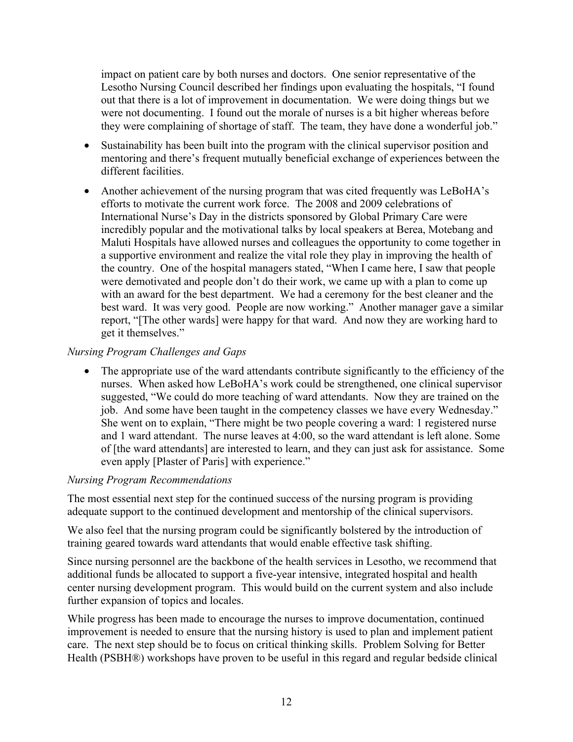impact on patient care by both nurses and doctors. One senior representative of the Lesotho Nursing Council described her findings upon evaluating the hospitals, "I found out that there is a lot of improvement in documentation. We were doing things but we were not documenting. I found out the morale of nurses is a bit higher whereas before they were complaining of shortage of staff. The team, they have done a wonderful job."

- Sustainability has been built into the program with the clinical supervisor position and mentoring and there's frequent mutually beneficial exchange of experiences between the different facilities.
- Another achievement of the nursing program that was cited frequently was LeBoHA's efforts to motivate the current work force. The 2008 and 2009 celebrations of International Nurse's Day in the districts sponsored by Global Primary Care were incredibly popular and the motivational talks by local speakers at Berea, Motebang and Maluti Hospitals have allowed nurses and colleagues the opportunity to come together in a supportive environment and realize the vital role they play in improving the health of the country. One of the hospital managers stated, "When I came here, I saw that people were demotivated and people don't do their work, we came up with a plan to come up with an award for the best department. We had a ceremony for the best cleaner and the best ward. It was very good. People are now working." Another manager gave a similar report, "[The other wards] were happy for that ward. And now they are working hard to get it themselves."

*Nursing Program Challenges and Gaps*

- The appropriate use of the ward attendants contribute significantly to the efficiency of the nurses. When asked how LeBoHA's work could be strengthened, one clinical supervisor suggested, "We could do more teaching of ward attendants. Now they are trained on the job. And some have been taught in the competency classes we have every Wednesday." She went on to explain, "There might be two people covering a ward: 1 registered nurse and 1 ward attendant. The nurse leaves at 4:00, so the ward attendant is left alone. Some of [the ward attendants] are interested to learn, and they can just ask for assistance. Some even apply [Plaster of Paris] with experience."

*Nursing Program Recommendations*

The most essential next step for the continued success of the nursing program is providing adequate support to the continued development and mentorship of the clinical supervisors.

We also feel that the nursing program could be significantly bolstered by the introduction of training geared towards ward attendants that would enable effective task shifting.

Since nursing personnel are the backbone of the health services in Lesotho, we recommend that additional funds be allocated to support a five-year intensive, integrated hospital and health center nursing development program. This would build on the current system and also include further expansion of topics and locales.

While progress has been made to encourage the nurses to improve documentation, continued improvement is needed to ensure that the nursing history is used to plan and implement patient care. The next step should be to focus on critical thinking skills. Problem Solving for Better Health (PSBH®) workshops have proven to be useful in this regard and regular bedside clinical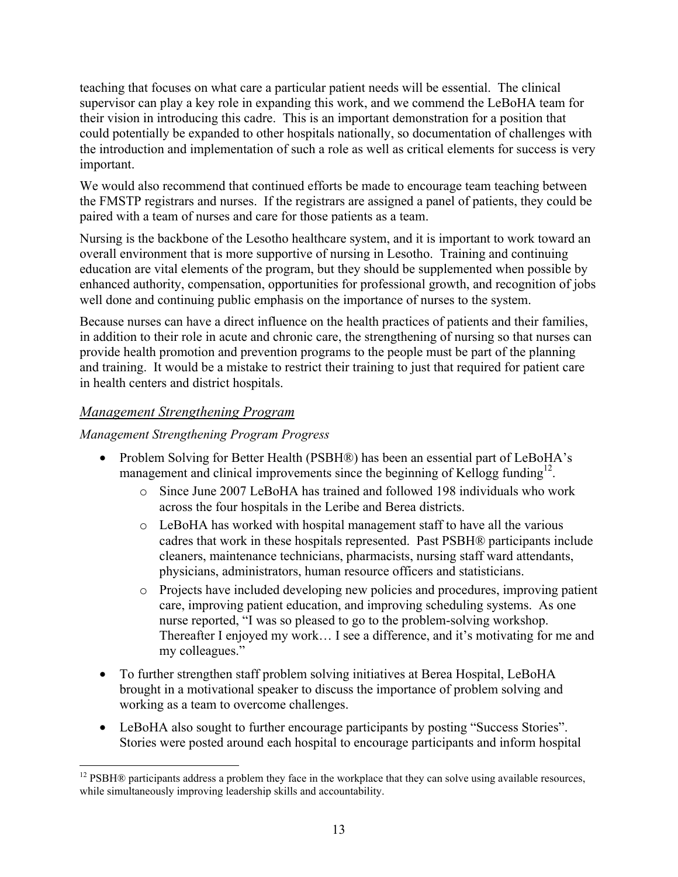teaching that focuses on what care a particular patient needs will be essential. The clinical supervisor can play a key role in expanding this work, and we commend the LeBoHA team for their vision in introducing this cadre. This is an important demonstration for a position that could potentially be expanded to other hospitals nationally, so documentation of challenges with the introduction and implementation of such a role as well as critical elements for success is very important.

We would also recommend that continued efforts be made to encourage team teaching between the FMSTP registrars and nurses. If the registrars are assigned a panel of patients, they could be paired with a team of nurses and care for those patients as a team.

Nursing is the backbone of the Lesotho healthcare system, and it is important to work toward an overall environment that is more supportive of nursing in Lesotho. Training and continuing education are vital elements of the program, but they should be supplemented when possible by enhanced authority, compensation, opportunities for professional growth, and recognition of jobs well done and continuing public emphasis on the importance of nurses to the system.

Because nurses can have a direct influence on the health practices of patients and their families, in addition to their role in acute and chronic care, the strengthening of nursing so that nurses can provide health promotion and prevention programs to the people must be part of the planning and training. It would be a mistake to restrict their training to just that required for patient care in health centers and district hospitals.

## *Management Strengthening Program*

### *Management Strengthening Program Progress*

- Problem Solving for Better Health (PSBH®) has been an essential part of LeBoHA's management and clinical improvements since the beginning of Kellogg funding[12].
  - Since June 2007 LeBoHA has trained and followed 198 individuals who work across the four hospitals in the Leribe and Berea districts.
  - LeBoHA has worked with hospital management staff to have all the various cadres that work in these hospitals represented. Past PSBH® participants include cleaners, maintenance technicians, pharmacists, nursing staff ward attendants, physicians, administrators, human resource officers and statisticians.
  - Projects have included developing new policies and procedures, improving patient care, improving patient education, and improving scheduling systems. As one nurse reported, "I was so pleased to go to the problem-solving workshop. Thereafter I enjoyed my work… I see a difference, and it's motivating for me and my colleagues."
- To further strengthen staff problem solving initiatives at Berea Hospital, LeBoHA brought in a motivational speaker to discuss the importance of problem solving and working as a team to overcome challenges.
- LeBoHA also sought to further encourage participants by posting "Success Stories". Stories were posted around each hospital to encourage participants and inform hospital

[12] PSBH® participants address a problem they face in the workplace that they can solve using available resources, while simultaneously improving leadership skills and accountability.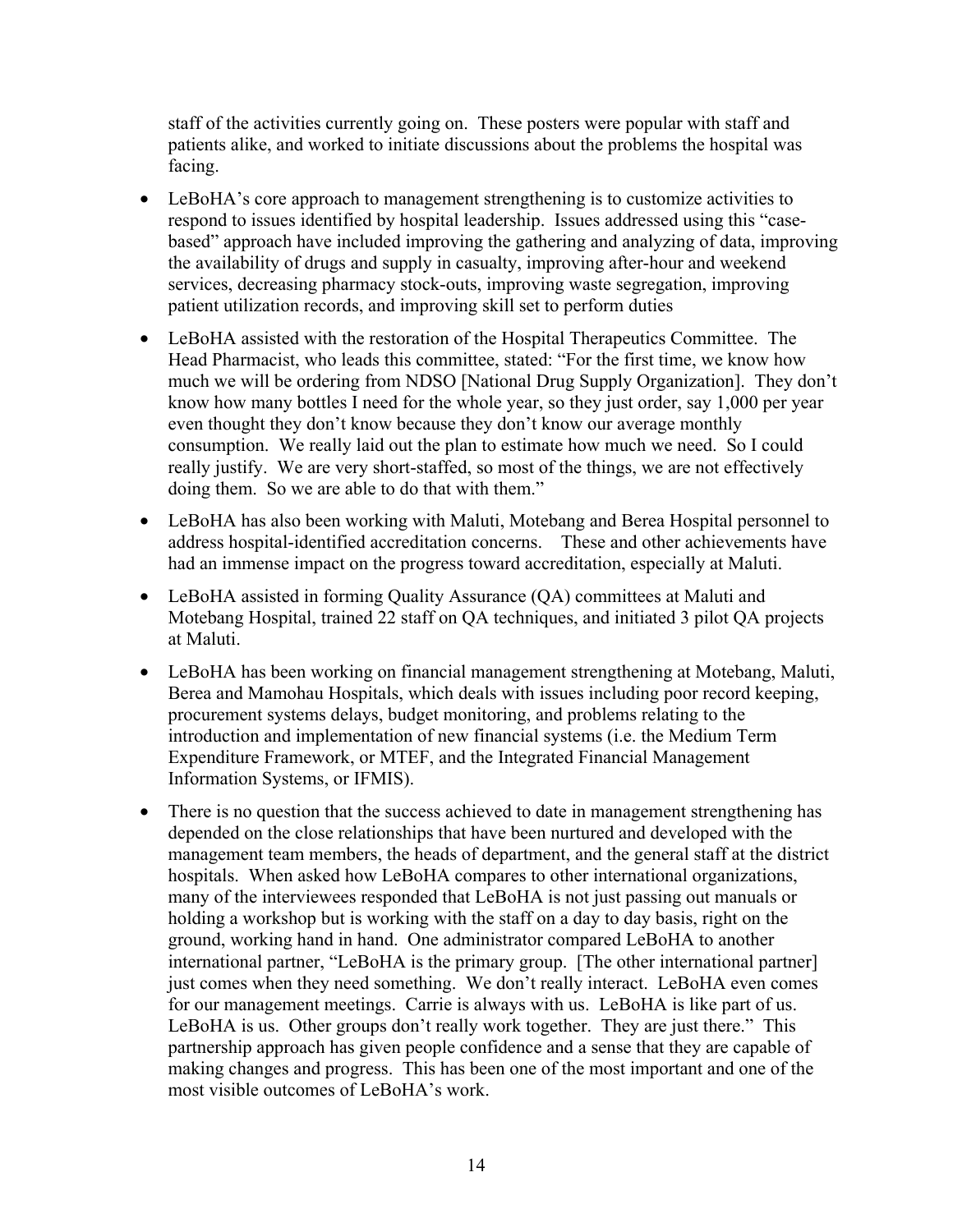staff of the activities currently going on. These posters were popular with staff and patients alike, and worked to initiate discussions about the problems the hospital was facing.

- LeBoHA's core approach to management strengthening is to customize activities to respond to issues identified by hospital leadership. Issues addressed using this "case-based" approach have included improving the gathering and analyzing of data, improving the availability of drugs and supply in casualty, improving after-hour and weekend services, decreasing pharmacy stock-outs, improving waste segregation, improving patient utilization records, and improving skill set to perform duties

- LeBoHA assisted with the restoration of the Hospital Therapeutics Committee. The Head Pharmacist, who leads this committee, stated: "For the first time, we know how much we will be ordering from NDSO [National Drug Supply Organization]. They don't know how many bottles I need for the whole year, so they just order, say 1,000 per year even thought they don't know because they don't know our average monthly consumption. We really laid out the plan to estimate how much we need. So I could really justify. We are very short-staffed, so most of the things, we are not effectively doing them. So we are able to do that with them."

- LeBoHA has also been working with Maluti, Motebang and Berea Hospital personnel to address hospital-identified accreditation concerns. These and other achievements have had an immense impact on the progress toward accreditation, especially at Maluti.

- LeBoHA assisted in forming Quality Assurance (QA) committees at Maluti and Motebang Hospital, trained 22 staff on QA techniques, and initiated 3 pilot QA projects at Maluti.

- LeBoHA has been working on financial management strengthening at Motebang, Maluti, Berea and Mamohau Hospitals, which deals with issues including poor record keeping, procurement systems delays, budget monitoring, and problems relating to the introduction and implementation of new financial systems (i.e. the Medium Term Expenditure Framework, or MTEF, and the Integrated Financial Management Information Systems, or IFMIS).

- There is no question that the success achieved to date in management strengthening has depended on the close relationships that have been nurtured and developed with the management team members, the heads of department, and the general staff at the district hospitals. When asked how LeBoHA compares to other international organizations, many of the interviewees responded that LeBoHA is not just passing out manuals or holding a workshop but is working with the staff on a day to day basis, right on the ground, working hand in hand. One administrator compared LeBoHA to another international partner, "LeBoHA is the primary group. [The other international partner] just comes when they need something. We don't really interact. LeBoHA even comes for our management meetings. Carrie is always with us. LeBoHA is like part of us. LeBoHA is us. Other groups don't really work together. They are just there." This partnership approach has given people confidence and a sense that they are capable of making changes and progress. This has been one of the most important and one of the most visible outcomes of LeBoHA's work.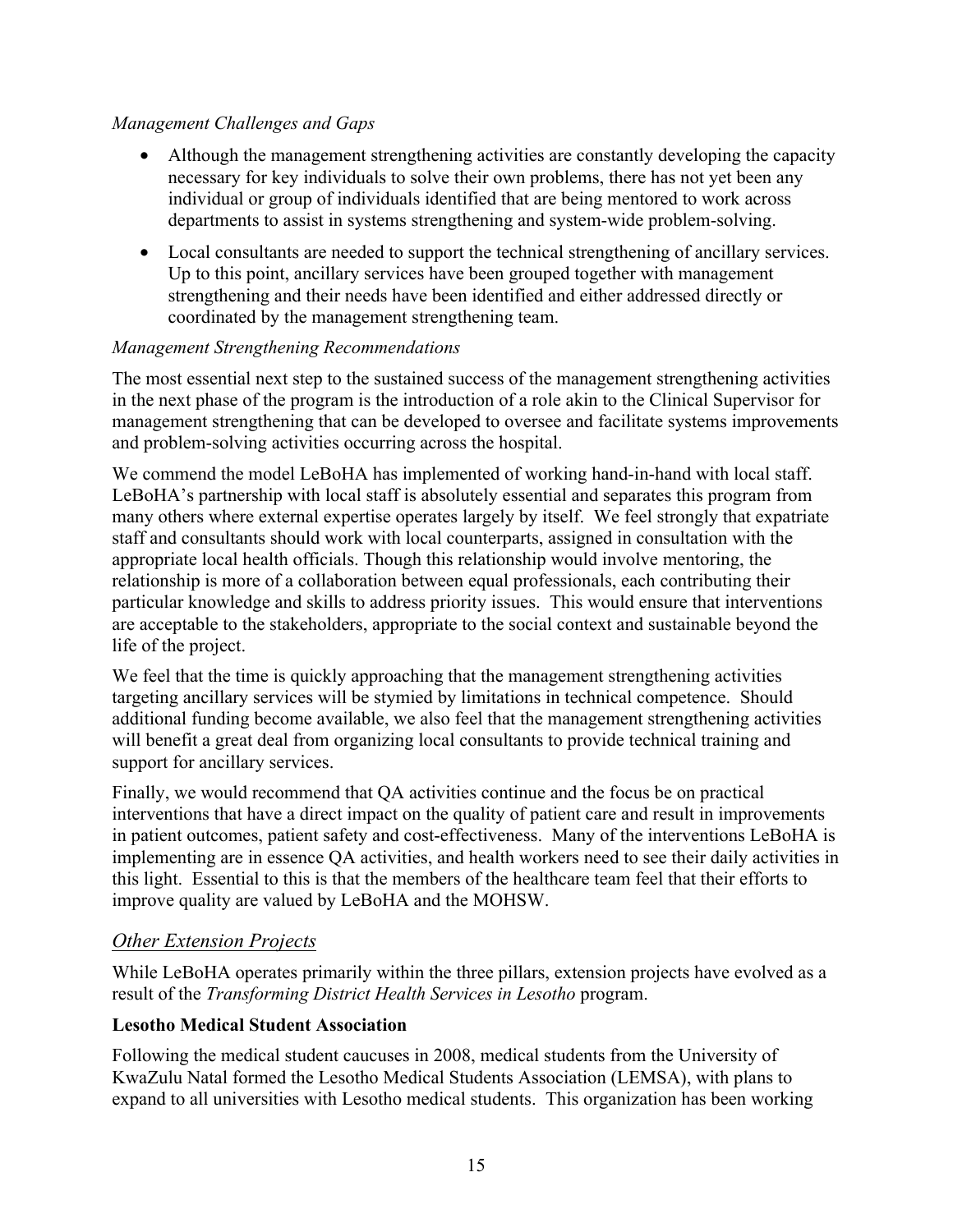*Management Challenges and Gaps*

- Although the management strengthening activities are constantly developing the capacity necessary for key individuals to solve their own problems, there has not yet been any individual or group of individuals identified that are being mentored to work across departments to assist in systems strengthening and system-wide problem-solving.
- Local consultants are needed to support the technical strengthening of ancillary services. Up to this point, ancillary services have been grouped together with management strengthening and their needs have been identified and either addressed directly or coordinated by the management strengthening team.

*Management Strengthening Recommendations*

The most essential next step to the sustained success of the management strengthening activities in the next phase of the program is the introduction of a role akin to the Clinical Supervisor for management strengthening that can be developed to oversee and facilitate systems improvements and problem-solving activities occurring across the hospital.

We commend the model LeBoHA has implemented of working hand-in-hand with local staff. LeBoHA's partnership with local staff is absolutely essential and separates this program from many others where external expertise operates largely by itself. We feel strongly that expatriate staff and consultants should work with local counterparts, assigned in consultation with the appropriate local health officials. Though this relationship would involve mentoring, the relationship is more of a collaboration between equal professionals, each contributing their particular knowledge and skills to address priority issues. This would ensure that interventions are acceptable to the stakeholders, appropriate to the social context and sustainable beyond the life of the project.

We feel that the time is quickly approaching that the management strengthening activities targeting ancillary services will be stymied by limitations in technical competence. Should additional funding become available, we also feel that the management strengthening activities will benefit a great deal from organizing local consultants to provide technical training and support for ancillary services.

Finally, we would recommend that QA activities continue and the focus be on practical interventions that have a direct impact on the quality of patient care and result in improvements in patient outcomes, patient safety and cost-effectiveness. Many of the interventions LeBoHA is implementing are in essence QA activities, and health workers need to see their daily activities in this light. Essential to this is that the members of the healthcare team feel that their efforts to improve quality are valued by LeBoHA and the MOHSW.

## *Other Extension Projects*

While LeBoHA operates primarily within the three pillars, extension projects have evolved as a result of the *Transforming District Health Services in Lesotho* program.

### Lesotho Medical Student Association

Following the medical student caucuses in 2008, medical students from the University of KwaZulu Natal formed the Lesotho Medical Students Association (LEMSA), with plans to expand to all universities with Lesotho medical students. This organization has been working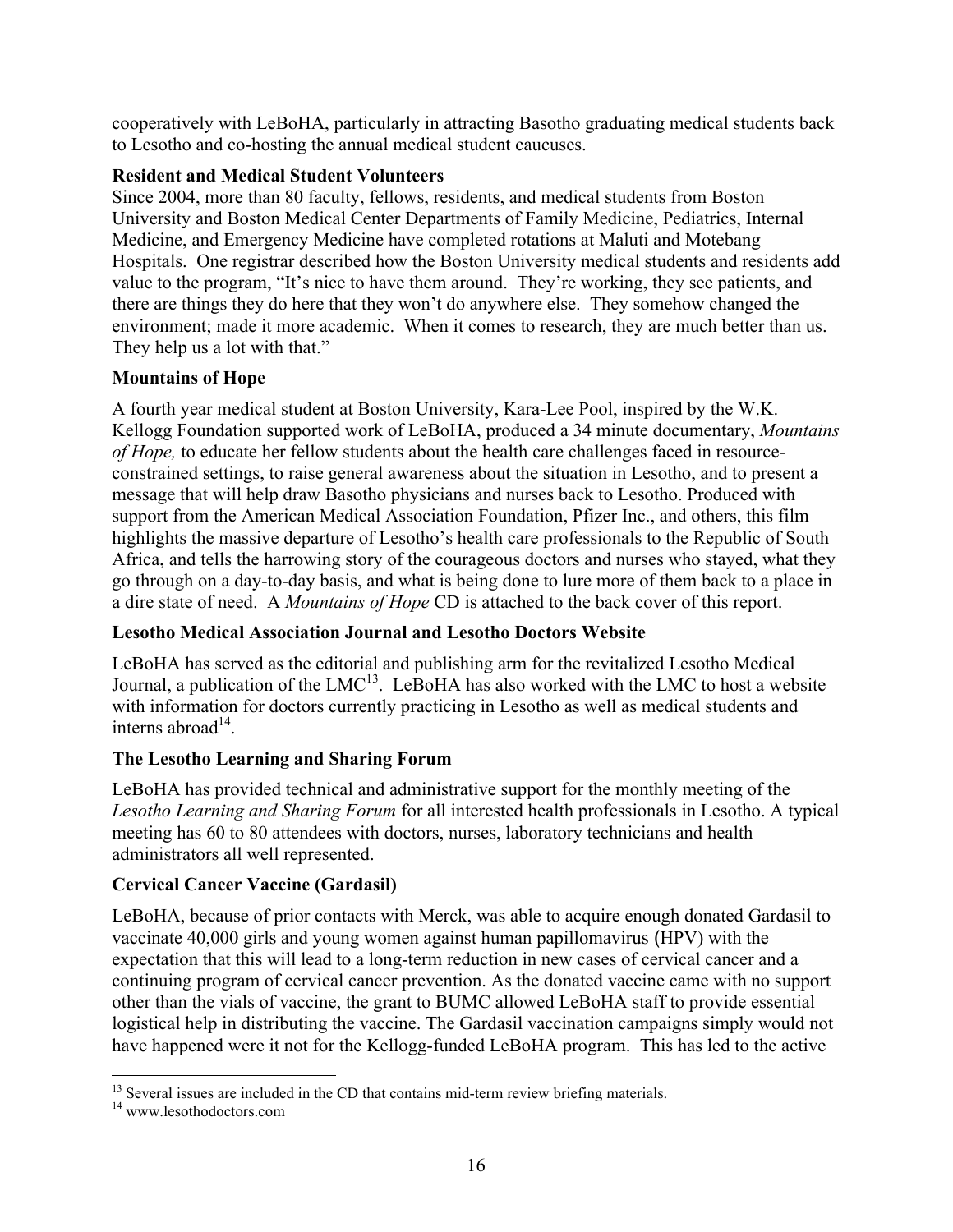cooperatively with LeBoHA, particularly in attracting Basotho graduating medical students back to Lesotho and co-hosting the annual medical student caucuses.

**Resident and Medical Student Volunteers**

Since 2004, more than 80 faculty, fellows, residents, and medical students from Boston University and Boston Medical Center Departments of Family Medicine, Pediatrics, Internal Medicine, and Emergency Medicine have completed rotations at Maluti and Motebang Hospitals. One registrar described how the Boston University medical students and residents add value to the program, "It's nice to have them around. They're working, they see patients, and there are things they do here that they won't do anywhere else. They somehow changed the environment; made it more academic. When it comes to research, they are much better than us. They help us a lot with that."

**Mountains of Hope**

A fourth year medical student at Boston University, Kara-Lee Pool, inspired by the W.K. Kellogg Foundation supported work of LeBoHA, produced a 34 minute documentary, *Mountains of Hope,* to educate her fellow students about the health care challenges faced in resource-constrained settings, to raise general awareness about the situation in Lesotho, and to present a message that will help draw Basotho physicians and nurses back to Lesotho. Produced with support from the American Medical Association Foundation, Pfizer Inc., and others, this film highlights the massive departure of Lesotho's health care professionals to the Republic of South Africa, and tells the harrowing story of the courageous doctors and nurses who stayed, what they go through on a day-to-day basis, and what is being done to lure more of them back to a place in a dire state of need. A *Mountains of Hope* CD is attached to the back cover of this report.

**Lesotho Medical Association Journal and Lesotho Doctors Website**

LeBoHA has served as the editorial and publishing arm for the revitalized Lesotho Medical Journal, a publication of the LMC[13]. LeBoHA has also worked with the LMC to host a website with information for doctors currently practicing in Lesotho as well as medical students and interns abroad[14].

**The Lesotho Learning and Sharing Forum**

LeBoHA has provided technical and administrative support for the monthly meeting of the *Lesotho Learning and Sharing Forum* for all interested health professionals in Lesotho. A typical meeting has 60 to 80 attendees with doctors, nurses, laboratory technicians and health administrators all well represented.

**Cervical Cancer Vaccine (Gardasil)**

LeBoHA, because of prior contacts with Merck, was able to acquire enough donated Gardasil to vaccinate 40,000 girls and young women against human papillomavirus (HPV) with the expectation that this will lead to a long-term reduction in new cases of cervical cancer and a continuing program of cervical cancer prevention. As the donated vaccine came with no support other than the vials of vaccine, the grant to BUMC allowed LeBoHA staff to provide essential logistical help in distributing the vaccine. The Gardasil vaccination campaigns simply would not have happened were it not for the Kellogg-funded LeBoHA program. This has led to the active

[13] Several issues are included in the CD that contains mid-term review briefing materials.

[14] www.lesothodoctors.com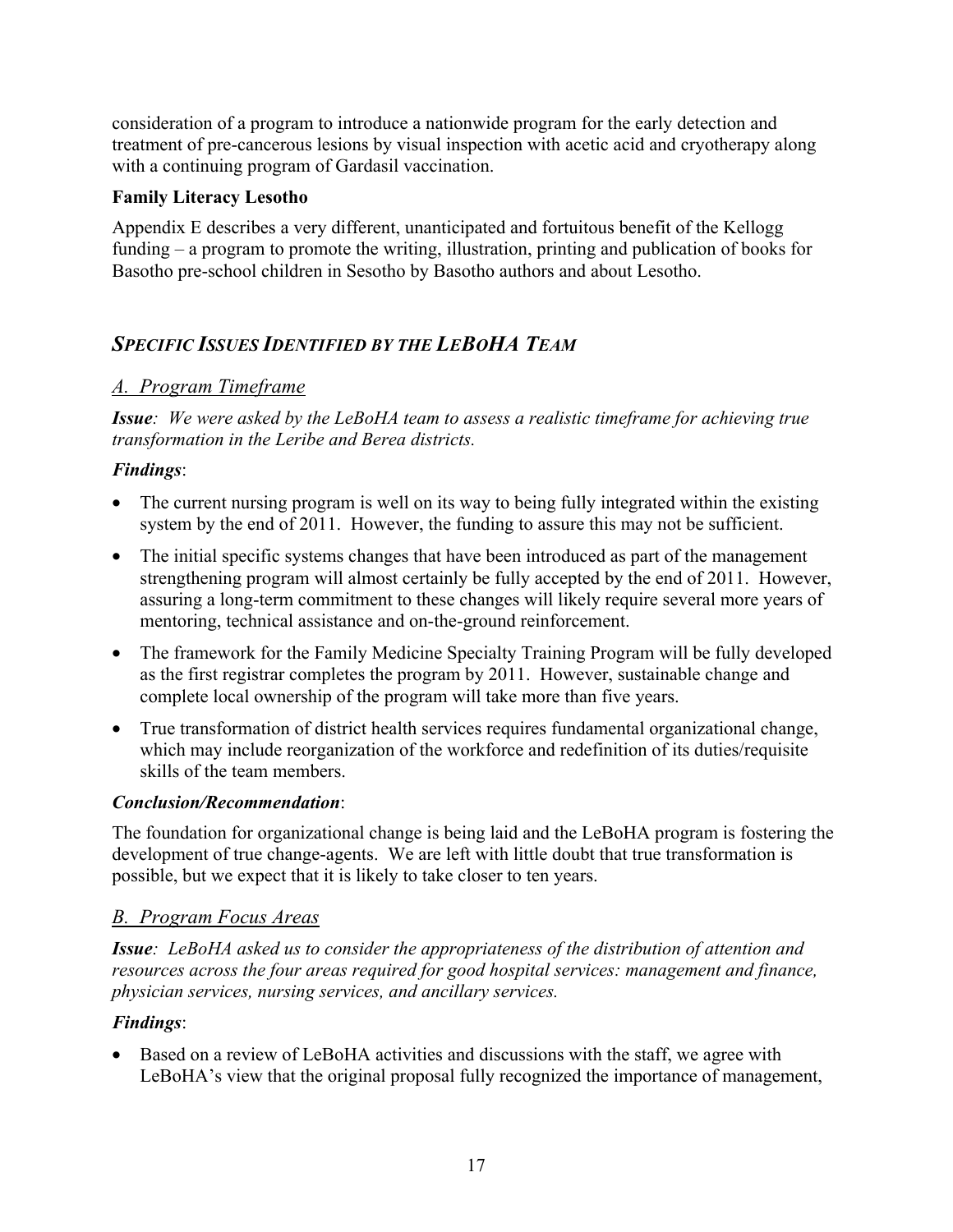consideration of a program to introduce a nationwide program for the early detection and treatment of pre-cancerous lesions by visual inspection with acetic acid and cryotherapy along with a continuing program of Gardasil vaccination.

**Family Literacy Lesotho**

Appendix E describes a very different, unanticipated and fortuitous benefit of the Kellogg funding – a program to promote the writing, illustration, printing and publication of books for Basotho pre-school children in Sesotho by Basotho authors and about Lesotho.

## *SPECIFIC ISSUES IDENTIFIED BY THE LEBOHA TEAM*

### *A. Program Timeframe*

***Issue****: We were asked by the LeBoHA team to assess a realistic timeframe for achieving true transformation in the Leribe and Berea districts.*

***Findings***:

- The current nursing program is well on its way to being fully integrated within the existing system by the end of 2011. However, the funding to assure this may not be sufficient.
- The initial specific systems changes that have been introduced as part of the management strengthening program will almost certainly be fully accepted by the end of 2011. However, assuring a long-term commitment to these changes will likely require several more years of mentoring, technical assistance and on-the-ground reinforcement.
- The framework for the Family Medicine Specialty Training Program will be fully developed as the first registrar completes the program by 2011. However, sustainable change and complete local ownership of the program will take more than five years.
- True transformation of district health services requires fundamental organizational change, which may include reorganization of the workforce and redefinition of its duties/requisite skills of the team members.

***Conclusion/Recommendation***:

The foundation for organizational change is being laid and the LeBoHA program is fostering the development of true change-agents. We are left with little doubt that true transformation is possible, but we expect that it is likely to take closer to ten years.

### *B. Program Focus Areas*

***Issue****: LeBoHA asked us to consider the appropriateness of the distribution of attention and resources across the four areas required for good hospital services: management and finance, physician services, nursing services, and ancillary services.*

***Findings***:

- Based on a review of LeBoHA activities and discussions with the staff, we agree with LeBoHA's view that the original proposal fully recognized the importance of management,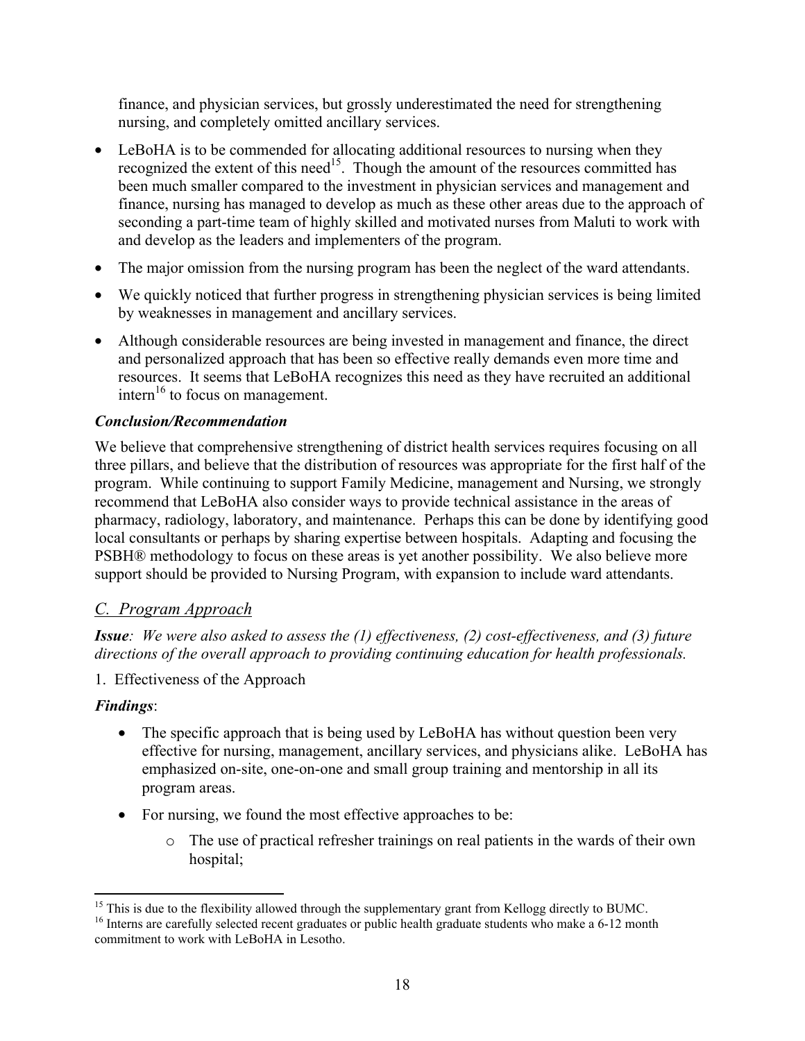finance, and physician services, but grossly underestimated the need for strengthening nursing, and completely omitted ancillary services.

- LeBoHA is to be commended for allocating additional resources to nursing when they recognized the extent of this need[15]. Though the amount of the resources committed has been much smaller compared to the investment in physician services and management and finance, nursing has managed to develop as much as these other areas due to the approach of seconding a part-time team of highly skilled and motivated nurses from Maluti to work with and develop as the leaders and implementers of the program.
- The major omission from the nursing program has been the neglect of the ward attendants.
- We quickly noticed that further progress in strengthening physician services is being limited by weaknesses in management and ancillary services.
- Although considerable resources are being invested in management and finance, the direct and personalized approach that has been so effective really demands even more time and resources. It seems that LeBoHA recognizes this need as they have recruited an additional intern[16] to focus on management.

***Conclusion/Recommendation***

We believe that comprehensive strengthening of district health services requires focusing on all three pillars, and believe that the distribution of resources was appropriate for the first half of the program. While continuing to support Family Medicine, management and Nursing, we strongly recommend that LeBoHA also consider ways to provide technical assistance in the areas of pharmacy, radiology, laboratory, and maintenance. Perhaps this can be done by identifying good local consultants or perhaps by sharing expertise between hospitals. Adapting and focusing the PSBH® methodology to focus on these areas is yet another possibility. We also believe more support should be provided to Nursing Program, with expansion to include ward attendants.

## *C. Program Approach*

***Issue**: We were also asked to assess the (1) effectiveness, (2) cost-effectiveness, and (3) future directions of the overall approach to providing continuing education for health professionals.*

1. Effectiveness of the Approach

***Findings***:

- The specific approach that is being used by LeBoHA has without question been very effective for nursing, management, ancillary services, and physicians alike. LeBoHA has emphasized on-site, one-on-one and small group training and mentorship in all its program areas.
- For nursing, we found the most effective approaches to be:
    - The use of practical refresher trainings on real patients in the wards of their own hospital;

---

[15] This is due to the flexibility allowed through the supplementary grant from Kellogg directly to BUMC.

[16] Interns are carefully selected recent graduates or public health graduate students who make a 6-12 month commitment to work with LeBoHA in Lesotho.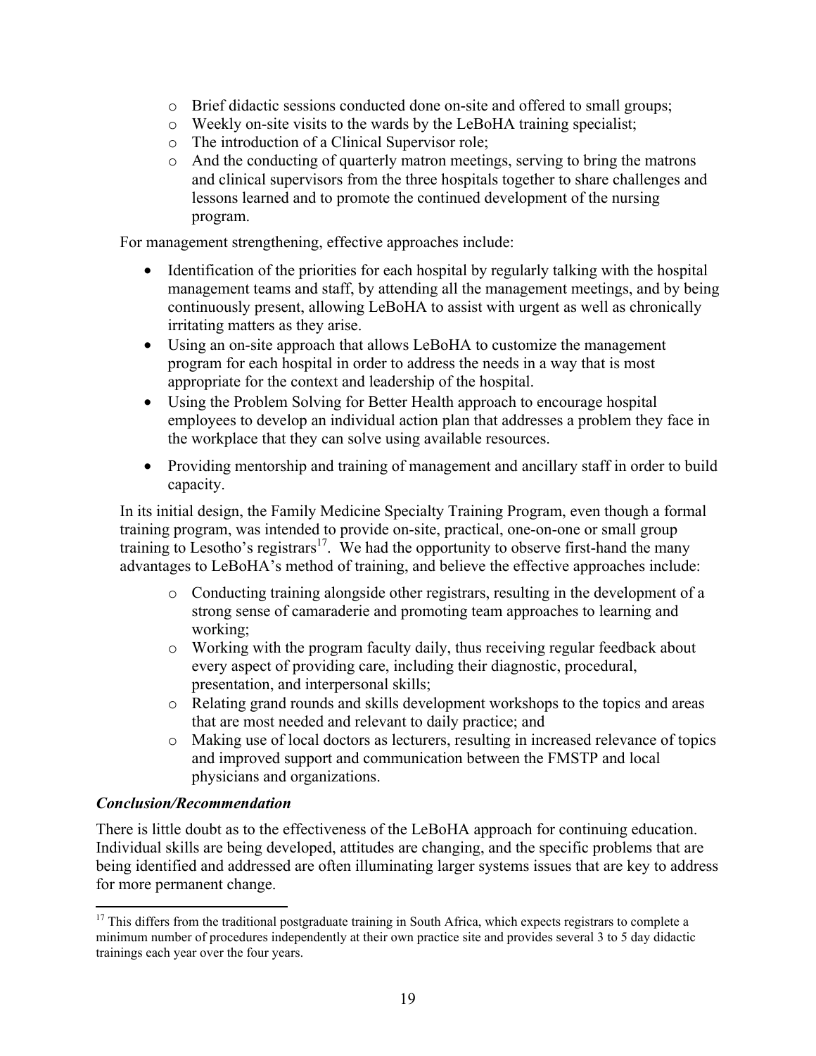- Brief didactic sessions conducted done on-site and offered to small groups;
- Weekly on-site visits to the wards by the LeBoHA training specialist;
- The introduction of a Clinical Supervisor role;
- And the conducting of quarterly matron meetings, serving to bring the matrons and clinical supervisors from the three hospitals together to share challenges and lessons learned and to promote the continued development of the nursing program.

For management strengthening, effective approaches include:

- Identification of the priorities for each hospital by regularly talking with the hospital management teams and staff, by attending all the management meetings, and by being continuously present, allowing LeBoHA to assist with urgent as well as chronically irritating matters as they arise.
- Using an on-site approach that allows LeBoHA to customize the management program for each hospital in order to address the needs in a way that is most appropriate for the context and leadership of the hospital.
- Using the Problem Solving for Better Health approach to encourage hospital employees to develop an individual action plan that addresses a problem they face in the workplace that they can solve using available resources.
- Providing mentorship and training of management and ancillary staff in order to build capacity.

In its initial design, the Family Medicine Specialty Training Program, even though a formal training program, was intended to provide on-site, practical, one-on-one or small group training to Lesotho's registrars[17]. We had the opportunity to observe first-hand the many advantages to LeBoHA's method of training, and believe the effective approaches include:

- Conducting training alongside other registrars, resulting in the development of a strong sense of camaraderie and promoting team approaches to learning and working;
- Working with the program faculty daily, thus receiving regular feedback about every aspect of providing care, including their diagnostic, procedural, presentation, and interpersonal skills;
- Relating grand rounds and skills development workshops to the topics and areas that are most needed and relevant to daily practice; and
- Making use of local doctors as lecturers, resulting in increased relevance of topics and improved support and communication between the FMSTP and local physicians and organizations.

***Conclusion/Recommendation***

There is little doubt as to the effectiveness of the LeBoHA approach for continuing education. Individual skills are being developed, attitudes are changing, and the specific problems that are being identified and addressed are often illuminating larger systems issues that are key to address for more permanent change.

[17] This differs from the traditional postgraduate training in South Africa, which expects registrars to complete a minimum number of procedures independently at their own practice site and provides several 3 to 5 day didactic trainings each year over the four years.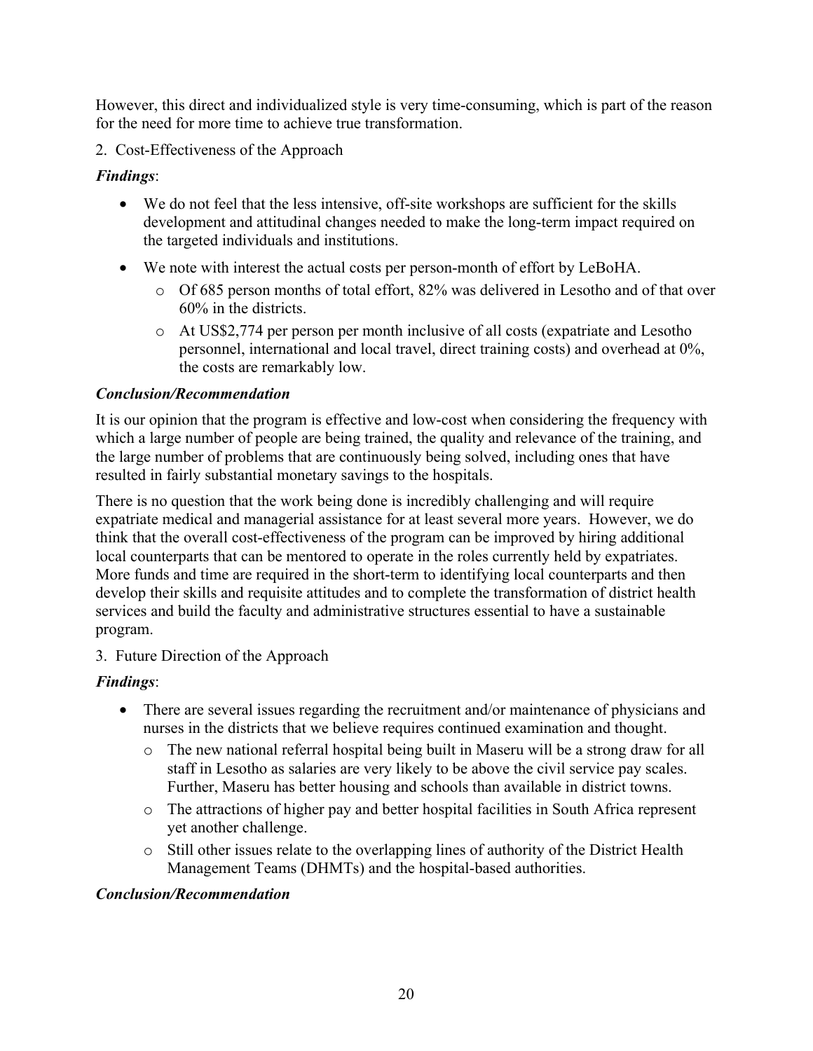However, this direct and individualized style is very time-consuming, which is part of the reason for the need for more time to achieve true transformation.

2. Cost-Effectiveness of the Approach

***Findings***:

- We do not feel that the less intensive, off-site workshops are sufficient for the skills development and attitudinal changes needed to make the long-term impact required on the targeted individuals and institutions.
- We note with interest the actual costs per person-month of effort by LeBoHA.
    - Of 685 person months of total effort, 82% was delivered in Lesotho and of that over 60% in the districts.
    - At US$2,774 per person per month inclusive of all costs (expatriate and Lesotho personnel, international and local travel, direct training costs) and overhead at 0%, the costs are remarkably low.

***Conclusion/Recommendation***

It is our opinion that the program is effective and low-cost when considering the frequency with which a large number of people are being trained, the quality and relevance of the training, and the large number of problems that are continuously being solved, including ones that have resulted in fairly substantial monetary savings to the hospitals.

There is no question that the work being done is incredibly challenging and will require expatriate medical and managerial assistance for at least several more years. However, we do think that the overall cost-effectiveness of the program can be improved by hiring additional local counterparts that can be mentored to operate in the roles currently held by expatriates. More funds and time are required in the short-term to identifying local counterparts and then develop their skills and requisite attitudes and to complete the transformation of district health services and build the faculty and administrative structures essential to have a sustainable program.

3. Future Direction of the Approach

***Findings***:

- There are several issues regarding the recruitment and/or maintenance of physicians and nurses in the districts that we believe requires continued examination and thought.
    - The new national referral hospital being built in Maseru will be a strong draw for all staff in Lesotho as salaries are very likely to be above the civil service pay scales. Further, Maseru has better housing and schools than available in district towns.
    - The attractions of higher pay and better hospital facilities in South Africa represent yet another challenge.
    - Still other issues relate to the overlapping lines of authority of the District Health Management Teams (DHMTs) and the hospital-based authorities.

***Conclusion/Recommendation***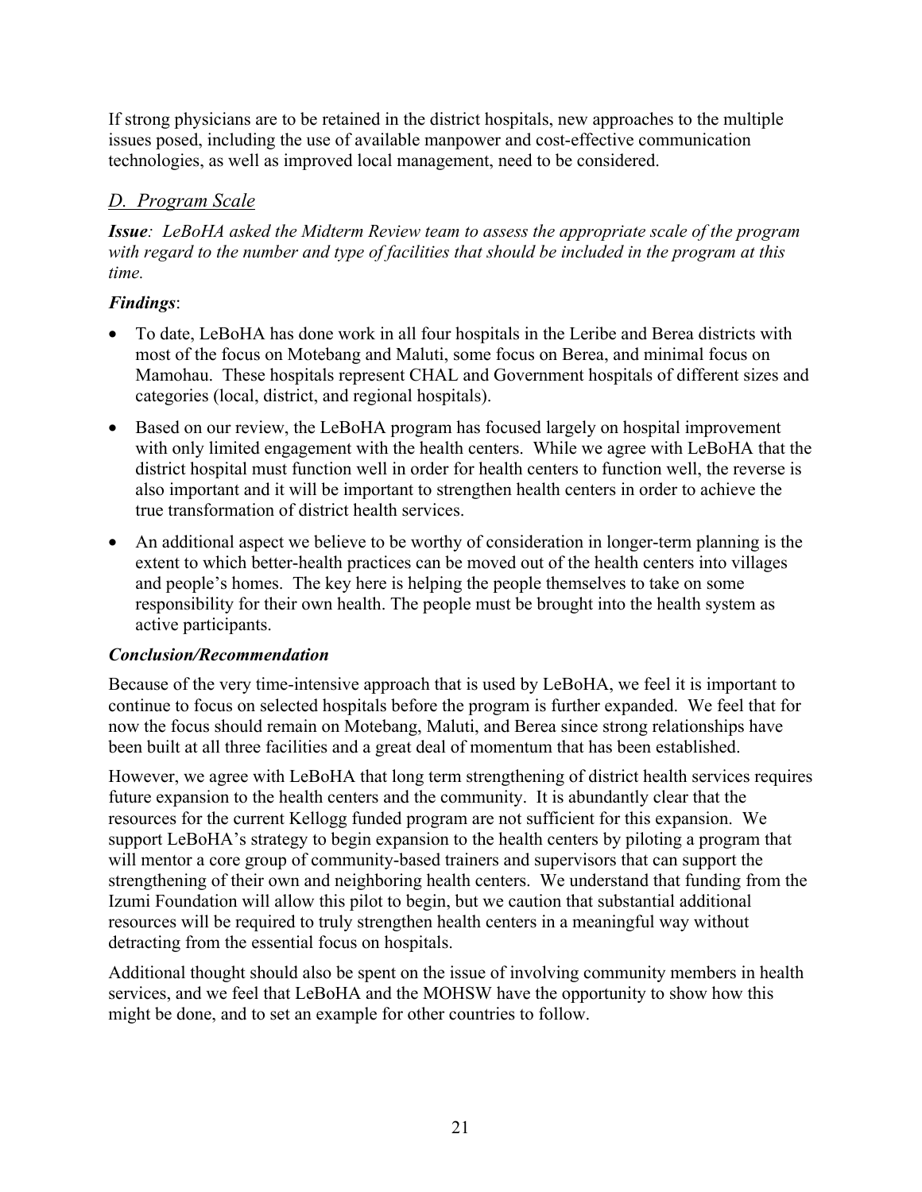If strong physicians are to be retained in the district hospitals, new approaches to the multiple issues posed, including the use of available manpower and cost-effective communication technologies, as well as improved local management, need to be considered.

## *D. Program Scale*

***Issue****: LeBoHA asked the Midterm Review team to assess the appropriate scale of the program with regard to the number and type of facilities that should be included in the program at this time.*

***Findings***:

- To date, LeBoHA has done work in all four hospitals in the Leribe and Berea districts with most of the focus on Motebang and Maluti, some focus on Berea, and minimal focus on Mamohau. These hospitals represent CHAL and Government hospitals of different sizes and categories (local, district, and regional hospitals).
- Based on our review, the LeBoHA program has focused largely on hospital improvement with only limited engagement with the health centers. While we agree with LeBoHA that the district hospital must function well in order for health centers to function well, the reverse is also important and it will be important to strengthen health centers in order to achieve the true transformation of district health services.
- An additional aspect we believe to be worthy of consideration in longer-term planning is the extent to which better-health practices can be moved out of the health centers into villages and people's homes. The key here is helping the people themselves to take on some responsibility for their own health. The people must be brought into the health system as active participants.

***Conclusion/Recommendation***

Because of the very time-intensive approach that is used by LeBoHA, we feel it is important to continue to focus on selected hospitals before the program is further expanded. We feel that for now the focus should remain on Motebang, Maluti, and Berea since strong relationships have been built at all three facilities and a great deal of momentum that has been established.

However, we agree with LeBoHA that long term strengthening of district health services requires future expansion to the health centers and the community. It is abundantly clear that the resources for the current Kellogg funded program are not sufficient for this expansion. We support LeBoHA's strategy to begin expansion to the health centers by piloting a program that will mentor a core group of community-based trainers and supervisors that can support the strengthening of their own and neighboring health centers. We understand that funding from the Izumi Foundation will allow this pilot to begin, but we caution that substantial additional resources will be required to truly strengthen health centers in a meaningful way without detracting from the essential focus on hospitals.

Additional thought should also be spent on the issue of involving community members in health services, and we feel that LeBoHA and the MOHSW have the opportunity to show how this might be done, and to set an example for other countries to follow.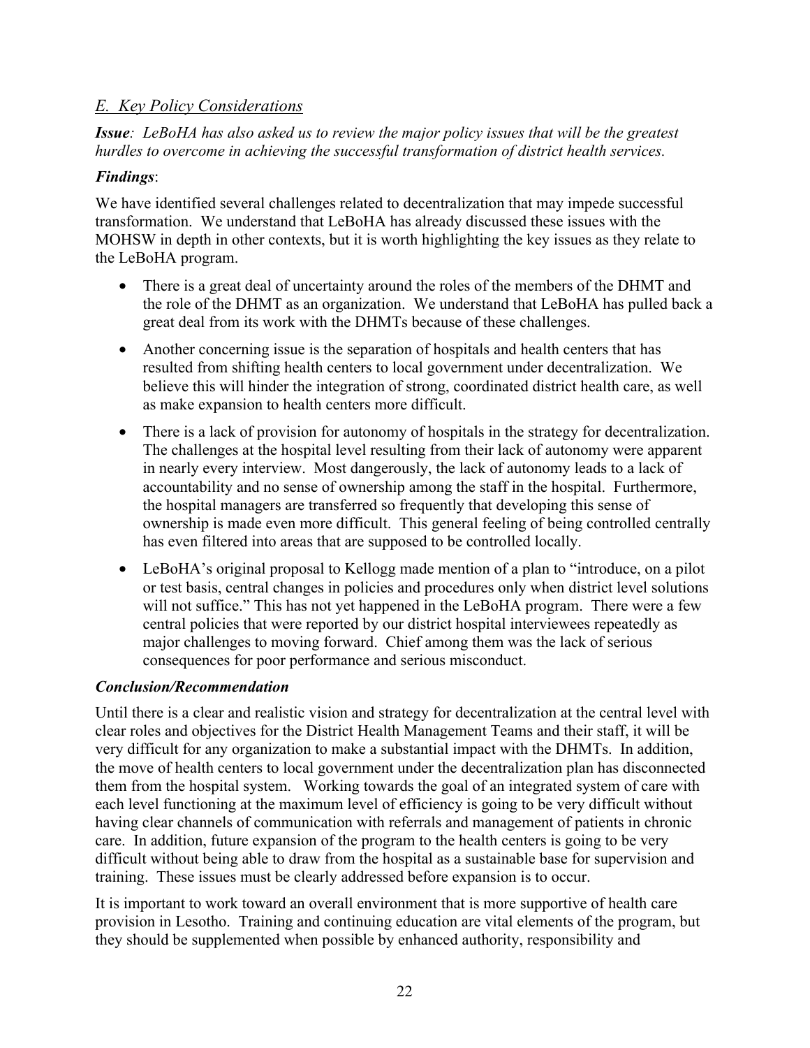## *E. Key Policy Considerations*

***Issue**: LeBoHA has also asked us to review the major policy issues that will be the greatest hurdles to overcome in achieving the successful transformation of district health services.*

***Findings***:

We have identified several challenges related to decentralization that may impede successful transformation. We understand that LeBoHA has already discussed these issues with the MOHSW in depth in other contexts, but it is worth highlighting the key issues as they relate to the LeBoHA program.

- There is a great deal of uncertainty around the roles of the members of the DHMT and the role of the DHMT as an organization. We understand that LeBoHA has pulled back a great deal from its work with the DHMTs because of these challenges.
- Another concerning issue is the separation of hospitals and health centers that has resulted from shifting health centers to local government under decentralization. We believe this will hinder the integration of strong, coordinated district health care, as well as make expansion to health centers more difficult.
- There is a lack of provision for autonomy of hospitals in the strategy for decentralization. The challenges at the hospital level resulting from their lack of autonomy were apparent in nearly every interview. Most dangerously, the lack of autonomy leads to a lack of accountability and no sense of ownership among the staff in the hospital. Furthermore, the hospital managers are transferred so frequently that developing this sense of ownership is made even more difficult. This general feeling of being controlled centrally has even filtered into areas that are supposed to be controlled locally.
- LeBoHA's original proposal to Kellogg made mention of a plan to "introduce, on a pilot or test basis, central changes in policies and procedures only when district level solutions will not suffice." This has not yet happened in the LeBoHA program. There were a few central policies that were reported by our district hospital interviewees repeatedly as major challenges to moving forward. Chief among them was the lack of serious consequences for poor performance and serious misconduct.

***Conclusion/Recommendation***

Until there is a clear and realistic vision and strategy for decentralization at the central level with clear roles and objectives for the District Health Management Teams and their staff, it will be very difficult for any organization to make a substantial impact with the DHMTs. In addition, the move of health centers to local government under the decentralization plan has disconnected them from the hospital system. Working towards the goal of an integrated system of care with each level functioning at the maximum level of efficiency is going to be very difficult without having clear channels of communication with referrals and management of patients in chronic care. In addition, future expansion of the program to the health centers is going to be very difficult without being able to draw from the hospital as a sustainable base for supervision and training. These issues must be clearly addressed before expansion is to occur.

It is important to work toward an overall environment that is more supportive of health care provision in Lesotho. Training and continuing education are vital elements of the program, but they should be supplemented when possible by enhanced authority, responsibility and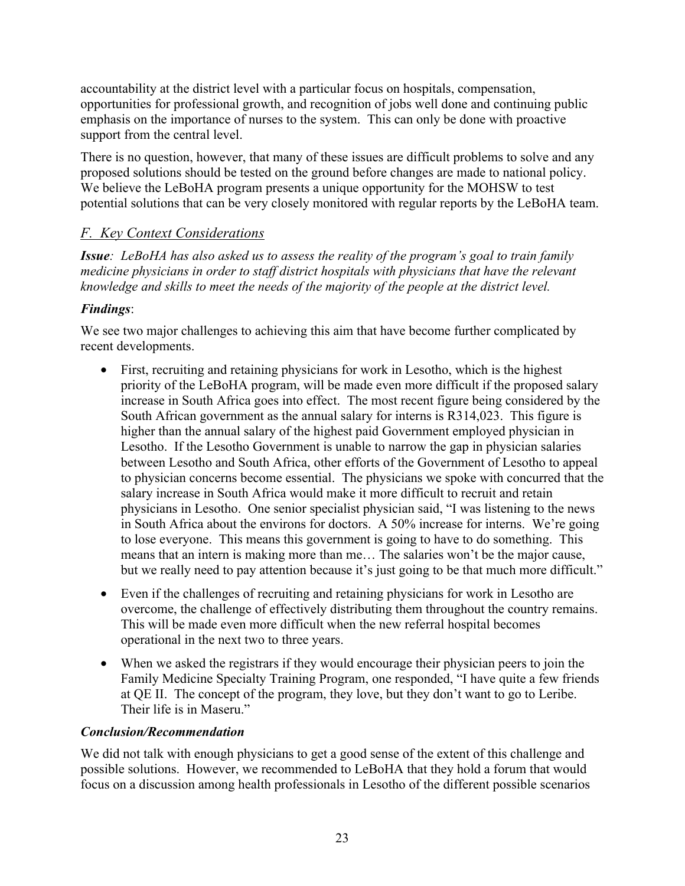accountability at the district level with a particular focus on hospitals, compensation, opportunities for professional growth, and recognition of jobs well done and continuing public emphasis on the importance of nurses to the system. This can only be done with proactive support from the central level.

There is no question, however, that many of these issues are difficult problems to solve and any proposed solutions should be tested on the ground before changes are made to national policy. We believe the LeBoHA program presents a unique opportunity for the MOHSW to test potential solutions that can be very closely monitored with regular reports by the LeBoHA team.

## *F. Key Context Considerations*

***Issue***: *LeBoHA has also asked us to assess the reality of the program's goal to train family medicine physicians in order to staff district hospitals with physicians that have the relevant knowledge and skills to meet the needs of the majority of the people at the district level.*

***Findings***:

We see two major challenges to achieving this aim that have become further complicated by recent developments.

- First, recruiting and retaining physicians for work in Lesotho, which is the highest priority of the LeBoHA program, will be made even more difficult if the proposed salary increase in South Africa goes into effect. The most recent figure being considered by the South African government as the annual salary for interns is R314,023. This figure is higher than the annual salary of the highest paid Government employed physician in Lesotho. If the Lesotho Government is unable to narrow the gap in physician salaries between Lesotho and South Africa, other efforts of the Government of Lesotho to appeal to physician concerns become essential. The physicians we spoke with concurred that the salary increase in South Africa would make it more difficult to recruit and retain physicians in Lesotho. One senior specialist physician said, "I was listening to the news in South Africa about the environs for doctors. A 50% increase for interns. We're going to lose everyone. This means this government is going to have to do something. This means that an intern is making more than me… The salaries won't be the major cause, but we really need to pay attention because it's just going to be that much more difficult."
- Even if the challenges of recruiting and retaining physicians for work in Lesotho are overcome, the challenge of effectively distributing them throughout the country remains. This will be made even more difficult when the new referral hospital becomes operational in the next two to three years.
- When we asked the registrars if they would encourage their physician peers to join the Family Medicine Specialty Training Program, one responded, "I have quite a few friends at QE II. The concept of the program, they love, but they don't want to go to Leribe. Their life is in Maseru."

***Conclusion/Recommendation***

We did not talk with enough physicians to get a good sense of the extent of this challenge and possible solutions. However, we recommended to LeBoHA that they hold a forum that would focus on a discussion among health professionals in Lesotho of the different possible scenarios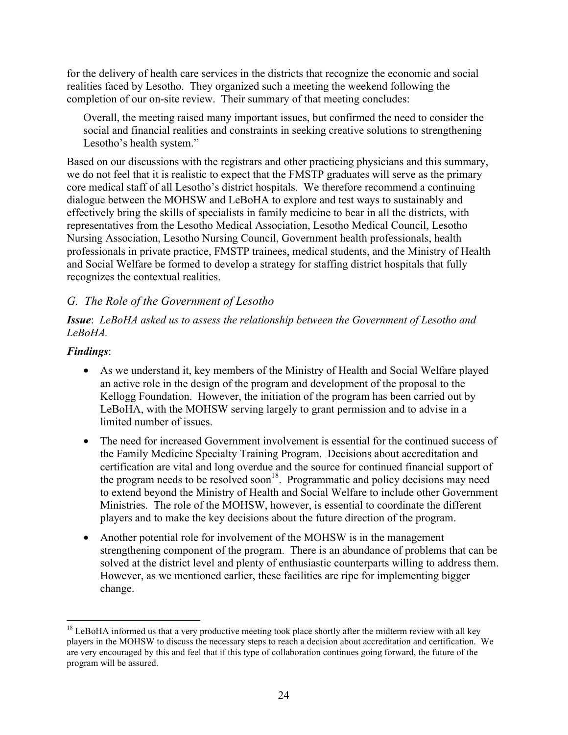for the delivery of health care services in the districts that recognize the economic and social realities faced by Lesotho. They organized such a meeting the weekend following the completion of our on-site review. Their summary of that meeting concludes:

> Overall, the meeting raised many important issues, but confirmed the need to consider the social and financial realities and constraints in seeking creative solutions to strengthening Lesotho's health system."

Based on our discussions with the registrars and other practicing physicians and this summary, we do not feel that it is realistic to expect that the FMSTP graduates will serve as the primary core medical staff of all Lesotho's district hospitals. We therefore recommend a continuing dialogue between the MOHSW and LeBoHA to explore and test ways to sustainably and effectively bring the skills of specialists in family medicine to bear in all the districts, with representatives from the Lesotho Medical Association, Lesotho Medical Council, Lesotho Nursing Association, Lesotho Nursing Council, Government health professionals, health professionals in private practice, FMSTP trainees, medical students, and the Ministry of Health and Social Welfare be formed to develop a strategy for staffing district hospitals that fully recognizes the contextual realities.

## *G. The Role of the Government of Lesotho*

***Issue***: *LeBoHA asked us to assess the relationship between the Government of Lesotho and LeBoHA.*

***Findings***:

- As we understand it, key members of the Ministry of Health and Social Welfare played an active role in the design of the program and development of the proposal to the Kellogg Foundation. However, the initiation of the program has been carried out by LeBoHA, with the MOHSW serving largely to grant permission and to advise in a limited number of issues.
- The need for increased Government involvement is essential for the continued success of the Family Medicine Specialty Training Program. Decisions about accreditation and certification are vital and long overdue and the source for continued financial support of the program needs to be resolved soon[18]. Programmatic and policy decisions may need to extend beyond the Ministry of Health and Social Welfare to include other Government Ministries. The role of the MOHSW, however, is essential to coordinate the different players and to make the key decisions about the future direction of the program.
- Another potential role for involvement of the MOHSW is in the management strengthening component of the program. There is an abundance of problems that can be solved at the district level and plenty of enthusiastic counterparts willing to address them. However, as we mentioned earlier, these facilities are ripe for implementing bigger change.

---

[18] LeBoHA informed us that a very productive meeting took place shortly after the midterm review with all key players in the MOHSW to discuss the necessary steps to reach a decision about accreditation and certification. We are very encouraged by this and feel that if this type of collaboration continues going forward, the future of the program will be assured.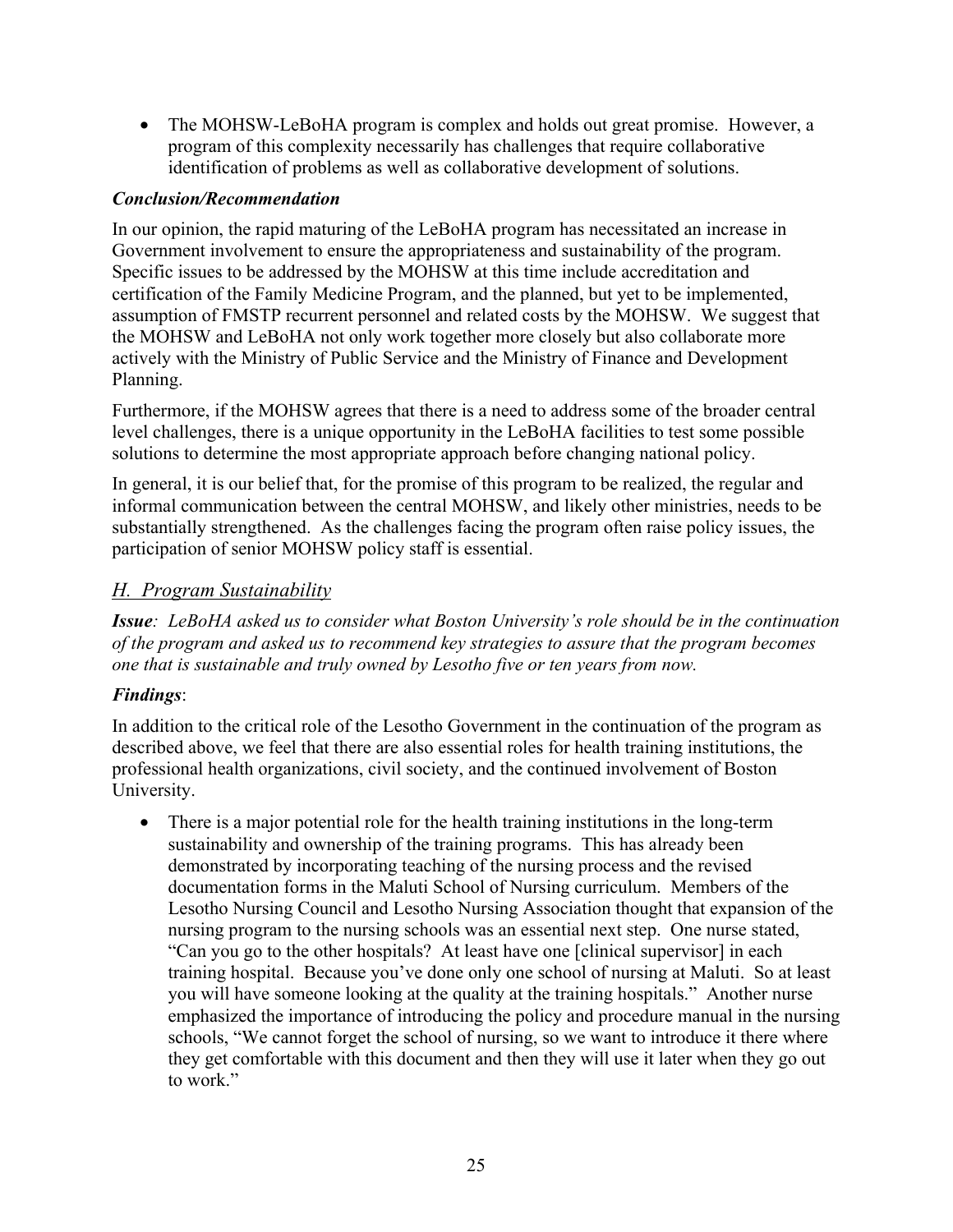- The MOHSW-LeBoHA program is complex and holds out great promise. However, a program of this complexity necessarily has challenges that require collaborative identification of problems as well as collaborative development of solutions.

***Conclusion/Recommendation***

In our opinion, the rapid maturing of the LeBoHA program has necessitated an increase in Government involvement to ensure the appropriateness and sustainability of the program. Specific issues to be addressed by the MOHSW at this time include accreditation and certification of the Family Medicine Program, and the planned, but yet to be implemented, assumption of FMSTP recurrent personnel and related costs by the MOHSW. We suggest that the MOHSW and LeBoHA not only work together more closely but also collaborate more actively with the Ministry of Public Service and the Ministry of Finance and Development Planning.

Furthermore, if the MOHSW agrees that there is a need to address some of the broader central level challenges, there is a unique opportunity in the LeBoHA facilities to test some possible solutions to determine the most appropriate approach before changing national policy.

In general, it is our belief that, for the promise of this program to be realized, the regular and informal communication between the central MOHSW, and likely other ministries, needs to be substantially strengthened. As the challenges facing the program often raise policy issues, the participation of senior MOHSW policy staff is essential.

## *H. Program Sustainability*

***Issue****: LeBoHA asked us to consider what Boston University's role should be in the continuation of the program and asked us to recommend key strategies to assure that the program becomes one that is sustainable and truly owned by Lesotho five or ten years from now.*

***Findings***:

In addition to the critical role of the Lesotho Government in the continuation of the program as described above, we feel that there are also essential roles for health training institutions, the professional health organizations, civil society, and the continued involvement of Boston University.

- There is a major potential role for the health training institutions in the long-term sustainability and ownership of the training programs. This has already been demonstrated by incorporating teaching of the nursing process and the revised documentation forms in the Maluti School of Nursing curriculum. Members of the Lesotho Nursing Council and Lesotho Nursing Association thought that expansion of the nursing program to the nursing schools was an essential next step. One nurse stated, "Can you go to the other hospitals? At least have one [clinical supervisor] in each training hospital. Because you've done only one school of nursing at Maluti. So at least you will have someone looking at the quality at the training hospitals." Another nurse emphasized the importance of introducing the policy and procedure manual in the nursing schools, "We cannot forget the school of nursing, so we want to introduce it there where they get comfortable with this document and then they will use it later when they go out to work."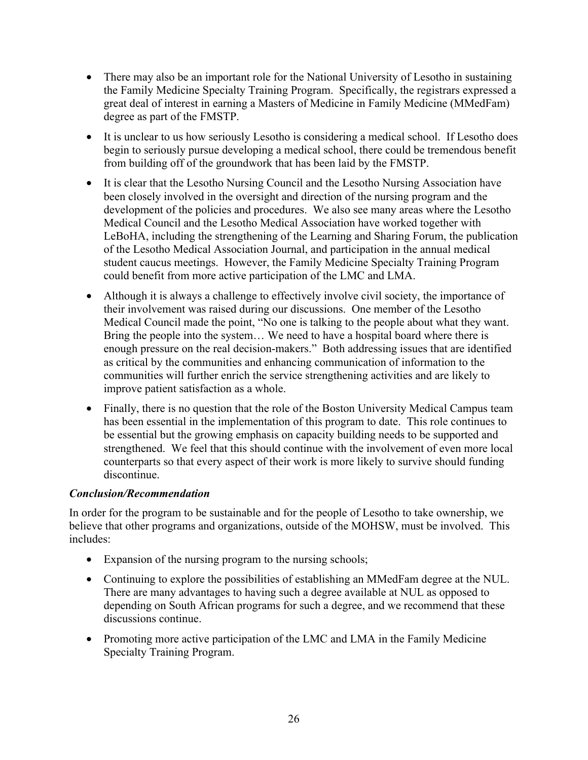- There may also be an important role for the National University of Lesotho in sustaining the Family Medicine Specialty Training Program. Specifically, the registrars expressed a great deal of interest in earning a Masters of Medicine in Family Medicine (MMedFam) degree as part of the FMSTP.
- It is unclear to us how seriously Lesotho is considering a medical school. If Lesotho does begin to seriously pursue developing a medical school, there could be tremendous benefit from building off of the groundwork that has been laid by the FMSTP.
- It is clear that the Lesotho Nursing Council and the Lesotho Nursing Association have been closely involved in the oversight and direction of the nursing program and the development of the policies and procedures. We also see many areas where the Lesotho Medical Council and the Lesotho Medical Association have worked together with LeBoHA, including the strengthening of the Learning and Sharing Forum, the publication of the Lesotho Medical Association Journal, and participation in the annual medical student caucus meetings. However, the Family Medicine Specialty Training Program could benefit from more active participation of the LMC and LMA.
- Although it is always a challenge to effectively involve civil society, the importance of their involvement was raised during our discussions. One member of the Lesotho Medical Council made the point, "No one is talking to the people about what they want. Bring the people into the system… We need to have a hospital board where there is enough pressure on the real decision-makers." Both addressing issues that are identified as critical by the communities and enhancing communication of information to the communities will further enrich the service strengthening activities and are likely to improve patient satisfaction as a whole.
- Finally, there is no question that the role of the Boston University Medical Campus team has been essential in the implementation of this program to date. This role continues to be essential but the growing emphasis on capacity building needs to be supported and strengthened. We feel that this should continue with the involvement of even more local counterparts so that every aspect of their work is more likely to survive should funding discontinue.

***Conclusion/Recommendation***

In order for the program to be sustainable and for the people of Lesotho to take ownership, we believe that other programs and organizations, outside of the MOHSW, must be involved. This includes:

- Expansion of the nursing program to the nursing schools;
- Continuing to explore the possibilities of establishing an MMedFam degree at the NUL. There are many advantages to having such a degree available at NUL as opposed to depending on South African programs for such a degree, and we recommend that these discussions continue.
- Promoting more active participation of the LMC and LMA in the Family Medicine Specialty Training Program.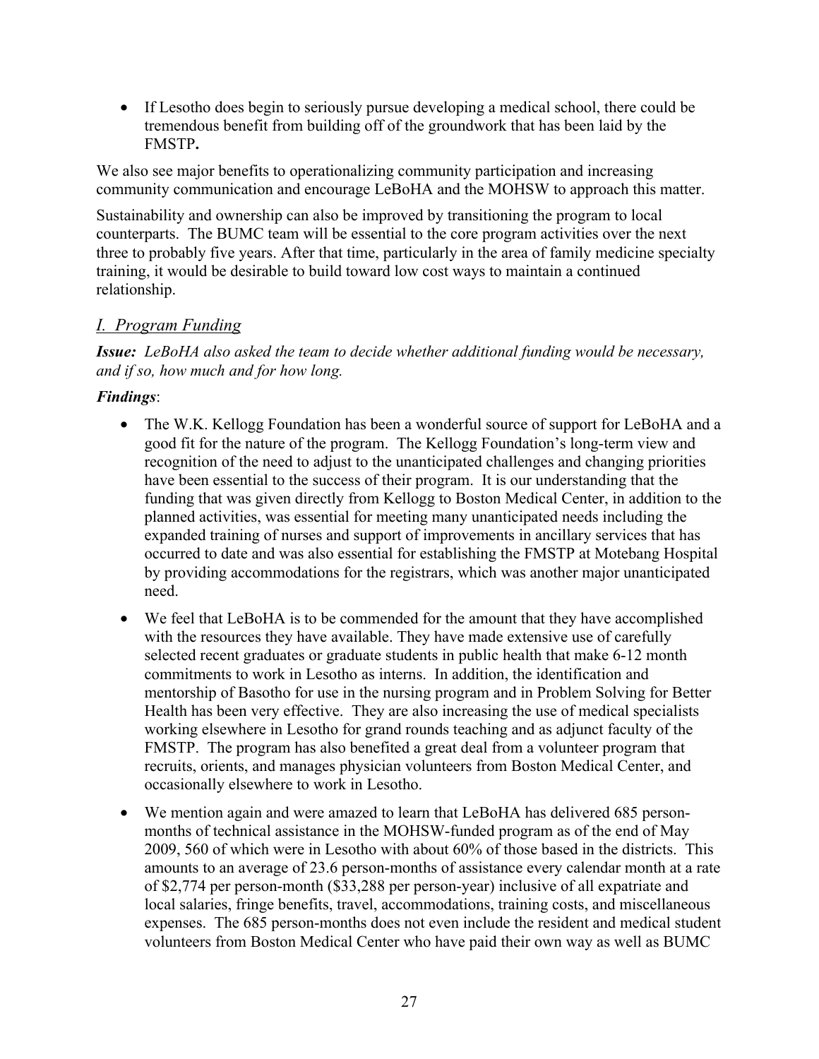- If Lesotho does begin to seriously pursue developing a medical school, there could be tremendous benefit from building off of the groundwork that has been laid by the FMSTP**.**

We also see major benefits to operationalizing community participation and increasing community communication and encourage LeBoHA and the MOHSW to approach this matter.

Sustainability and ownership can also be improved by transitioning the program to local counterparts. The BUMC team will be essential to the core program activities over the next three to probably five years. After that time, particularly in the area of family medicine specialty training, it would be desirable to build toward low cost ways to maintain a continued relationship.

## *I. Program Funding*

***Issue:*** *LeBoHA also asked the team to decide whether additional funding would be necessary, and if so, how much and for how long.*

***Findings***:

- The W.K. Kellogg Foundation has been a wonderful source of support for LeBoHA and a good fit for the nature of the program. The Kellogg Foundation's long-term view and recognition of the need to adjust to the unanticipated challenges and changing priorities have been essential to the success of their program. It is our understanding that the funding that was given directly from Kellogg to Boston Medical Center, in addition to the planned activities, was essential for meeting many unanticipated needs including the expanded training of nurses and support of improvements in ancillary services that has occurred to date and was also essential for establishing the FMSTP at Motebang Hospital by providing accommodations for the registrars, which was another major unanticipated need.
- We feel that LeBoHA is to be commended for the amount that they have accomplished with the resources they have available. They have made extensive use of carefully selected recent graduates or graduate students in public health that make 6-12 month commitments to work in Lesotho as interns. In addition, the identification and mentorship of Basotho for use in the nursing program and in Problem Solving for Better Health has been very effective. They are also increasing the use of medical specialists working elsewhere in Lesotho for grand rounds teaching and as adjunct faculty of the FMSTP. The program has also benefited a great deal from a volunteer program that recruits, orients, and manages physician volunteers from Boston Medical Center, and occasionally elsewhere to work in Lesotho.
- We mention again and were amazed to learn that LeBoHA has delivered 685 person-months of technical assistance in the MOHSW-funded program as of the end of May 2009, 560 of which were in Lesotho with about 60% of those based in the districts. This amounts to an average of 23.6 person-months of assistance every calendar month at a rate of $2,774 per person-month ($33,288 per person-year) inclusive of all expatriate and local salaries, fringe benefits, travel, accommodations, training costs, and miscellaneous expenses. The 685 person-months does not even include the resident and medical student volunteers from Boston Medical Center who have paid their own way as well as BUMC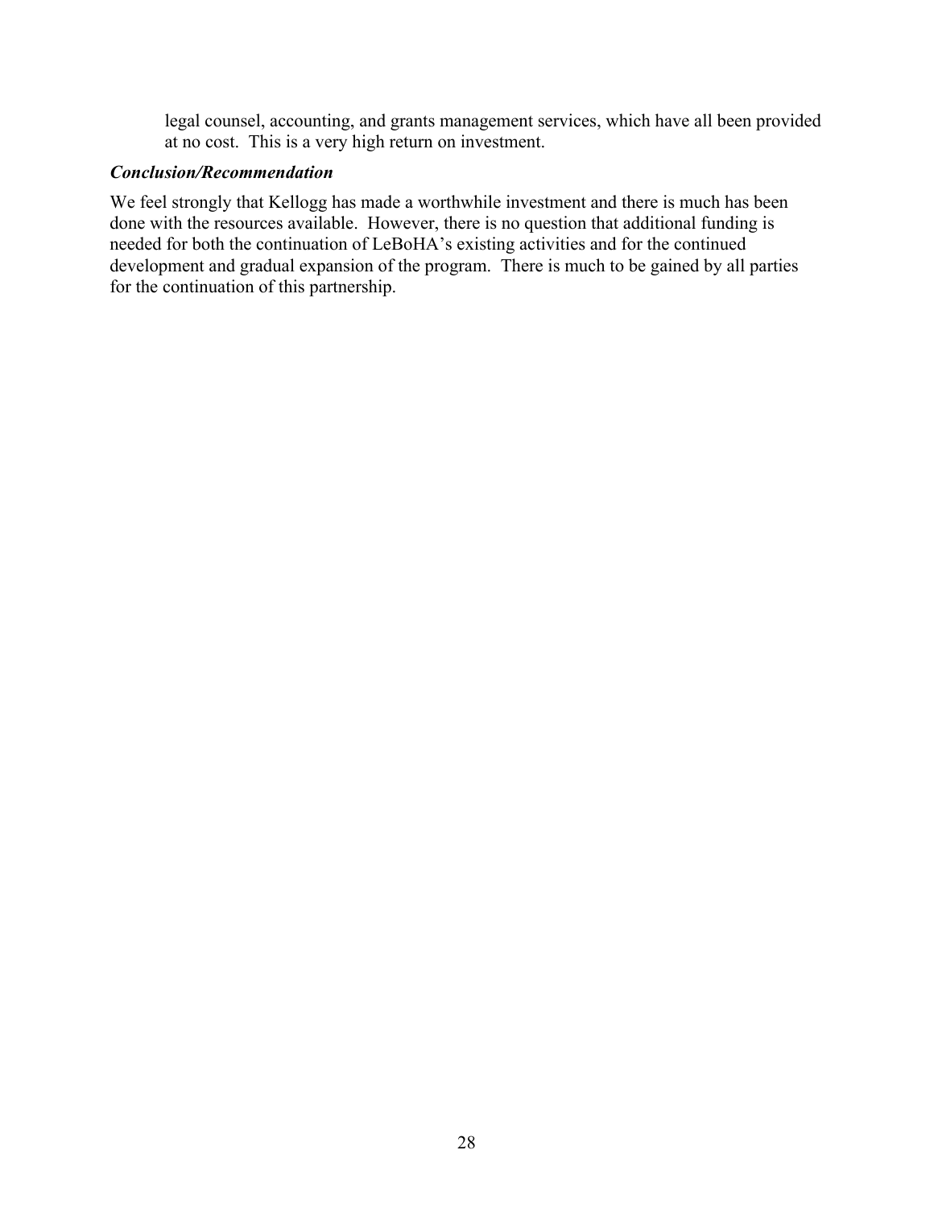legal counsel, accounting, and grants management services, which have all been provided at no cost. This is a very high return on investment.

***Conclusion/Recommendation***

We feel strongly that Kellogg has made a worthwhile investment and there is much has been done with the resources available. However, there is no question that additional funding is needed for both the continuation of LeBoHA's existing activities and for the continued development and gradual expansion of the program. There is much to be gained by all parties for the continuation of this partnership.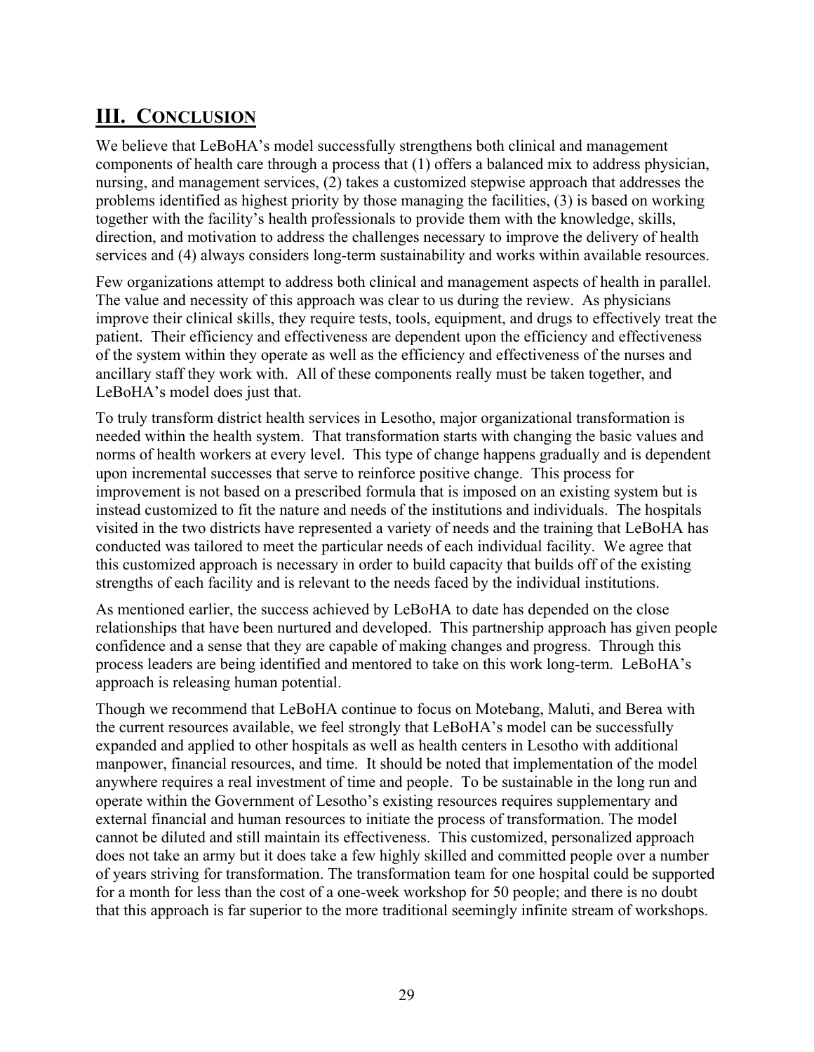## III. CONCLUSION

We believe that LeBoHA's model successfully strengthens both clinical and management components of health care through a process that (1) offers a balanced mix to address physician, nursing, and management services, (2) takes a customized stepwise approach that addresses the problems identified as highest priority by those managing the facilities, (3) is based on working together with the facility's health professionals to provide them with the knowledge, skills, direction, and motivation to address the challenges necessary to improve the delivery of health services and (4) always considers long-term sustainability and works within available resources.

Few organizations attempt to address both clinical and management aspects of health in parallel. The value and necessity of this approach was clear to us during the review. As physicians improve their clinical skills, they require tests, tools, equipment, and drugs to effectively treat the patient. Their efficiency and effectiveness are dependent upon the efficiency and effectiveness of the system within they operate as well as the efficiency and effectiveness of the nurses and ancillary staff they work with. All of these components really must be taken together, and LeBoHA's model does just that.

To truly transform district health services in Lesotho, major organizational transformation is needed within the health system. That transformation starts with changing the basic values and norms of health workers at every level. This type of change happens gradually and is dependent upon incremental successes that serve to reinforce positive change. This process for improvement is not based on a prescribed formula that is imposed on an existing system but is instead customized to fit the nature and needs of the institutions and individuals. The hospitals visited in the two districts have represented a variety of needs and the training that LeBoHA has conducted was tailored to meet the particular needs of each individual facility. We agree that this customized approach is necessary in order to build capacity that builds off of the existing strengths of each facility and is relevant to the needs faced by the individual institutions.

As mentioned earlier, the success achieved by LeBoHA to date has depended on the close relationships that have been nurtured and developed. This partnership approach has given people confidence and a sense that they are capable of making changes and progress. Through this process leaders are being identified and mentored to take on this work long-term. LeBoHA's approach is releasing human potential.

Though we recommend that LeBoHA continue to focus on Motebang, Maluti, and Berea with the current resources available, we feel strongly that LeBoHA's model can be successfully expanded and applied to other hospitals as well as health centers in Lesotho with additional manpower, financial resources, and time. It should be noted that implementation of the model anywhere requires a real investment of time and people. To be sustainable in the long run and operate within the Government of Lesotho's existing resources requires supplementary and external financial and human resources to initiate the process of transformation. The model cannot be diluted and still maintain its effectiveness. This customized, personalized approach does not take an army but it does take a few highly skilled and committed people over a number of years striving for transformation. The transformation team for one hospital could be supported for a month for less than the cost of a one-week workshop for 50 people; and there is no doubt that this approach is far superior to the more traditional seemingly infinite stream of workshops.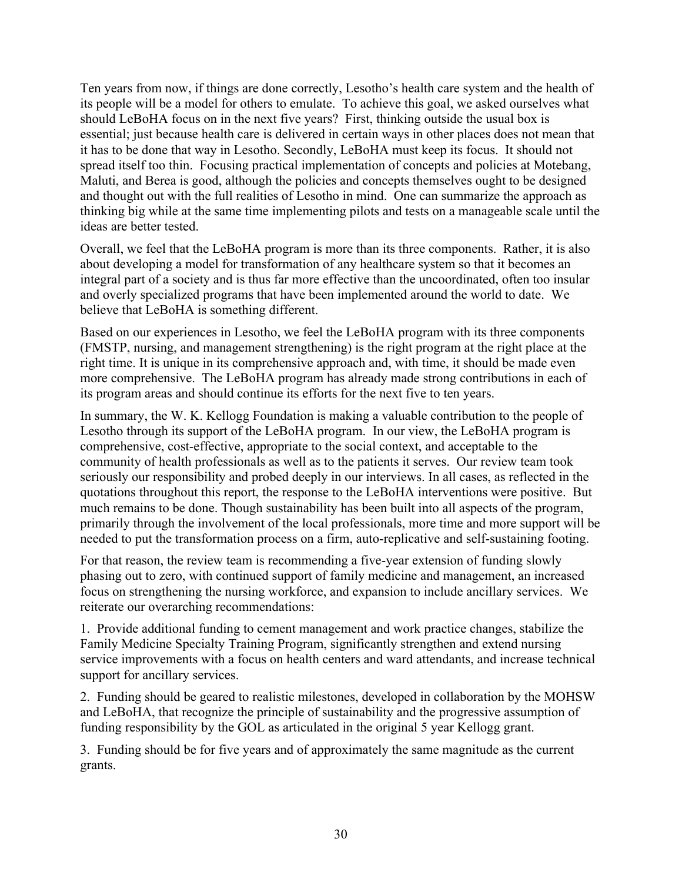Ten years from now, if things are done correctly, Lesotho's health care system and the health of its people will be a model for others to emulate. To achieve this goal, we asked ourselves what should LeBoHA focus on in the next five years? First, thinking outside the usual box is essential; just because health care is delivered in certain ways in other places does not mean that it has to be done that way in Lesotho. Secondly, LeBoHA must keep its focus. It should not spread itself too thin. Focusing practical implementation of concepts and policies at Motebang, Maluti, and Berea is good, although the policies and concepts themselves ought to be designed and thought out with the full realities of Lesotho in mind. One can summarize the approach as thinking big while at the same time implementing pilots and tests on a manageable scale until the ideas are better tested.

Overall, we feel that the LeBoHA program is more than its three components. Rather, it is also about developing a model for transformation of any healthcare system so that it becomes an integral part of a society and is thus far more effective than the uncoordinated, often too insular and overly specialized programs that have been implemented around the world to date. We believe that LeBoHA is something different.

Based on our experiences in Lesotho, we feel the LeBoHA program with its three components (FMSTP, nursing, and management strengthening) is the right program at the right place at the right time. It is unique in its comprehensive approach and, with time, it should be made even more comprehensive. The LeBoHA program has already made strong contributions in each of its program areas and should continue its efforts for the next five to ten years.

In summary, the W. K. Kellogg Foundation is making a valuable contribution to the people of Lesotho through its support of the LeBoHA program. In our view, the LeBoHA program is comprehensive, cost-effective, appropriate to the social context, and acceptable to the community of health professionals as well as to the patients it serves. Our review team took seriously our responsibility and probed deeply in our interviews. In all cases, as reflected in the quotations throughout this report, the response to the LeBoHA interventions were positive. But much remains to be done. Though sustainability has been built into all aspects of the program, primarily through the involvement of the local professionals, more time and more support will be needed to put the transformation process on a firm, auto-replicative and self-sustaining footing.

For that reason, the review team is recommending a five-year extension of funding slowly phasing out to zero, with continued support of family medicine and management, an increased focus on strengthening the nursing workforce, and expansion to include ancillary services. We reiterate our overarching recommendations:

1. Provide additional funding to cement management and work practice changes, stabilize the Family Medicine Specialty Training Program, significantly strengthen and extend nursing service improvements with a focus on health centers and ward attendants, and increase technical support for ancillary services.

2. Funding should be geared to realistic milestones, developed in collaboration by the MOHSW and LeBoHA, that recognize the principle of sustainability and the progressive assumption of funding responsibility by the GOL as articulated in the original 5 year Kellogg grant.

3. Funding should be for five years and of approximately the same magnitude as the current grants.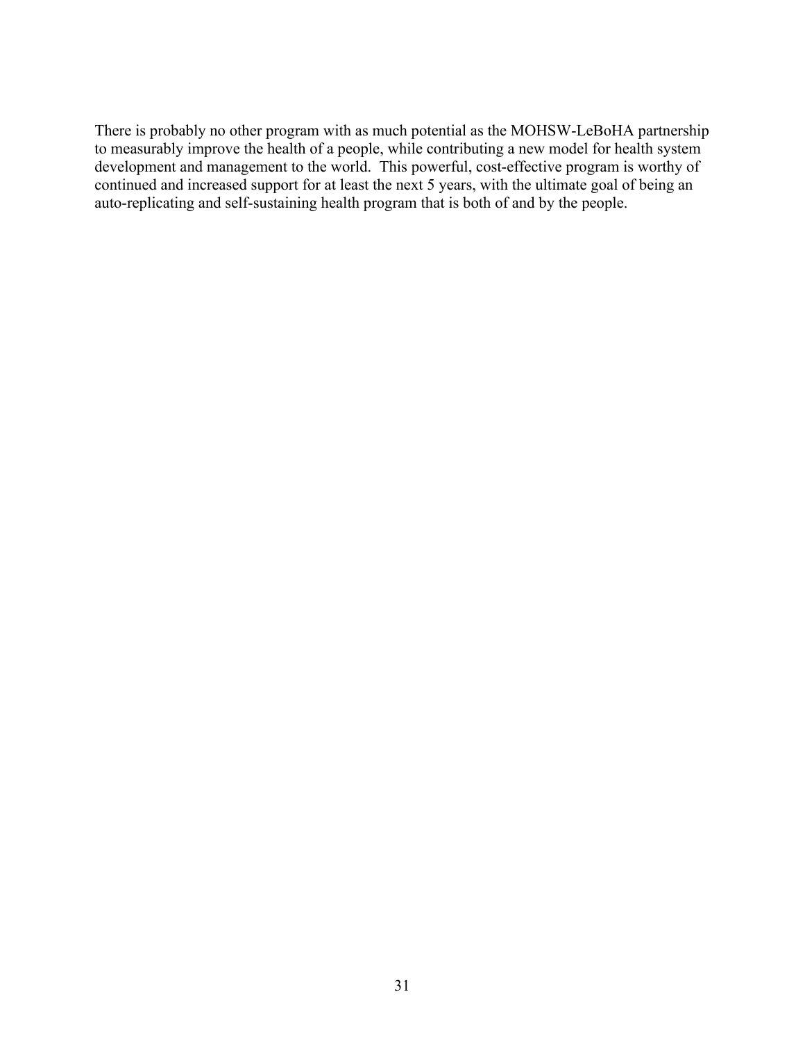There is probably no other program with as much potential as the MOHSW-LeBoHA partnership to measurably improve the health of a people, while contributing a new model for health system development and management to the world. This powerful, cost-effective program is worthy of continued and increased support for at least the next 5 years, with the ultimate goal of being an auto-replicating and self-sustaining health program that is both of and by the people.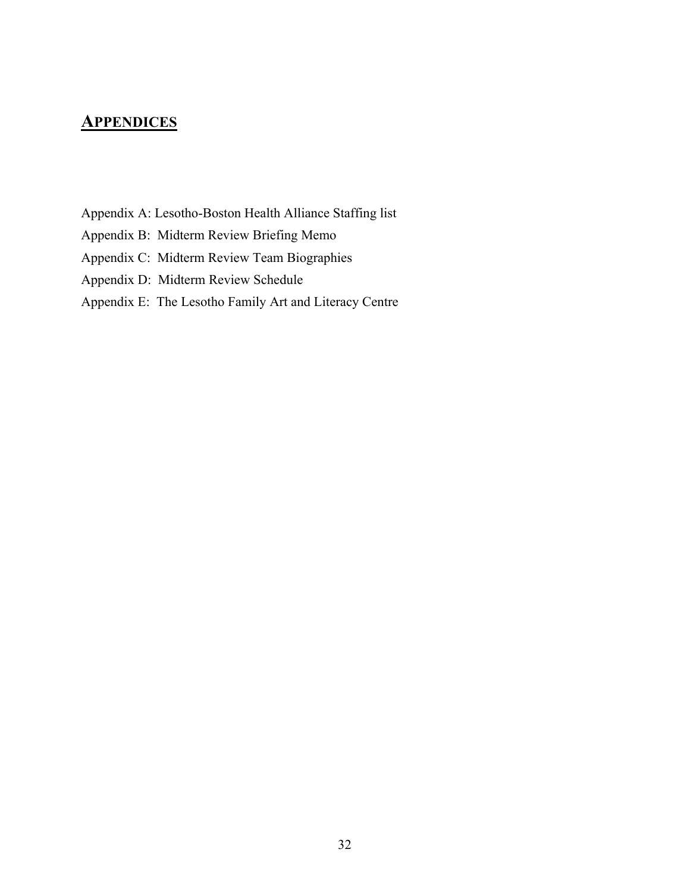# APPENDICES

Appendix A: Lesotho-Boston Health Alliance Staffing list

Appendix B: Midterm Review Briefing Memo

Appendix C: Midterm Review Team Biographies

Appendix D: Midterm Review Schedule

Appendix E: The Lesotho Family Art and Literacy Centre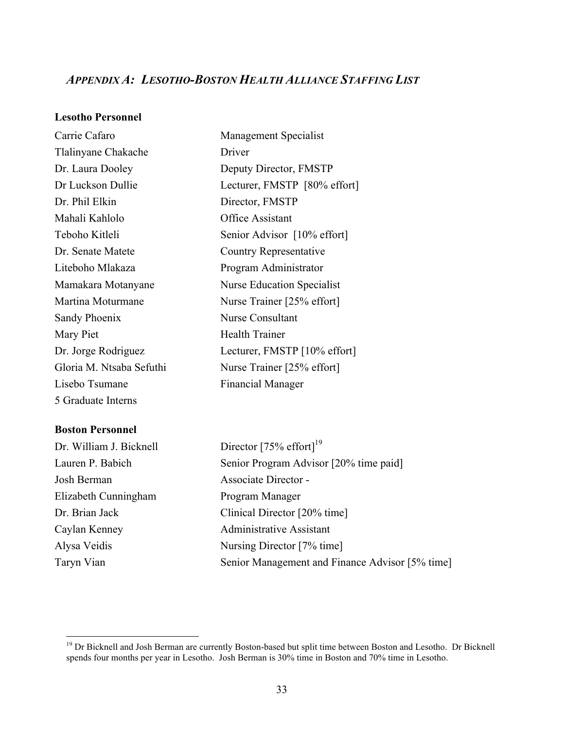## *APPENDIX A: LESOTHO-BOSTON HEALTH ALLIANCE STAFFING LIST*

**Lesotho Personnel**

| | |
|---|---|
| Carrie Cafaro | Management Specialist |
| Tlalinyane Chakache | Driver |
| Dr. Laura Dooley | Deputy Director, FMSTP |
| Dr Luckson Dullie | Lecturer, FMSTP [80% effort] |
| Dr. Phil Elkin | Director, FMSTP |
| Mahali Kahlolo | Office Assistant |
| Teboho Kitleli | Senior Advisor [10% effort] |
| Dr. Senate Matete | Country Representative |
| Liteboho Mlakaza | Program Administrator |
| Mamakara Motanyane | Nurse Education Specialist |
| Martina Moturmane | Nurse Trainer [25% effort] |
| Sandy Phoenix | Nurse Consultant |
| Mary Piet | Health Trainer |
| Dr. Jorge Rodriguez | Lecturer, FMSTP [10% effort] |
| Gloria M. Ntsaba Sefuthi | Nurse Trainer [25% effort] |
| Lisebo Tsumane | Financial Manager |
| 5 Graduate Interns | |

**Boston Personnel**

| | |
|---|---|
| Dr. William J. Bicknell | Director [75% effort][19] |
| Lauren P. Babich | Senior Program Advisor [20% time paid] |
| Josh Berman | Associate Director - |
| Elizabeth Cunningham | Program Manager |
| Dr. Brian Jack | Clinical Director [20% time] |
| Caylan Kenney | Administrative Assistant |
| Alysa Veidis | Nursing Director [7% time] |
| Taryn Vian | Senior Management and Finance Advisor [5% time] |

[19] Dr Bicknell and Josh Berman are currently Boston-based but split time between Boston and Lesotho. Dr Bicknell spends four months per year in Lesotho. Josh Berman is 30% time in Boston and 70% time in Lesotho.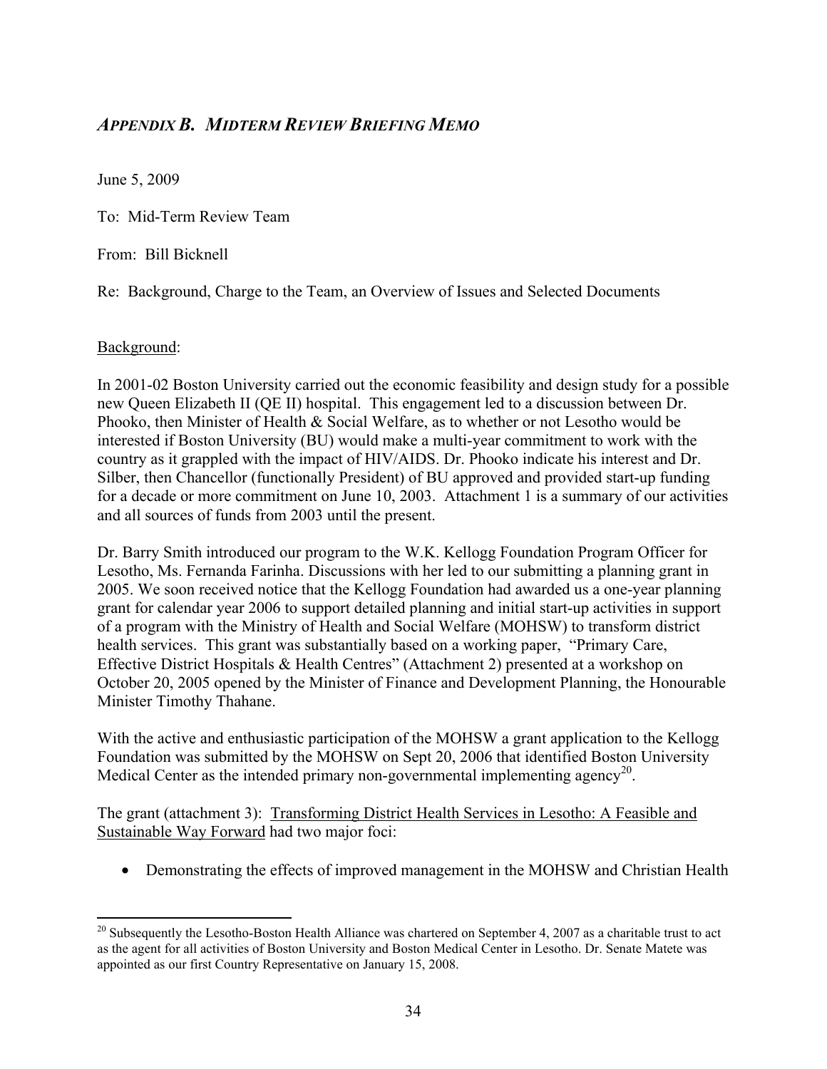## *APPENDIX B. MIDTERM REVIEW BRIEFING MEMO*

June 5, 2009

To: Mid-Term Review Team

From: Bill Bicknell

Re: Background, Charge to the Team, an Overview of Issues and Selected Documents

Background:

In 2001-02 Boston University carried out the economic feasibility and design study for a possible new Queen Elizabeth II (QE II) hospital. This engagement led to a discussion between Dr. Phooko, then Minister of Health & Social Welfare, as to whether or not Lesotho would be interested if Boston University (BU) would make a multi-year commitment to work with the country as it grappled with the impact of HIV/AIDS. Dr. Phooko indicate his interest and Dr. Silber, then Chancellor (functionally President) of BU approved and provided start-up funding for a decade or more commitment on June 10, 2003. Attachment 1 is a summary of our activities and all sources of funds from 2003 until the present.

Dr. Barry Smith introduced our program to the W.K. Kellogg Foundation Program Officer for Lesotho, Ms. Fernanda Farinha. Discussions with her led to our submitting a planning grant in 2005. We soon received notice that the Kellogg Foundation had awarded us a one-year planning grant for calendar year 2006 to support detailed planning and initial start-up activities in support of a program with the Ministry of Health and Social Welfare (MOHSW) to transform district health services. This grant was substantially based on a working paper, "Primary Care, Effective District Hospitals & Health Centres" (Attachment 2) presented at a workshop on October 20, 2005 opened by the Minister of Finance and Development Planning, the Honourable Minister Timothy Thahane.

With the active and enthusiastic participation of the MOHSW a grant application to the Kellogg Foundation was submitted by the MOHSW on Sept 20, 2006 that identified Boston University Medical Center as the intended primary non-governmental implementing agency[20].

The grant (attachment 3): Transforming District Health Services in Lesotho: A Feasible and Sustainable Way Forward had two major foci:

- Demonstrating the effects of improved management in the MOHSW and Christian Health

[20] Subsequently the Lesotho-Boston Health Alliance was chartered on September 4, 2007 as a charitable trust to act as the agent for all activities of Boston University and Boston Medical Center in Lesotho. Dr. Senate Matete was appointed as our first Country Representative on January 15, 2008.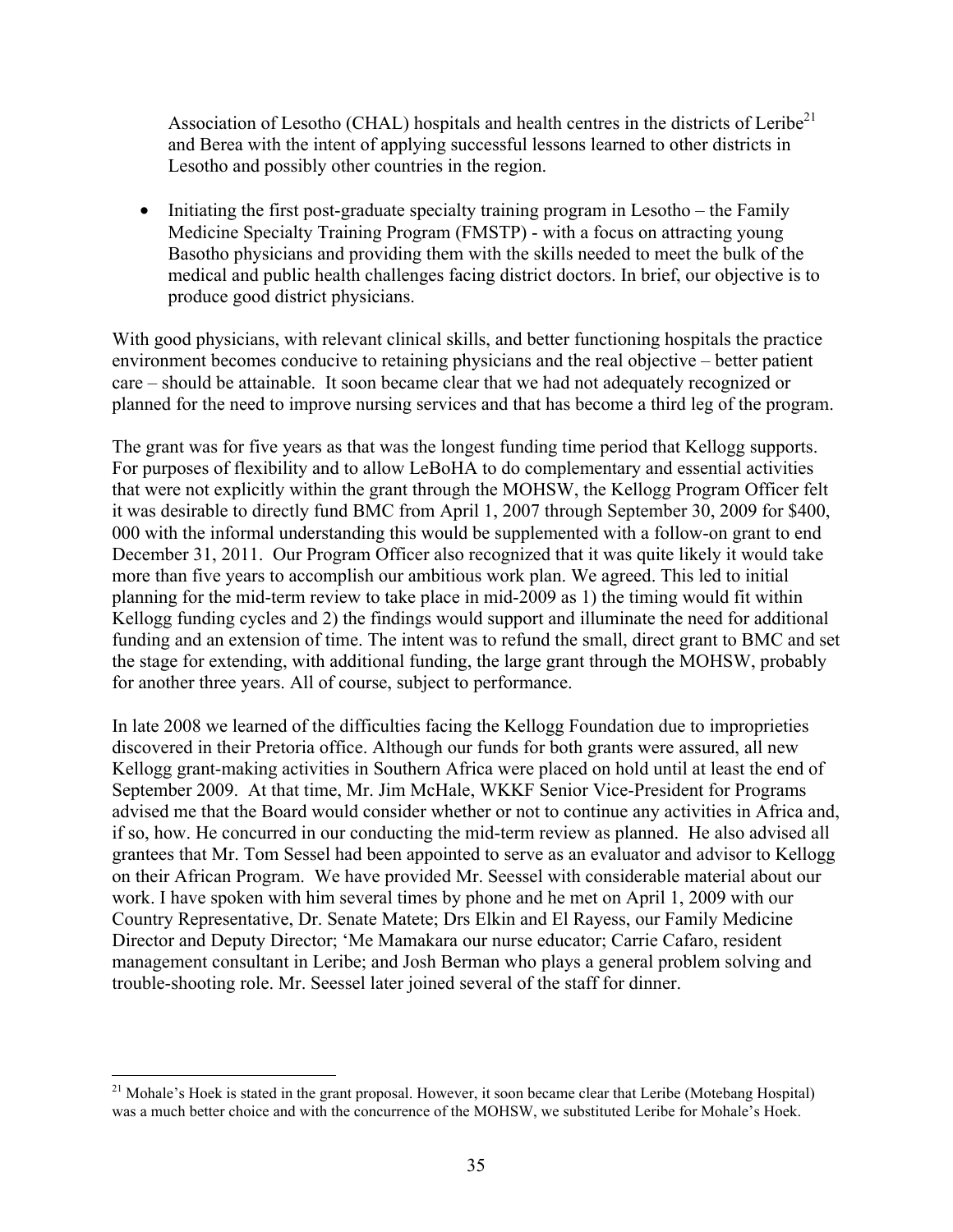Association of Lesotho (CHAL) hospitals and health centres in the districts of Leribe[21] and Berea with the intent of applying successful lessons learned to other districts in Lesotho and possibly other countries in the region.

- Initiating the first post-graduate specialty training program in Lesotho – the Family Medicine Specialty Training Program (FMSTP) - with a focus on attracting young Basotho physicians and providing them with the skills needed to meet the bulk of the medical and public health challenges facing district doctors. In brief, our objective is to produce good district physicians.

With good physicians, with relevant clinical skills, and better functioning hospitals the practice environment becomes conducive to retaining physicians and the real objective – better patient care – should be attainable. It soon became clear that we had not adequately recognized or planned for the need to improve nursing services and that has become a third leg of the program.

The grant was for five years as that was the longest funding time period that Kellogg supports. For purposes of flexibility and to allow LeBoHA to do complementary and essential activities that were not explicitly within the grant through the MOHSW, the Kellogg Program Officer felt it was desirable to directly fund BMC from April 1, 2007 through September 30, 2009 for $400, 000 with the informal understanding this would be supplemented with a follow-on grant to end December 31, 2011. Our Program Officer also recognized that it was quite likely it would take more than five years to accomplish our ambitious work plan. We agreed. This led to initial planning for the mid-term review to take place in mid-2009 as 1) the timing would fit within Kellogg funding cycles and 2) the findings would support and illuminate the need for additional funding and an extension of time. The intent was to refund the small, direct grant to BMC and set the stage for extending, with additional funding, the large grant through the MOHSW, probably for another three years. All of course, subject to performance.

In late 2008 we learned of the difficulties facing the Kellogg Foundation due to improprieties discovered in their Pretoria office. Although our funds for both grants were assured, all new Kellogg grant-making activities in Southern Africa were placed on hold until at least the end of September 2009. At that time, Mr. Jim McHale, WKKF Senior Vice-President for Programs advised me that the Board would consider whether or not to continue any activities in Africa and, if so, how. He concurred in our conducting the mid-term review as planned. He also advised all grantees that Mr. Tom Sessel had been appointed to serve as an evaluator and advisor to Kellogg on their African Program. We have provided Mr. Seessel with considerable material about our work. I have spoken with him several times by phone and he met on April 1, 2009 with our Country Representative, Dr. Senate Matete; Drs Elkin and El Rayess, our Family Medicine Director and Deputy Director; 'Me Mamakara our nurse educator; Carrie Cafaro, resident management consultant in Leribe; and Josh Berman who plays a general problem solving and trouble-shooting role. Mr. Seessel later joined several of the staff for dinner.

[21] Mohale's Hoek is stated in the grant proposal. However, it soon became clear that Leribe (Motebang Hospital) was a much better choice and with the concurrence of the MOHSW, we substituted Leribe for Mohale's Hoek.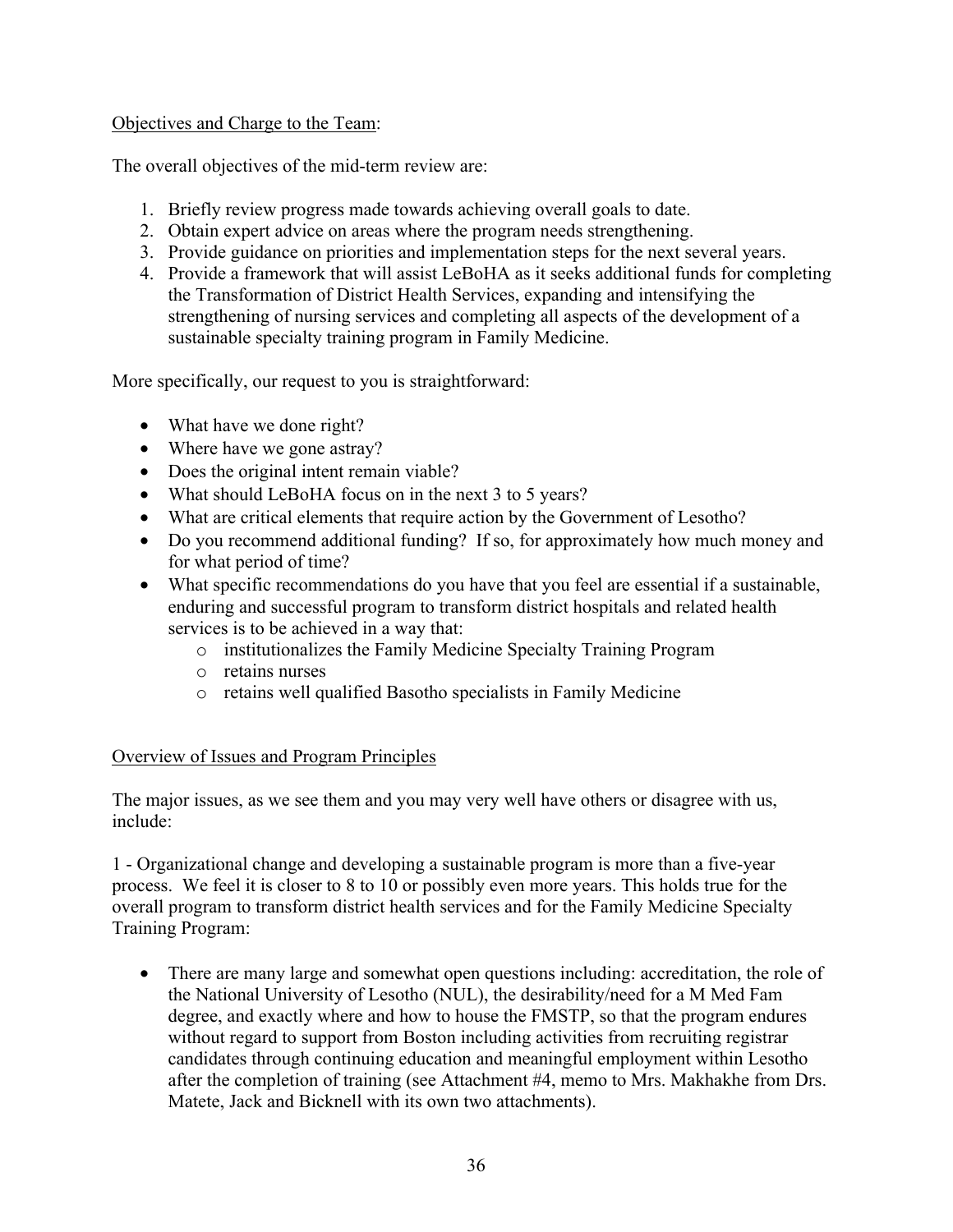Objectives and Charge to the Team:

The overall objectives of the mid-term review are:

1. Briefly review progress made towards achieving overall goals to date.
2. Obtain expert advice on areas where the program needs strengthening.
3. Provide guidance on priorities and implementation steps for the next several years.
4. Provide a framework that will assist LeBoHA as it seeks additional funds for completing the Transformation of District Health Services, expanding and intensifying the strengthening of nursing services and completing all aspects of the development of a sustainable specialty training program in Family Medicine.

More specifically, our request to you is straightforward:

- What have we done right?
- Where have we gone astray?
- Does the original intent remain viable?
- What should LeBoHA focus on in the next 3 to 5 years?
- What are critical elements that require action by the Government of Lesotho?
- Do you recommend additional funding? If so, for approximately how much money and for what period of time?
- What specific recommendations do you have that you feel are essential if a sustainable, enduring and successful program to transform district hospitals and related health services is to be achieved in a way that:
  - institutionalizes the Family Medicine Specialty Training Program
  - retains nurses
  - retains well qualified Basotho specialists in Family Medicine

Overview of Issues and Program Principles

The major issues, as we see them and you may very well have others or disagree with us, include:

1 - Organizational change and developing a sustainable program is more than a five-year process. We feel it is closer to 8 to 10 or possibly even more years. This holds true for the overall program to transform district health services and for the Family Medicine Specialty Training Program:

- There are many large and somewhat open questions including: accreditation, the role of the National University of Lesotho (NUL), the desirability/need for a M Med Fam degree, and exactly where and how to house the FMSTP, so that the program endures without regard to support from Boston including activities from recruiting registrar candidates through continuing education and meaningful employment within Lesotho after the completion of training (see Attachment #4, memo to Mrs. Makhakhe from Drs. Matete, Jack and Bicknell with its own two attachments).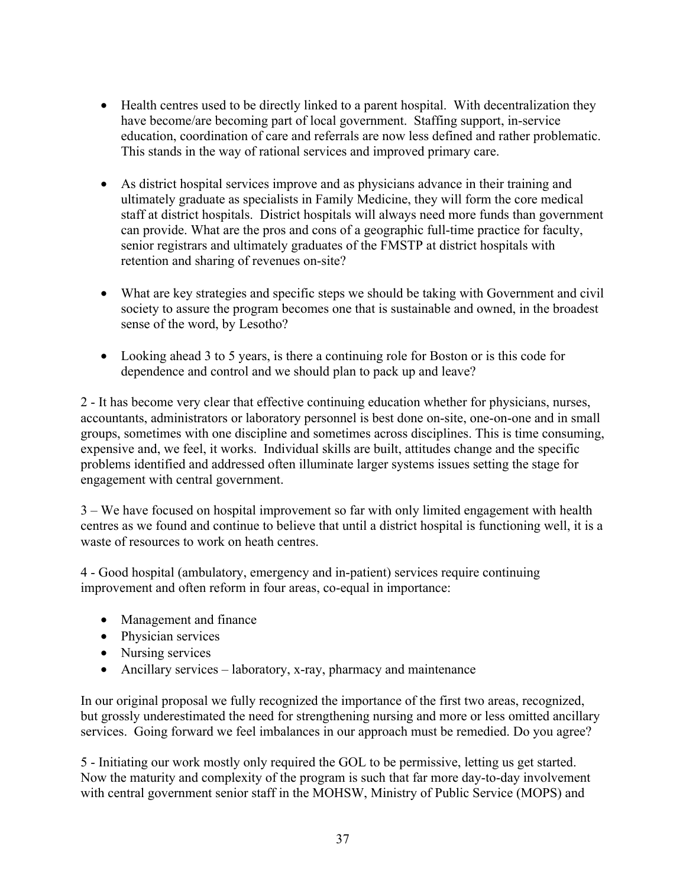- Health centres used to be directly linked to a parent hospital. With decentralization they have become/are becoming part of local government. Staffing support, in-service education, coordination of care and referrals are now less defined and rather problematic. This stands in the way of rational services and improved primary care.

- As district hospital services improve and as physicians advance in their training and ultimately graduate as specialists in Family Medicine, they will form the core medical staff at district hospitals. District hospitals will always need more funds than government can provide. What are the pros and cons of a geographic full-time practice for faculty, senior registrars and ultimately graduates of the FMSTP at district hospitals with retention and sharing of revenues on-site?

- What are key strategies and specific steps we should be taking with Government and civil society to assure the program becomes one that is sustainable and owned, in the broadest sense of the word, by Lesotho?

- Looking ahead 3 to 5 years, is there a continuing role for Boston or is this code for dependence and control and we should plan to pack up and leave?

2 - It has become very clear that effective continuing education whether for physicians, nurses, accountants, administrators or laboratory personnel is best done on-site, one-on-one and in small groups, sometimes with one discipline and sometimes across disciplines. This is time consuming, expensive and, we feel, it works. Individual skills are built, attitudes change and the specific problems identified and addressed often illuminate larger systems issues setting the stage for engagement with central government.

3 – We have focused on hospital improvement so far with only limited engagement with health centres as we found and continue to believe that until a district hospital is functioning well, it is a waste of resources to work on heath centres.

4 - Good hospital (ambulatory, emergency and in-patient) services require continuing improvement and often reform in four areas, co-equal in importance:

- Management and finance
- Physician services
- Nursing services
- Ancillary services – laboratory, x-ray, pharmacy and maintenance

In our original proposal we fully recognized the importance of the first two areas, recognized, but grossly underestimated the need for strengthening nursing and more or less omitted ancillary services. Going forward we feel imbalances in our approach must be remedied. Do you agree?

5 - Initiating our work mostly only required the GOL to be permissive, letting us get started. Now the maturity and complexity of the program is such that far more day-to-day involvement with central government senior staff in the MOHSW, Ministry of Public Service (MOPS) and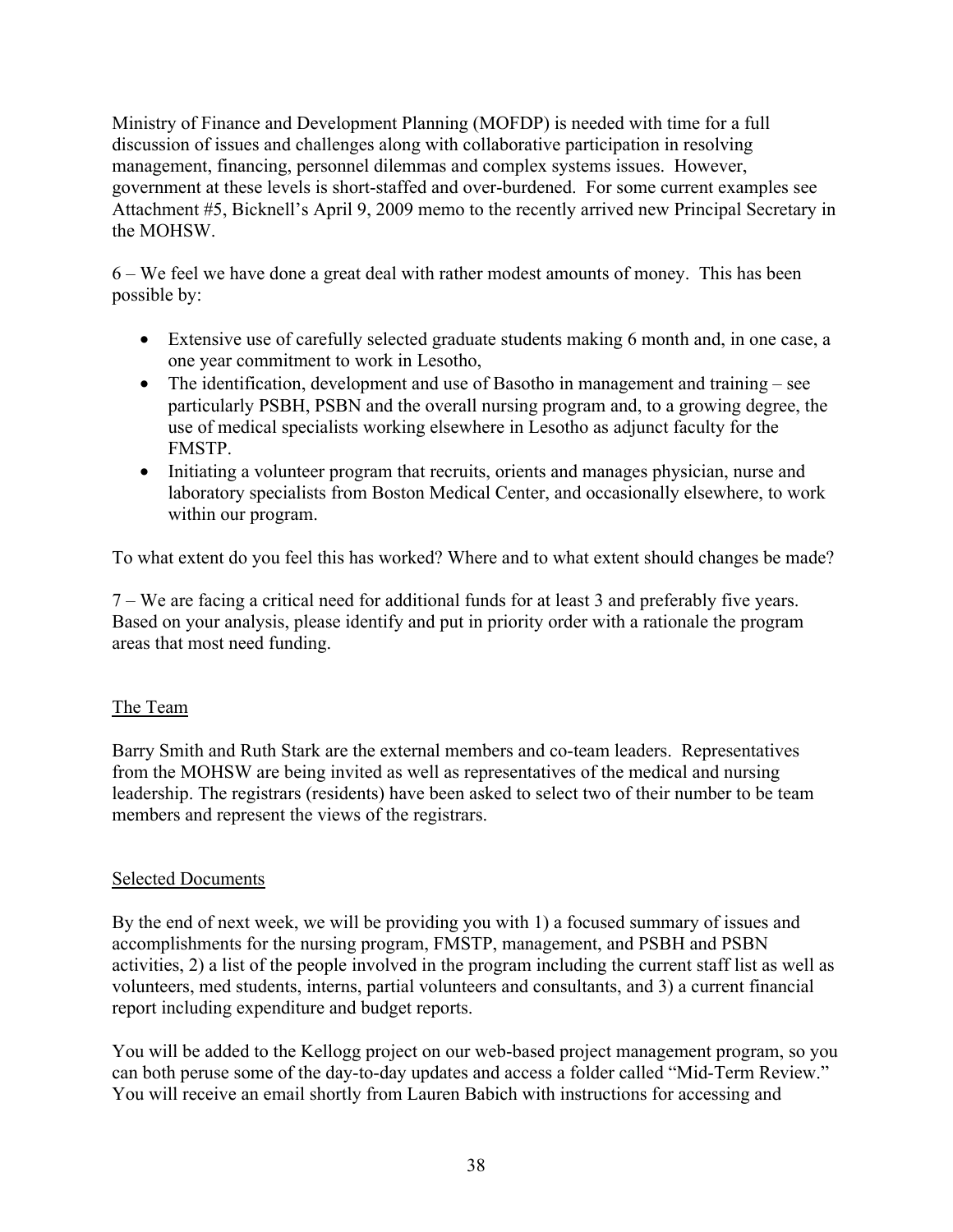Ministry of Finance and Development Planning (MOFDP) is needed with time for a full discussion of issues and challenges along with collaborative participation in resolving management, financing, personnel dilemmas and complex systems issues. However, government at these levels is short-staffed and over-burdened. For some current examples see Attachment #5, Bicknell's April 9, 2009 memo to the recently arrived new Principal Secretary in the MOHSW.

6 – We feel we have done a great deal with rather modest amounts of money. This has been possible by:

- Extensive use of carefully selected graduate students making 6 month and, in one case, a one year commitment to work in Lesotho,
- The identification, development and use of Basotho in management and training – see particularly PSBH, PSBN and the overall nursing program and, to a growing degree, the use of medical specialists working elsewhere in Lesotho as adjunct faculty for the FMSTP.
- Initiating a volunteer program that recruits, orients and manages physician, nurse and laboratory specialists from Boston Medical Center, and occasionally elsewhere, to work within our program.

To what extent do you feel this has worked? Where and to what extent should changes be made?

7 – We are facing a critical need for additional funds for at least 3 and preferably five years. Based on your analysis, please identify and put in priority order with a rationale the program areas that most need funding.

## The Team

Barry Smith and Ruth Stark are the external members and co-team leaders. Representatives from the MOHSW are being invited as well as representatives of the medical and nursing leadership. The registrars (residents) have been asked to select two of their number to be team members and represent the views of the registrars.

## Selected Documents

By the end of next week, we will be providing you with 1) a focused summary of issues and accomplishments for the nursing program, FMSTP, management, and PSBH and PSBN activities, 2) a list of the people involved in the program including the current staff list as well as volunteers, med students, interns, partial volunteers and consultants, and 3) a current financial report including expenditure and budget reports.

You will be added to the Kellogg project on our web-based project management program, so you can both peruse some of the day-to-day updates and access a folder called "Mid-Term Review." You will receive an email shortly from Lauren Babich with instructions for accessing and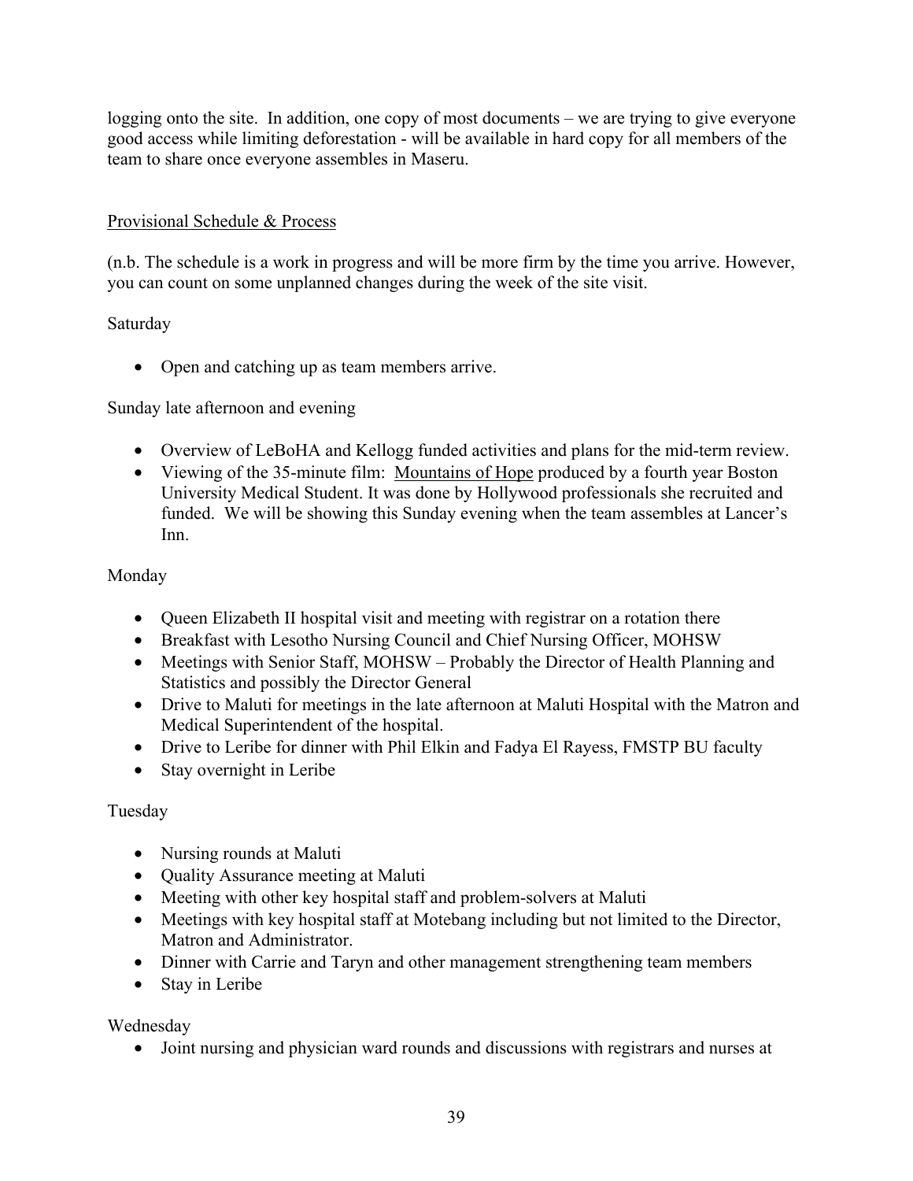logging onto the site. In addition, one copy of most documents – we are trying to give everyone good access while limiting deforestation - will be available in hard copy for all members of the team to share once everyone assembles in Maseru.

Provisional Schedule & Process

(n.b. The schedule is a work in progress and will be more firm by the time you arrive. However, you can count on some unplanned changes during the week of the site visit.

Saturday

- Open and catching up as team members arrive.

Sunday late afternoon and evening

- Overview of LeBoHA and Kellogg funded activities and plans for the mid-term review.
- Viewing of the 35-minute film: Mountains of Hope produced by a fourth year Boston University Medical Student. It was done by Hollywood professionals she recruited and funded. We will be showing this Sunday evening when the team assembles at Lancer's Inn.

Monday

- Queen Elizabeth II hospital visit and meeting with registrar on a rotation there
- Breakfast with Lesotho Nursing Council and Chief Nursing Officer, MOHSW
- Meetings with Senior Staff, MOHSW – Probably the Director of Health Planning and Statistics and possibly the Director General
- Drive to Maluti for meetings in the late afternoon at Maluti Hospital with the Matron and Medical Superintendent of the hospital.
- Drive to Leribe for dinner with Phil Elkin and Fadya El Rayess, FMSTP BU faculty
- Stay overnight in Leribe

Tuesday

- Nursing rounds at Maluti
- Quality Assurance meeting at Maluti
- Meeting with other key hospital staff and problem-solvers at Maluti
- Meetings with key hospital staff at Motebang including but not limited to the Director, Matron and Administrator.
- Dinner with Carrie and Taryn and other management strengthening team members
- Stay in Leribe

Wednesday

- Joint nursing and physician ward rounds and discussions with registrars and nurses at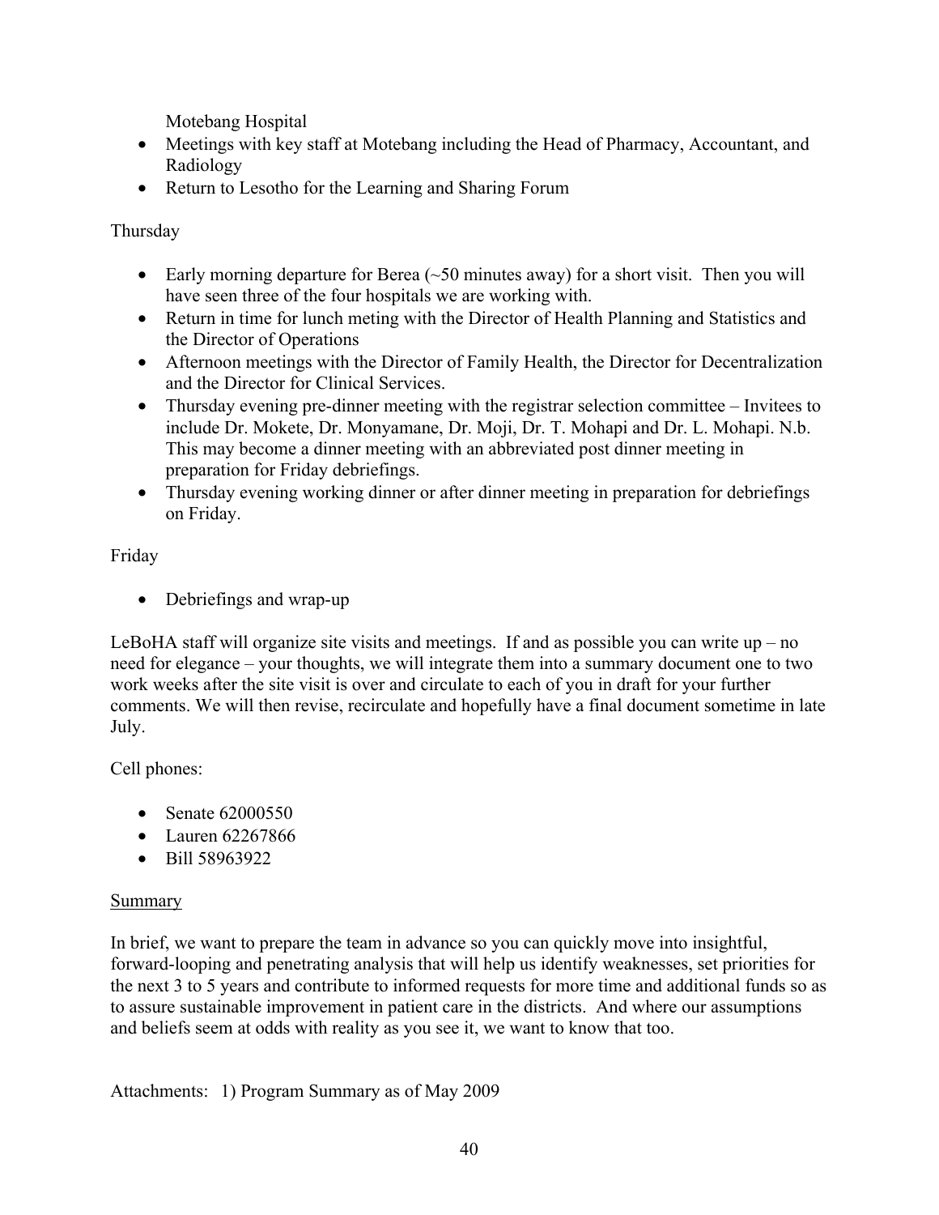Motebang Hospital

- Meetings with key staff at Motebang including the Head of Pharmacy, Accountant, and Radiology
- Return to Lesotho for the Learning and Sharing Forum

Thursday

- Early morning departure for Berea (~50 minutes away) for a short visit. Then you will have seen three of the four hospitals we are working with.
- Return in time for lunch meting with the Director of Health Planning and Statistics and the Director of Operations
- Afternoon meetings with the Director of Family Health, the Director for Decentralization and the Director for Clinical Services.
- Thursday evening pre-dinner meeting with the registrar selection committee – Invitees to include Dr. Mokete, Dr. Monyamane, Dr. Moji, Dr. T. Mohapi and Dr. L. Mohapi. N.b. This may become a dinner meeting with an abbreviated post dinner meeting in preparation for Friday debriefings.
- Thursday evening working dinner or after dinner meeting in preparation for debriefings on Friday.

Friday

- Debriefings and wrap-up

LeBoHA staff will organize site visits and meetings. If and as possible you can write up – no need for elegance – your thoughts, we will integrate them into a summary document one to two work weeks after the site visit is over and circulate to each of you in draft for your further comments. We will then revise, recirculate and hopefully have a final document sometime in late July.

Cell phones:

- Senate 62000550
- Lauren 62267866
- Bill 58963922

<u>Summary</u>

In brief, we want to prepare the team in advance so you can quickly move into insightful, forward-looping and penetrating analysis that will help us identify weaknesses, set priorities for the next 3 to 5 years and contribute to informed requests for more time and additional funds so as to assure sustainable improvement in patient care in the districts. And where our assumptions and beliefs seem at odds with reality as you see it, we want to know that too.

Attachments: 1) Program Summary as of May 2009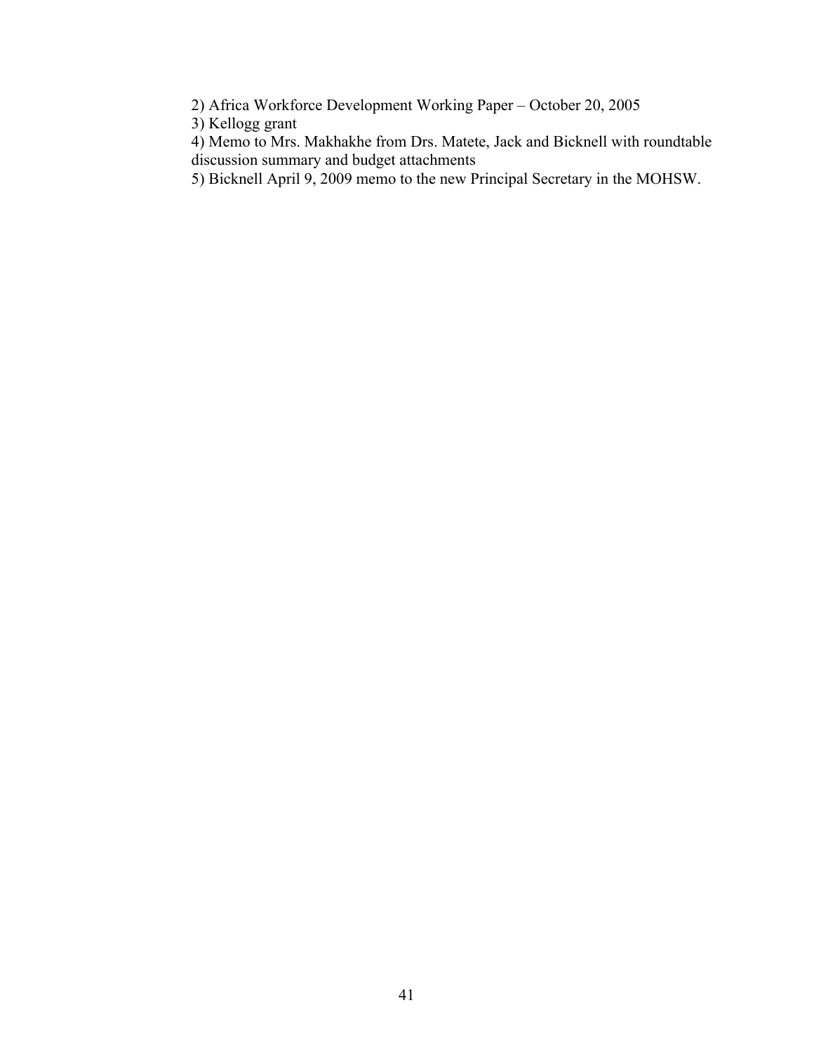2) Africa Workforce Development Working Paper – October 20, 2005
3) Kellogg grant
4) Memo to Mrs. Makhakhe from Drs. Matete, Jack and Bicknell with roundtable discussion summary and budget attachments
5) Bicknell April 9, 2009 memo to the new Principal Secretary in the MOHSW.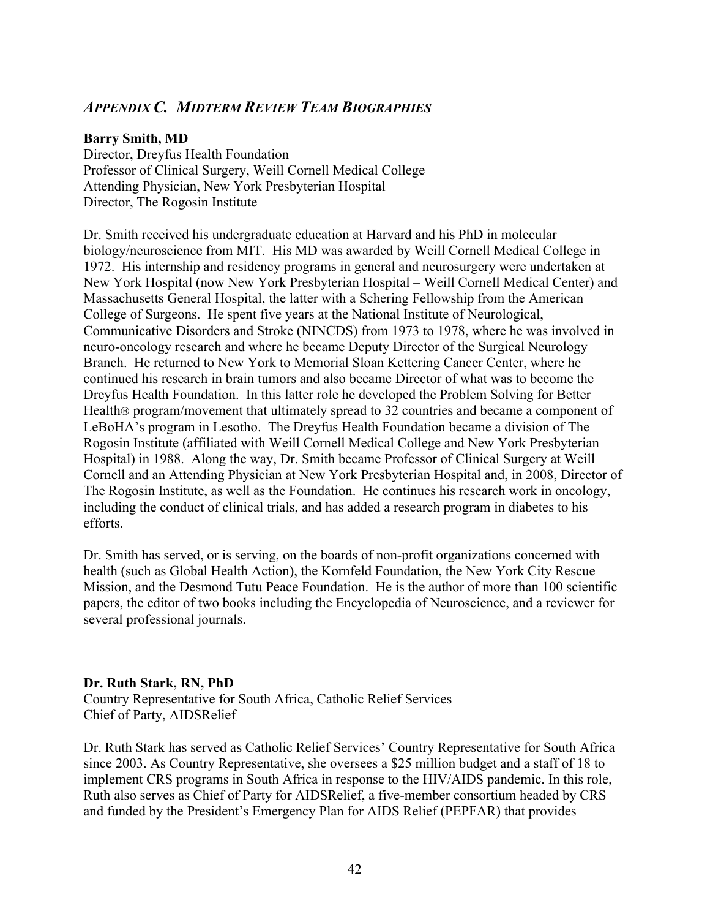## *APPENDIX C. MIDTERM REVIEW TEAM BIOGRAPHIES*

**Barry Smith, MD**
Director, Dreyfus Health Foundation
Professor of Clinical Surgery, Weill Cornell Medical College
Attending Physician, New York Presbyterian Hospital
Director, The Rogosin Institute

Dr. Smith received his undergraduate education at Harvard and his PhD in molecular biology/neuroscience from MIT. His MD was awarded by Weill Cornell Medical College in 1972. His internship and residency programs in general and neurosurgery were undertaken at New York Hospital (now New York Presbyterian Hospital – Weill Cornell Medical Center) and Massachusetts General Hospital, the latter with a Schering Fellowship from the American College of Surgeons. He spent five years at the National Institute of Neurological, Communicative Disorders and Stroke (NINCDS) from 1973 to 1978, where he was involved in neuro-oncology research and where he became Deputy Director of the Surgical Neurology Branch. He returned to New York to Memorial Sloan Kettering Cancer Center, where he continued his research in brain tumors and also became Director of what was to become the Dreyfus Health Foundation. In this latter role he developed the Problem Solving for Better Health® program/movement that ultimately spread to 32 countries and became a component of LeBoHA's program in Lesotho. The Dreyfus Health Foundation became a division of The Rogosin Institute (affiliated with Weill Cornell Medical College and New York Presbyterian Hospital) in 1988. Along the way, Dr. Smith became Professor of Clinical Surgery at Weill Cornell and an Attending Physician at New York Presbyterian Hospital and, in 2008, Director of The Rogosin Institute, as well as the Foundation. He continues his research work in oncology, including the conduct of clinical trials, and has added a research program in diabetes to his efforts.

Dr. Smith has served, or is serving, on the boards of non-profit organizations concerned with health (such as Global Health Action), the Kornfeld Foundation, the New York City Rescue Mission, and the Desmond Tutu Peace Foundation. He is the author of more than 100 scientific papers, the editor of two books including the Encyclopedia of Neuroscience, and a reviewer for several professional journals.

**Dr. Ruth Stark, RN, PhD**
Country Representative for South Africa, Catholic Relief Services
Chief of Party, AIDSRelief

Dr. Ruth Stark has served as Catholic Relief Services' Country Representative for South Africa since 2003. As Country Representative, she oversees a $25 million budget and a staff of 18 to implement CRS programs in South Africa in response to the HIV/AIDS pandemic. In this role, Ruth also serves as Chief of Party for AIDSRelief, a five-member consortium headed by CRS and funded by the President's Emergency Plan for AIDS Relief (PEPFAR) that provides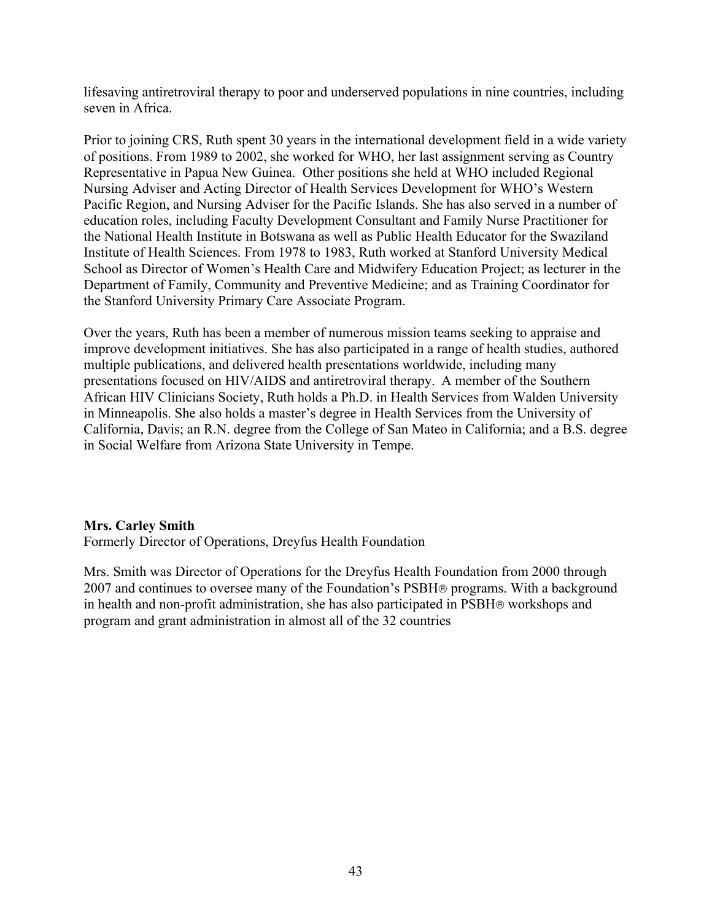lifesaving antiretroviral therapy to poor and underserved populations in nine countries, including seven in Africa.

Prior to joining CRS, Ruth spent 30 years in the international development field in a wide variety of positions. From 1989 to 2002, she worked for WHO, her last assignment serving as Country Representative in Papua New Guinea. Other positions she held at WHO included Regional Nursing Adviser and Acting Director of Health Services Development for WHO's Western Pacific Region, and Nursing Adviser for the Pacific Islands. She has also served in a number of education roles, including Faculty Development Consultant and Family Nurse Practitioner for the National Health Institute in Botswana as well as Public Health Educator for the Swaziland Institute of Health Sciences. From 1978 to 1983, Ruth worked at Stanford University Medical School as Director of Women's Health Care and Midwifery Education Project; as lecturer in the Department of Family, Community and Preventive Medicine; and as Training Coordinator for the Stanford University Primary Care Associate Program.

Over the years, Ruth has been a member of numerous mission teams seeking to appraise and improve development initiatives. She has also participated in a range of health studies, authored multiple publications, and delivered health presentations worldwide, including many presentations focused on HIV/AIDS and antiretroviral therapy. A member of the Southern African HIV Clinicians Society, Ruth holds a Ph.D. in Health Services from Walden University in Minneapolis. She also holds a master's degree in Health Services from the University of California, Davis; an R.N. degree from the College of San Mateo in California; and a B.S. degree in Social Welfare from Arizona State University in Tempe.

**Mrs. Carley Smith**
Formerly Director of Operations, Dreyfus Health Foundation

Mrs. Smith was Director of Operations for the Dreyfus Health Foundation from 2000 through 2007 and continues to oversee many of the Foundation's PSBH® programs. With a background in health and non-profit administration, she has also participated in PSBH® workshops and program and grant administration in almost all of the 32 countries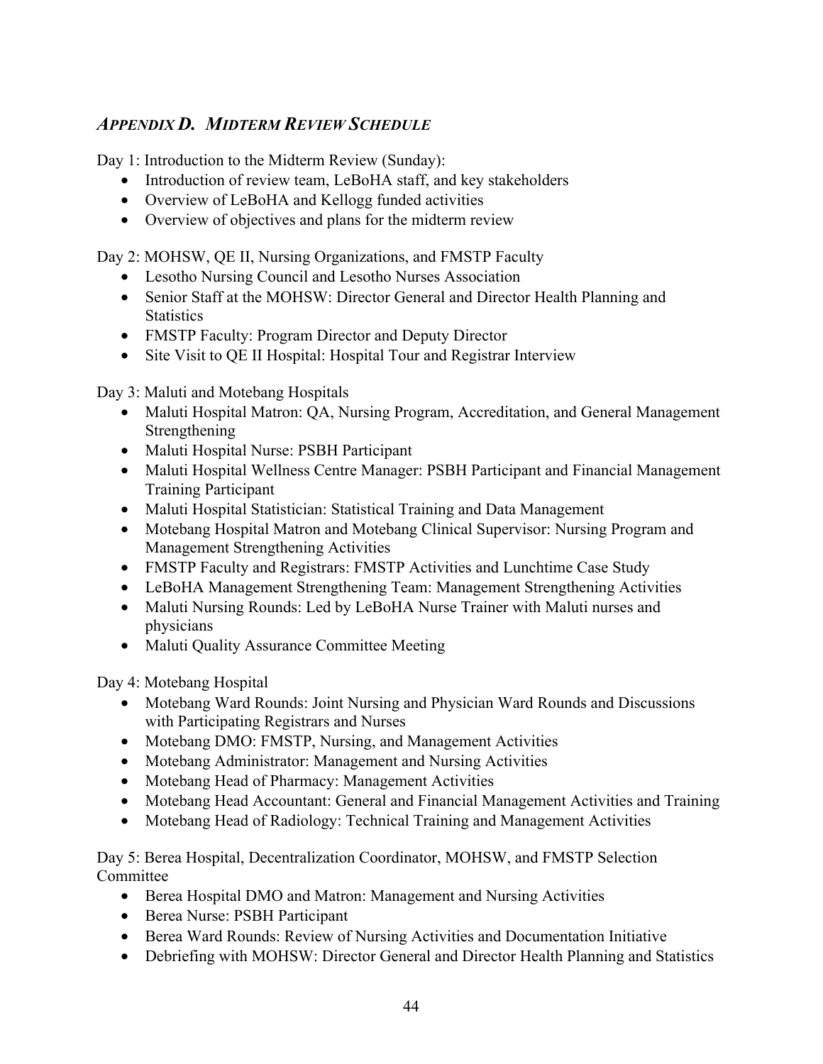## *APPENDIX D. MIDTERM REVIEW SCHEDULE*

Day 1: Introduction to the Midterm Review (Sunday):

- Introduction of review team, LeBoHA staff, and key stakeholders
- Overview of LeBoHA and Kellogg funded activities
- Overview of objectives and plans for the midterm review

Day 2: MOHSW, QE II, Nursing Organizations, and FMSTP Faculty

- Lesotho Nursing Council and Lesotho Nurses Association
- Senior Staff at the MOHSW: Director General and Director Health Planning and Statistics
- FMSTP Faculty: Program Director and Deputy Director
- Site Visit to QE II Hospital: Hospital Tour and Registrar Interview

Day 3: Maluti and Motebang Hospitals

- Maluti Hospital Matron: QA, Nursing Program, Accreditation, and General Management Strengthening
- Maluti Hospital Nurse: PSBH Participant
- Maluti Hospital Wellness Centre Manager: PSBH Participant and Financial Management Training Participant
- Maluti Hospital Statistician: Statistical Training and Data Management
- Motebang Hospital Matron and Motebang Clinical Supervisor: Nursing Program and Management Strengthening Activities
- FMSTP Faculty and Registrars: FMSTP Activities and Lunchtime Case Study
- LeBoHA Management Strengthening Team: Management Strengthening Activities
- Maluti Nursing Rounds: Led by LeBoHA Nurse Trainer with Maluti nurses and physicians
- Maluti Quality Assurance Committee Meeting

Day 4: Motebang Hospital

- Motebang Ward Rounds: Joint Nursing and Physician Ward Rounds and Discussions with Participating Registrars and Nurses
- Motebang DMO: FMSTP, Nursing, and Management Activities
- Motebang Administrator: Management and Nursing Activities
- Motebang Head of Pharmacy: Management Activities
- Motebang Head Accountant: General and Financial Management Activities and Training
- Motebang Head of Radiology: Technical Training and Management Activities

Day 5: Berea Hospital, Decentralization Coordinator, MOHSW, and FMSTP Selection Committee

- Berea Hospital DMO and Matron: Management and Nursing Activities
- Berea Nurse: PSBH Participant
- Berea Ward Rounds: Review of Nursing Activities and Documentation Initiative
- Debriefing with MOHSW: Director General and Director Health Planning and Statistics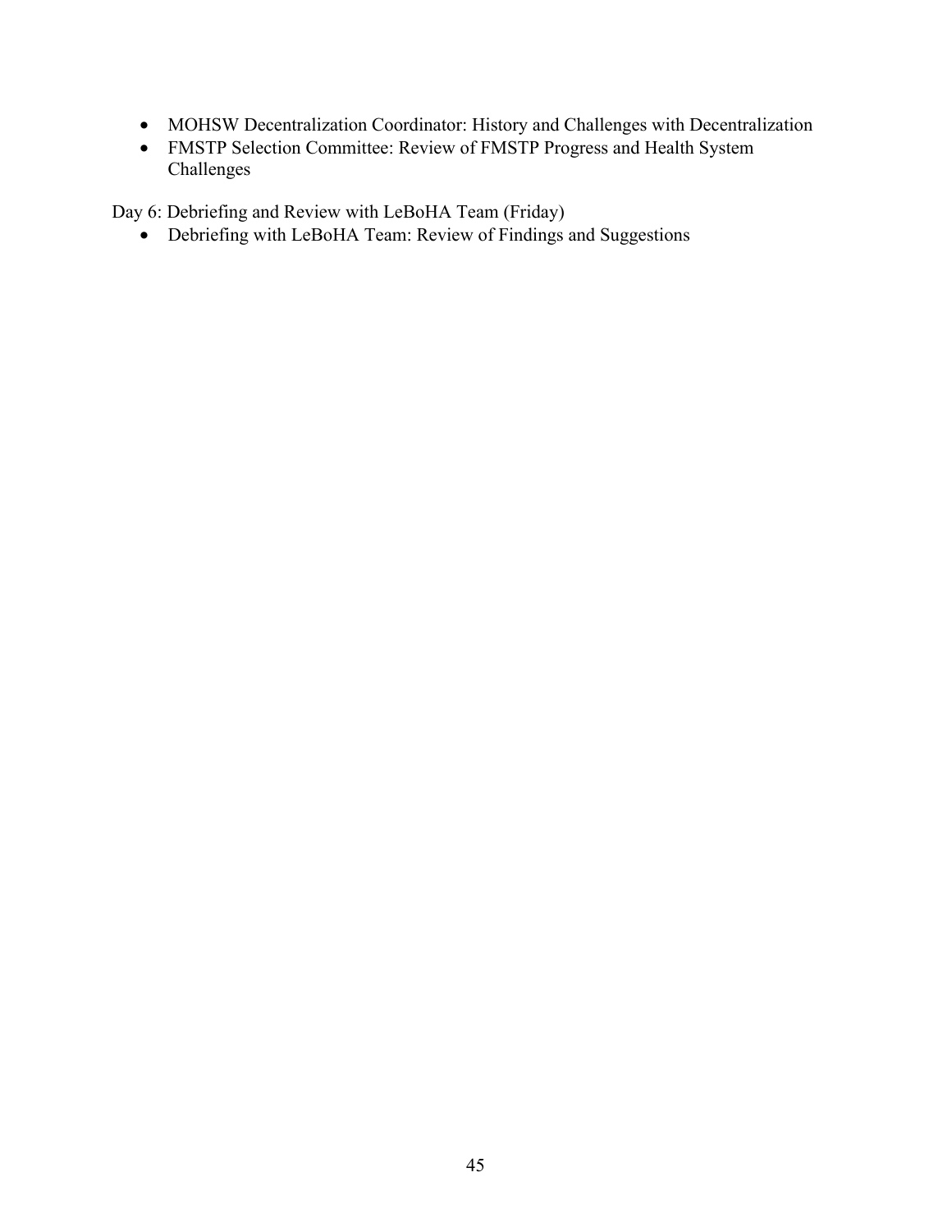- MOHSW Decentralization Coordinator: History and Challenges with Decentralization
- FMSTP Selection Committee: Review of FMSTP Progress and Health System Challenges

Day 6: Debriefing and Review with LeBoHA Team (Friday)

- Debriefing with LeBoHA Team: Review of Findings and Suggestions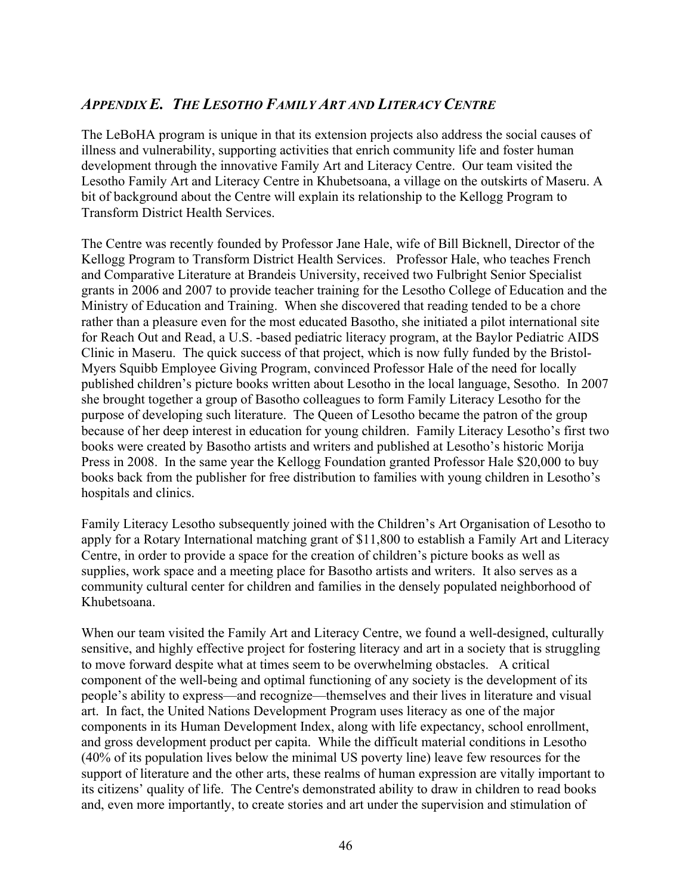## *Appendix E. The Lesotho Family Art and Literacy Centre*

The LeBoHA program is unique in that its extension projects also address the social causes of illness and vulnerability, supporting activities that enrich community life and foster human development through the innovative Family Art and Literacy Centre. Our team visited the Lesotho Family Art and Literacy Centre in Khubetsoana, a village on the outskirts of Maseru. A bit of background about the Centre will explain its relationship to the Kellogg Program to Transform District Health Services.

The Centre was recently founded by Professor Jane Hale, wife of Bill Bicknell, Director of the Kellogg Program to Transform District Health Services. Professor Hale, who teaches French and Comparative Literature at Brandeis University, received two Fulbright Senior Specialist grants in 2006 and 2007 to provide teacher training for the Lesotho College of Education and the Ministry of Education and Training. When she discovered that reading tended to be a chore rather than a pleasure even for the most educated Basotho, she initiated a pilot international site for Reach Out and Read, a U.S. -based pediatric literacy program, at the Baylor Pediatric AIDS Clinic in Maseru. The quick success of that project, which is now fully funded by the Bristol-Myers Squibb Employee Giving Program, convinced Professor Hale of the need for locally published children's picture books written about Lesotho in the local language, Sesotho. In 2007 she brought together a group of Basotho colleagues to form Family Literacy Lesotho for the purpose of developing such literature. The Queen of Lesotho became the patron of the group because of her deep interest in education for young children. Family Literacy Lesotho's first two books were created by Basotho artists and writers and published at Lesotho's historic Morija Press in 2008. In the same year the Kellogg Foundation granted Professor Hale $20,000 to buy books back from the publisher for free distribution to families with young children in Lesotho's hospitals and clinics.

Family Literacy Lesotho subsequently joined with the Children's Art Organisation of Lesotho to apply for a Rotary International matching grant of $11,800 to establish a Family Art and Literacy Centre, in order to provide a space for the creation of children's picture books as well as supplies, work space and a meeting place for Basotho artists and writers. It also serves as a community cultural center for children and families in the densely populated neighborhood of Khubetsoana.

When our team visited the Family Art and Literacy Centre, we found a well-designed, culturally sensitive, and highly effective project for fostering literacy and art in a society that is struggling to move forward despite what at times seem to be overwhelming obstacles. A critical component of the well-being and optimal functioning of any society is the development of its people's ability to express—and recognize—themselves and their lives in literature and visual art. In fact, the United Nations Development Program uses literacy as one of the major components in its Human Development Index, along with life expectancy, school enrollment, and gross development product per capita. While the difficult material conditions in Lesotho (40% of its population lives below the minimal US poverty line) leave few resources for the support of literature and the other arts, these realms of human expression are vitally important to its citizens' quality of life. The Centre's demonstrated ability to draw in children to read books and, even more importantly, to create stories and art under the supervision and stimulation of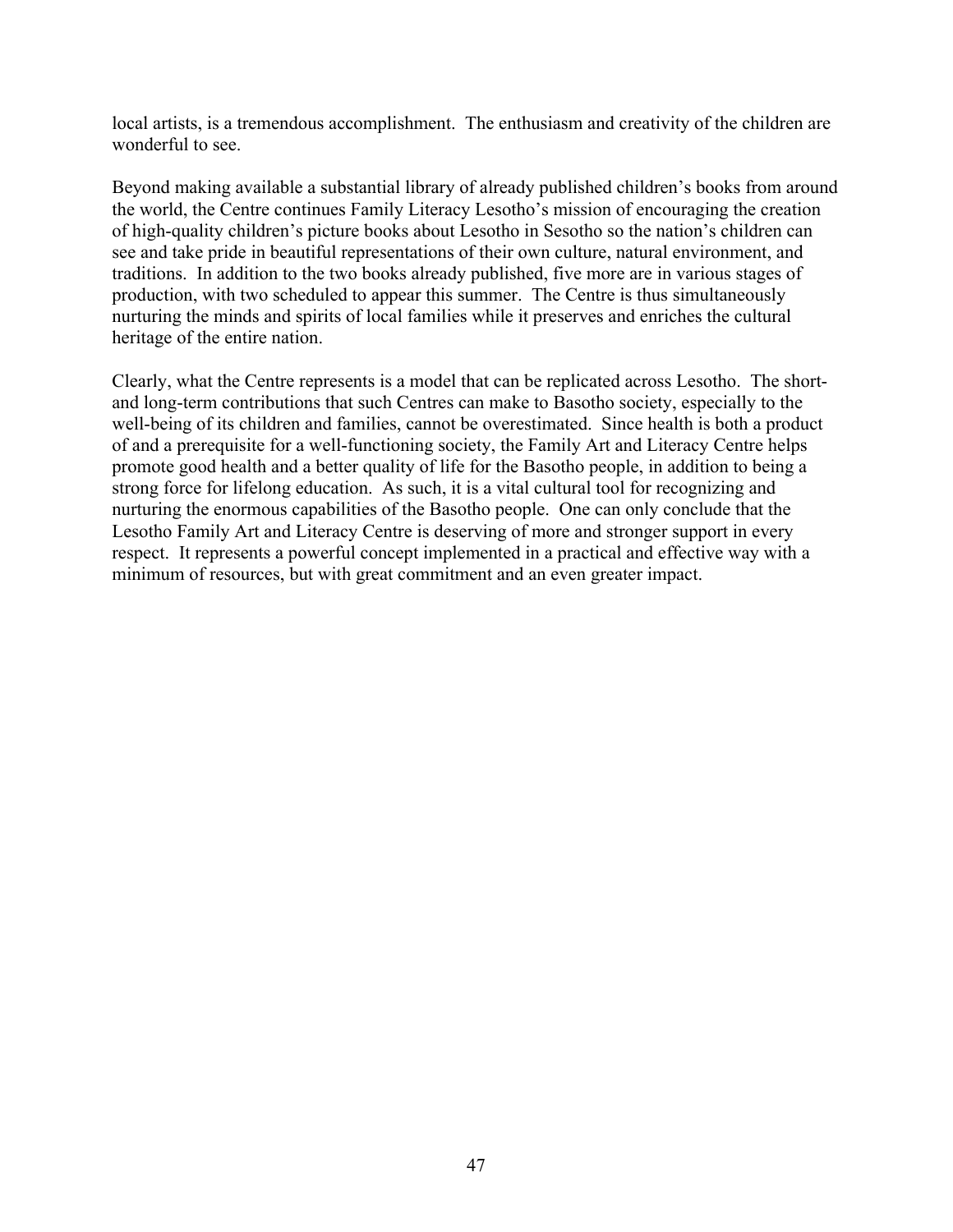local artists, is a tremendous accomplishment. The enthusiasm and creativity of the children are wonderful to see.

Beyond making available a substantial library of already published children's books from around the world, the Centre continues Family Literacy Lesotho's mission of encouraging the creation of high-quality children's picture books about Lesotho in Sesotho so the nation's children can see and take pride in beautiful representations of their own culture, natural environment, and traditions. In addition to the two books already published, five more are in various stages of production, with two scheduled to appear this summer. The Centre is thus simultaneously nurturing the minds and spirits of local families while it preserves and enriches the cultural heritage of the entire nation.

Clearly, what the Centre represents is a model that can be replicated across Lesotho. The short- and long-term contributions that such Centres can make to Basotho society, especially to the well-being of its children and families, cannot be overestimated. Since health is both a product of and a prerequisite for a well-functioning society, the Family Art and Literacy Centre helps promote good health and a better quality of life for the Basotho people, in addition to being a strong force for lifelong education. As such, it is a vital cultural tool for recognizing and nurturing the enormous capabilities of the Basotho people. One can only conclude that the Lesotho Family Art and Literacy Centre is deserving of more and stronger support in every respect. It represents a powerful concept implemented in a practical and effective way with a minimum of resources, but with great commitment and an even greater impact.